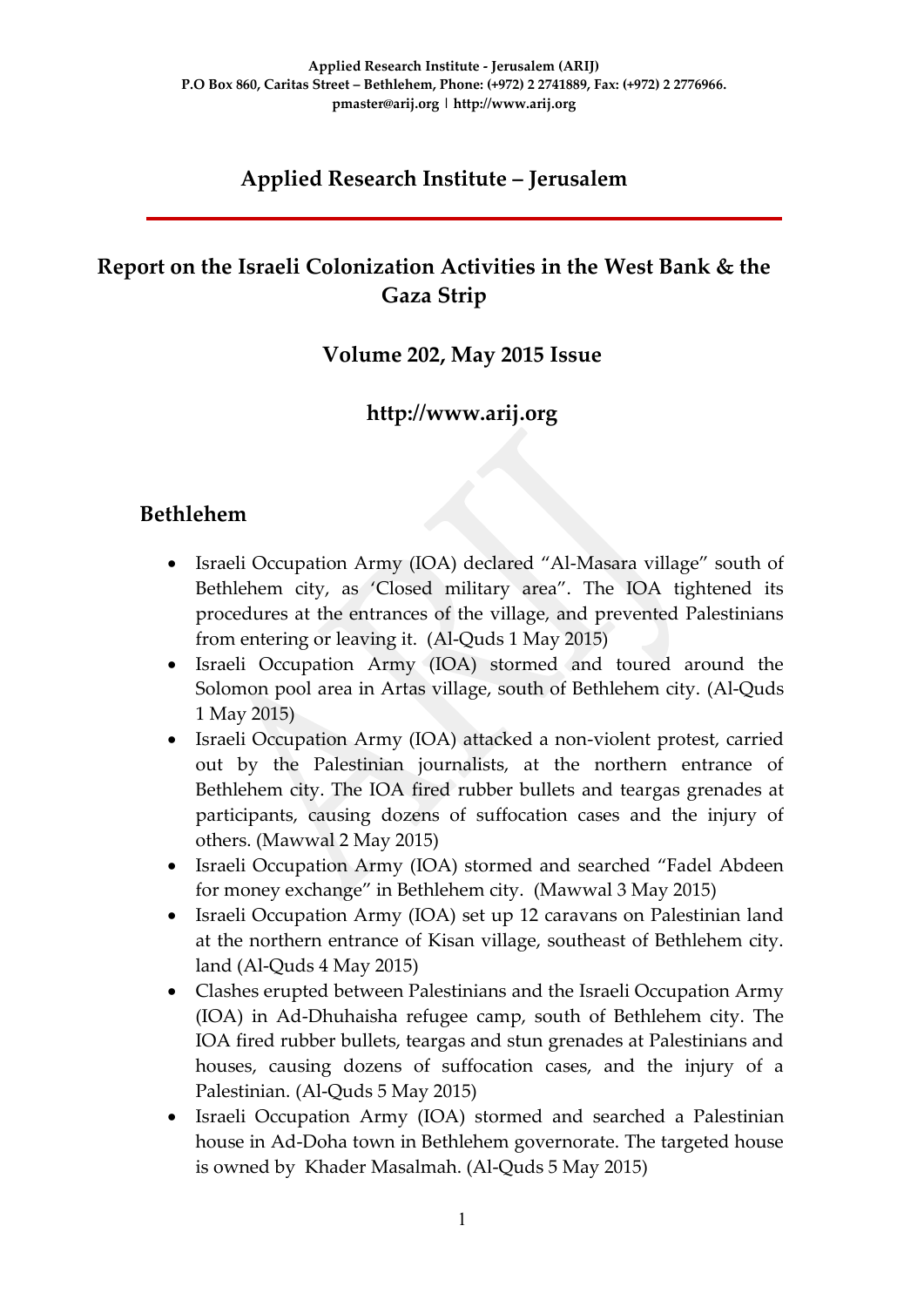**Applied Research Institute - Jerusalem (ARIJ)**
**P.O Box 860, Caritas Street – Bethlehem, Phone: (+972) 2 2741889, Fax: (+972) 2 2776966.**
**pmaster@arij.org | http://www.arij.org**

# Applied Research Institute – Jerusalem

## Report on the Israeli Colonization Activities in the West Bank & the Gaza Strip

### Volume 202, May 2015 Issue

### http://www.arij.org

## Bethlehem

- Israeli Occupation Army (IOA) declared "Al-Masara village" south of Bethlehem city, as 'Closed military area". The IOA tightened its procedures at the entrances of the village, and prevented Palestinians from entering or leaving it. (Al-Quds 1 May 2015)
- Israeli Occupation Army (IOA) stormed and toured around the Solomon pool area in Artas village, south of Bethlehem city. (Al-Quds 1 May 2015)
- Israeli Occupation Army (IOA) attacked a non-violent protest, carried out by the Palestinian journalists, at the northern entrance of Bethlehem city. The IOA fired rubber bullets and teargas grenades at participants, causing dozens of suffocation cases and the injury of others. (Mawwal 2 May 2015)
- Israeli Occupation Army (IOA) stormed and searched "Fadel Abdeen for money exchange" in Bethlehem city. (Mawwal 3 May 2015)
- Israeli Occupation Army (IOA) set up 12 caravans on Palestinian land at the northern entrance of Kisan village, southeast of Bethlehem city. land (Al-Quds 4 May 2015)
- Clashes erupted between Palestinians and the Israeli Occupation Army (IOA) in Ad-Dhuhaisha refugee camp, south of Bethlehem city. The IOA fired rubber bullets, teargas and stun grenades at Palestinians and houses, causing dozens of suffocation cases, and the injury of a Palestinian. (Al-Quds 5 May 2015)
- Israeli Occupation Army (IOA) stormed and searched a Palestinian house in Ad-Doha town in Bethlehem governorate. The targeted house is owned by Khader Masalmah. (Al-Quds 5 May 2015)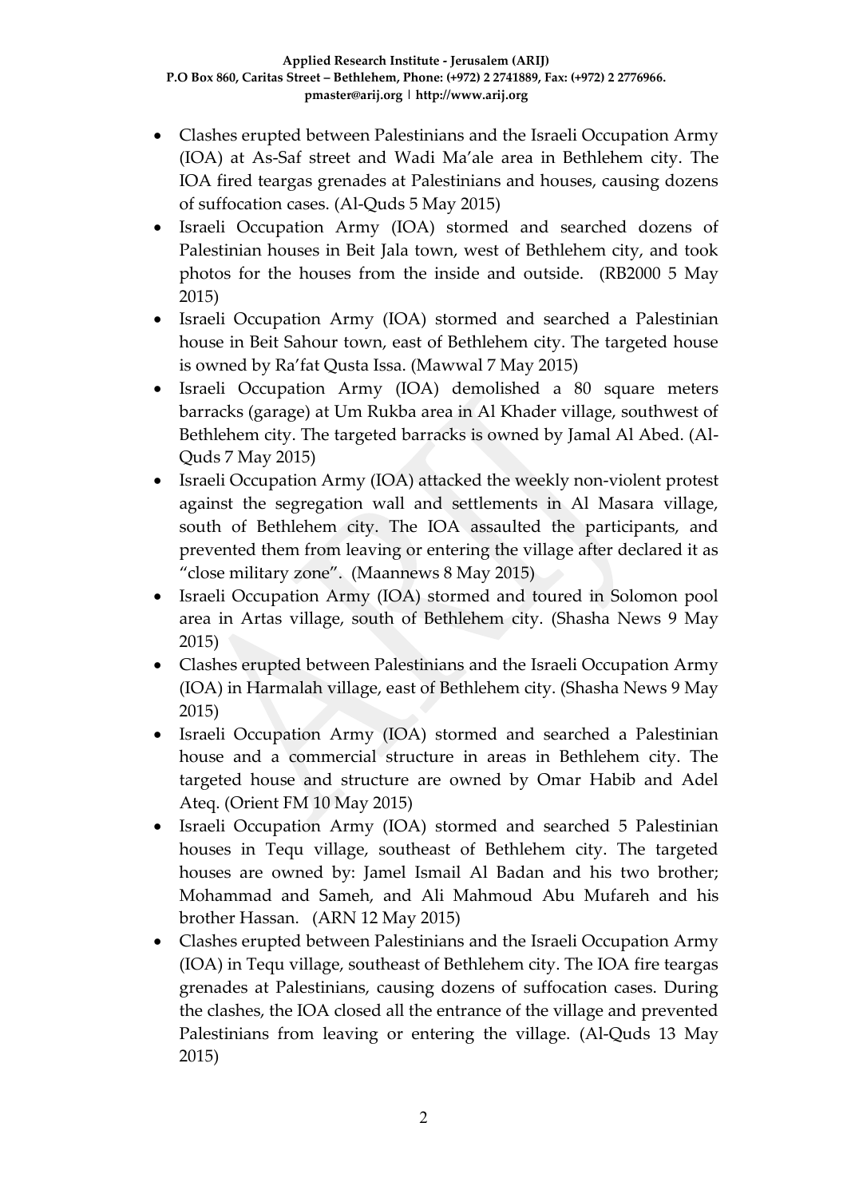- Clashes erupted between Palestinians and the Israeli Occupation Army (IOA) at As-Saf street and Wadi Ma'ale area in Bethlehem city. The IOA fired teargas grenades at Palestinians and houses, causing dozens of suffocation cases. (Al-Quds 5 May 2015)
- Israeli Occupation Army (IOA) stormed and searched dozens of Palestinian houses in Beit Jala town, west of Bethlehem city, and took photos for the houses from the inside and outside. (RB2000 5 May 2015)
- Israeli Occupation Army (IOA) stormed and searched a Palestinian house in Beit Sahour town, east of Bethlehem city. The targeted house is owned by Ra'fat Qusta Issa. (Mawwal 7 May 2015)
- Israeli Occupation Army (IOA) demolished a 80 square meters barracks (garage) at Um Rukba area in Al Khader village, southwest of Bethlehem city. The targeted barracks is owned by Jamal Al Abed. (Al-Quds 7 May 2015)
- Israeli Occupation Army (IOA) attacked the weekly non-violent protest against the segregation wall and settlements in Al Masara village, south of Bethlehem city. The IOA assaulted the participants, and prevented them from leaving or entering the village after declared it as "close military zone". (Maannews 8 May 2015)
- Israeli Occupation Army (IOA) stormed and toured in Solomon pool area in Artas village, south of Bethlehem city. (Shasha News 9 May 2015)
- Clashes erupted between Palestinians and the Israeli Occupation Army (IOA) in Harmalah village, east of Bethlehem city. (Shasha News 9 May 2015)
- Israeli Occupation Army (IOA) stormed and searched a Palestinian house and a commercial structure in areas in Bethlehem city. The targeted house and structure are owned by Omar Habib and Adel Ateq. (Orient FM 10 May 2015)
- Israeli Occupation Army (IOA) stormed and searched 5 Palestinian houses in Tequ village, southeast of Bethlehem city. The targeted houses are owned by: Jamel Ismail Al Badan and his two brother; Mohammad and Sameh, and Ali Mahmoud Abu Mufareh and his brother Hassan. (ARN 12 May 2015)
- Clashes erupted between Palestinians and the Israeli Occupation Army (IOA) in Tequ village, southeast of Bethlehem city. The IOA fire teargas grenades at Palestinians, causing dozens of suffocation cases. During the clashes, the IOA closed all the entrance of the village and prevented Palestinians from leaving or entering the village. (Al-Quds 13 May 2015)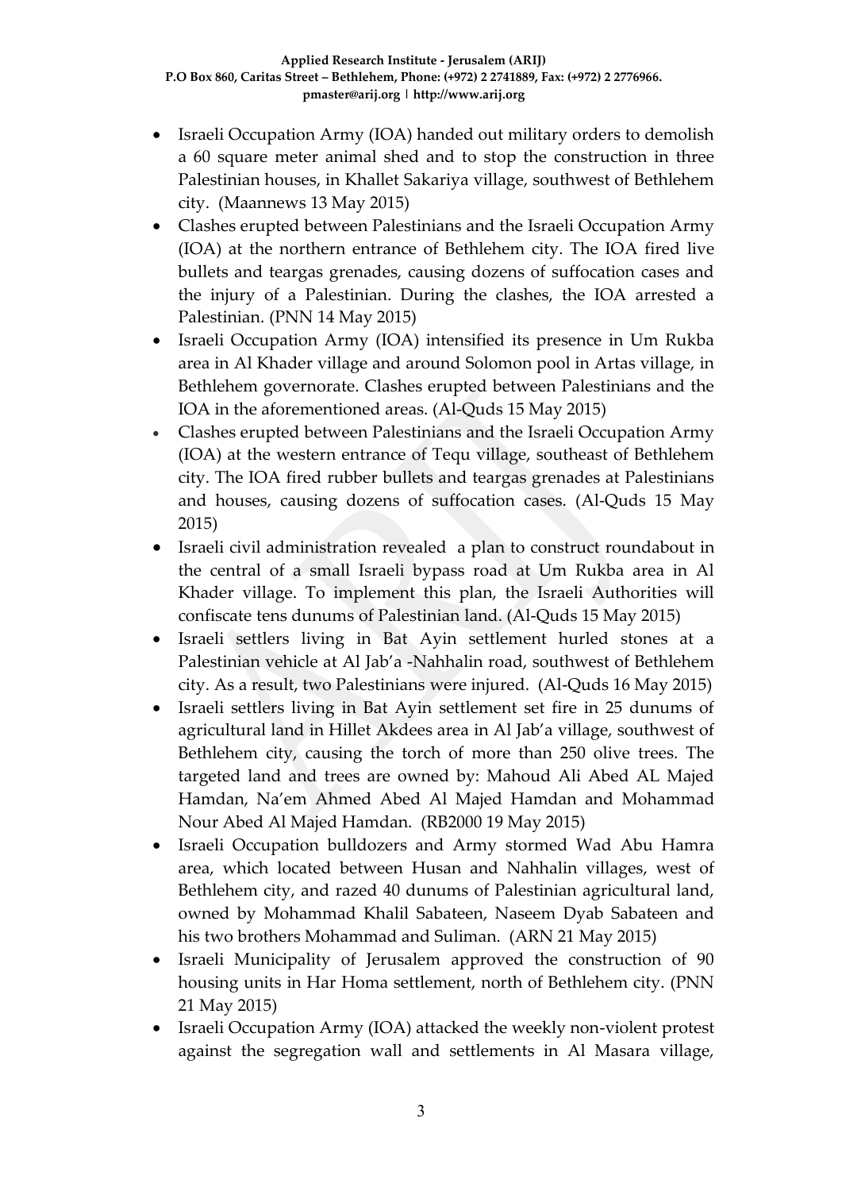- Israeli Occupation Army (IOA) handed out military orders to demolish a 60 square meter animal shed and to stop the construction in three Palestinian houses, in Khallet Sakariya village, southwest of Bethlehem city. (Maannews 13 May 2015)
- Clashes erupted between Palestinians and the Israeli Occupation Army (IOA) at the northern entrance of Bethlehem city. The IOA fired live bullets and teargas grenades, causing dozens of suffocation cases and the injury of a Palestinian. During the clashes, the IOA arrested a Palestinian. (PNN 14 May 2015)
- Israeli Occupation Army (IOA) intensified its presence in Um Rukba area in Al Khader village and around Solomon pool in Artas village, in Bethlehem governorate. Clashes erupted between Palestinians and the IOA in the aforementioned areas. (Al-Quds 15 May 2015)
- Clashes erupted between Palestinians and the Israeli Occupation Army (IOA) at the western entrance of Tequ village, southeast of Bethlehem city. The IOA fired rubber bullets and teargas grenades at Palestinians and houses, causing dozens of suffocation cases. (Al-Quds 15 May 2015)
- Israeli civil administration revealed a plan to construct roundabout in the central of a small Israeli bypass road at Um Rukba area in Al Khader village. To implement this plan, the Israeli Authorities will confiscate tens dunums of Palestinian land. (Al-Quds 15 May 2015)
- Israeli settlers living in Bat Ayin settlement hurled stones at a Palestinian vehicle at Al Jab'a -Nahhalin road, southwest of Bethlehem city. As a result, two Palestinians were injured. (Al-Quds 16 May 2015)
- Israeli settlers living in Bat Ayin settlement set fire in 25 dunums of agricultural land in Hillet Akdees area in Al Jab'a village, southwest of Bethlehem city, causing the torch of more than 250 olive trees. The targeted land and trees are owned by: Mahoud Ali Abed AL Majed Hamdan, Na'em Ahmed Abed Al Majed Hamdan and Mohammad Nour Abed Al Majed Hamdan. (RB2000 19 May 2015)
- Israeli Occupation bulldozers and Army stormed Wad Abu Hamra area, which located between Husan and Nahhalin villages, west of Bethlehem city, and razed 40 dunums of Palestinian agricultural land, owned by Mohammad Khalil Sabateen, Naseem Dyab Sabateen and his two brothers Mohammad and Suliman. (ARN 21 May 2015)
- Israeli Municipality of Jerusalem approved the construction of 90 housing units in Har Homa settlement, north of Bethlehem city. (PNN 21 May 2015)
- Israeli Occupation Army (IOA) attacked the weekly non-violent protest against the segregation wall and settlements in Al Masara village,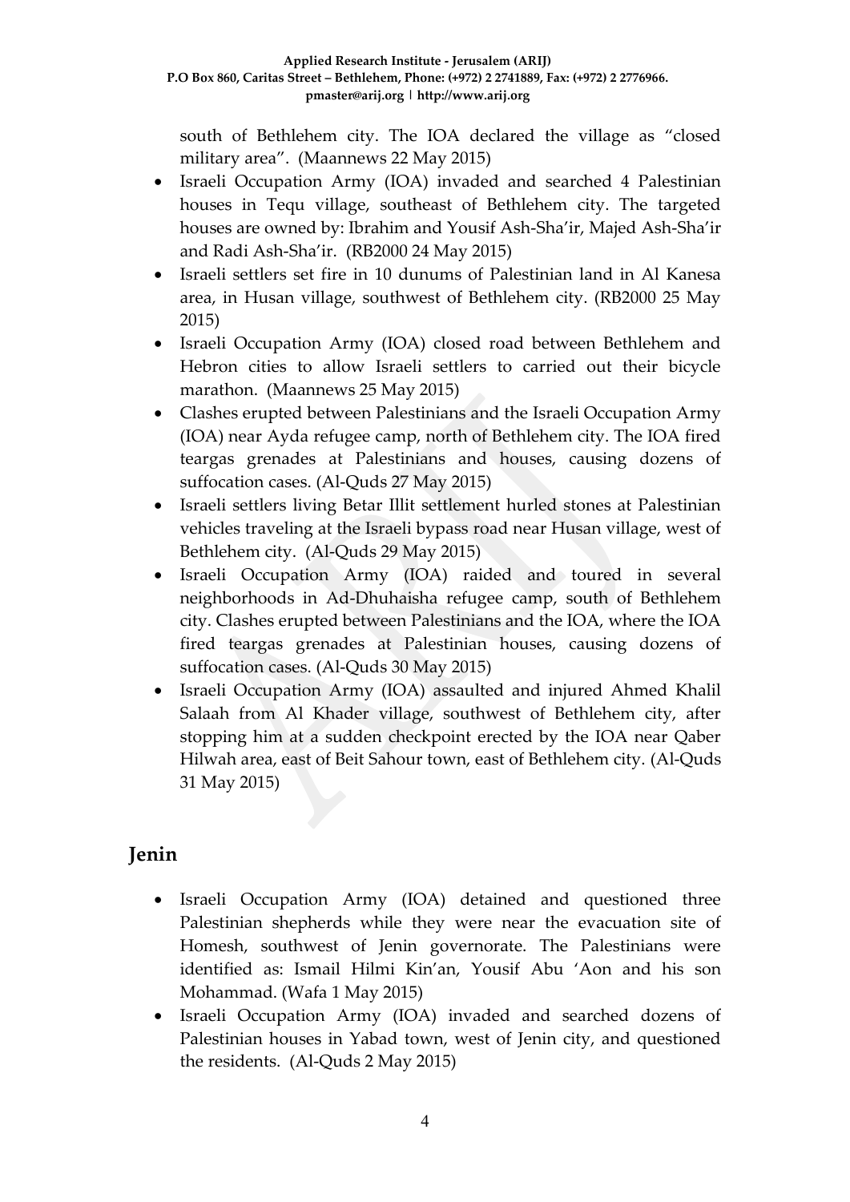south of Bethlehem city. The IOA declared the village as "closed military area". (Maannews 22 May 2015)

- Israeli Occupation Army (IOA) invaded and searched 4 Palestinian houses in Tequ village, southeast of Bethlehem city. The targeted houses are owned by: Ibrahim and Yousif Ash-Sha'ir, Majed Ash-Sha'ir and Radi Ash-Sha'ir. (RB2000 24 May 2015)
- Israeli settlers set fire in 10 dunums of Palestinian land in Al Kanesa area, in Husan village, southwest of Bethlehem city. (RB2000 25 May 2015)
- Israeli Occupation Army (IOA) closed road between Bethlehem and Hebron cities to allow Israeli settlers to carried out their bicycle marathon. (Maannews 25 May 2015)
- Clashes erupted between Palestinians and the Israeli Occupation Army (IOA) near Ayda refugee camp, north of Bethlehem city. The IOA fired teargas grenades at Palestinians and houses, causing dozens of suffocation cases. (Al-Quds 27 May 2015)
- Israeli settlers living Betar Illit settlement hurled stones at Palestinian vehicles traveling at the Israeli bypass road near Husan village, west of Bethlehem city. (Al-Quds 29 May 2015)
- Israeli Occupation Army (IOA) raided and toured in several neighborhoods in Ad-Dhuhaisha refugee camp, south of Bethlehem city. Clashes erupted between Palestinians and the IOA, where the IOA fired teargas grenades at Palestinian houses, causing dozens of suffocation cases. (Al-Quds 30 May 2015)
- Israeli Occupation Army (IOA) assaulted and injured Ahmed Khalil Salaah from Al Khader village, southwest of Bethlehem city, after stopping him at a sudden checkpoint erected by the IOA near Qaber Hilwah area, east of Beit Sahour town, east of Bethlehem city. (Al-Quds 31 May 2015)

## Jenin

- Israeli Occupation Army (IOA) detained and questioned three Palestinian shepherds while they were near the evacuation site of Homesh, southwest of Jenin governorate. The Palestinians were identified as: Ismail Hilmi Kin'an, Yousif Abu 'Aon and his son Mohammad. (Wafa 1 May 2015)
- Israeli Occupation Army (IOA) invaded and searched dozens of Palestinian houses in Yabad town, west of Jenin city, and questioned the residents. (Al-Quds 2 May 2015)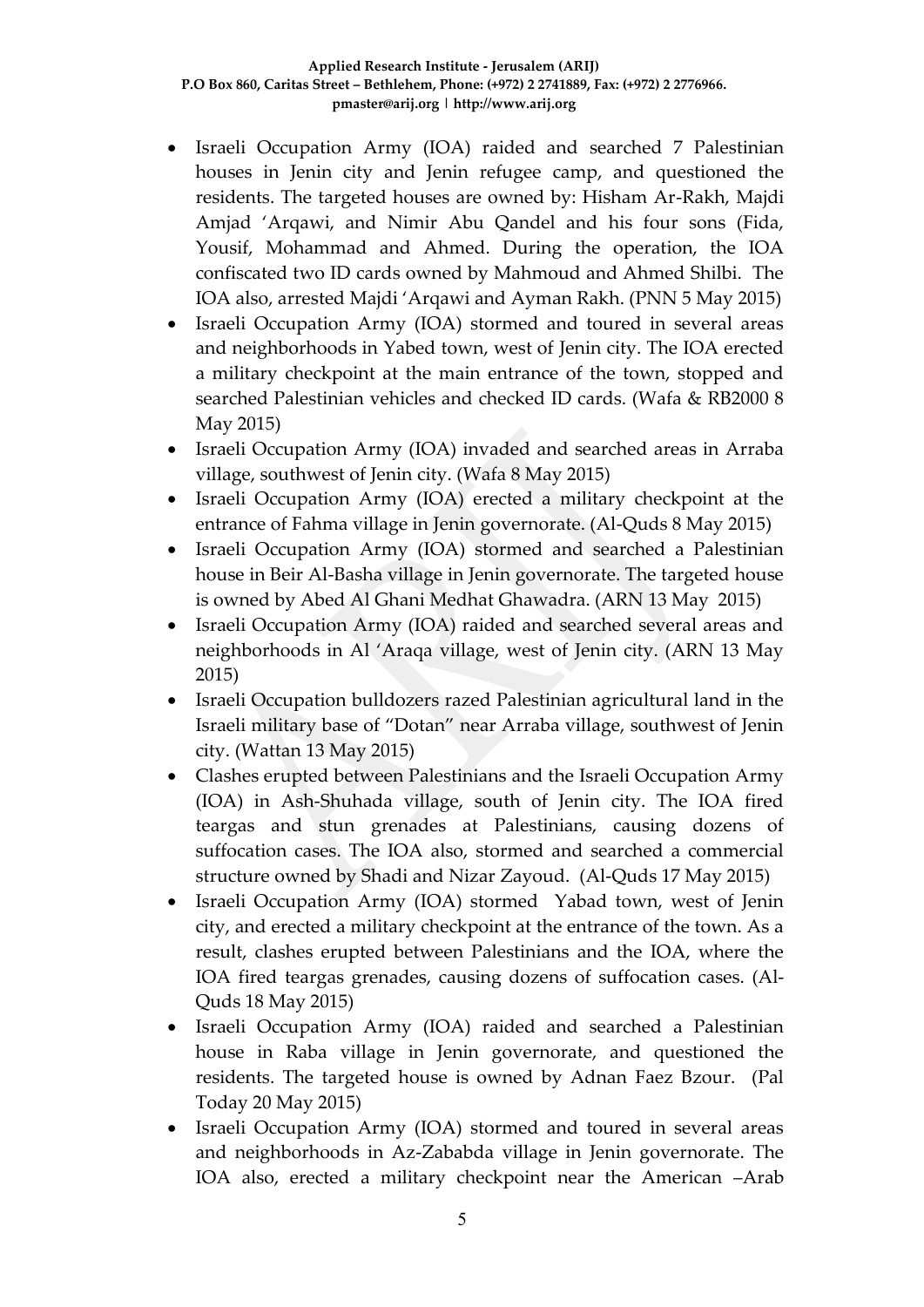- Israeli Occupation Army (IOA) raided and searched 7 Palestinian houses in Jenin city and Jenin refugee camp, and questioned the residents. The targeted houses are owned by: Hisham Ar-Rakh, Majdi Amjad 'Arqawi, and Nimir Abu Qandel and his four sons (Fida, Yousif, Mohammad and Ahmed. During the operation, the IOA confiscated two ID cards owned by Mahmoud and Ahmed Shilbi. The IOA also, arrested Majdi 'Arqawi and Ayman Rakh. (PNN 5 May 2015)
- Israeli Occupation Army (IOA) stormed and toured in several areas and neighborhoods in Yabed town, west of Jenin city. The IOA erected a military checkpoint at the main entrance of the town, stopped and searched Palestinian vehicles and checked ID cards. (Wafa & RB2000 8 May 2015)
- Israeli Occupation Army (IOA) invaded and searched areas in Arraba village, southwest of Jenin city. (Wafa 8 May 2015)
- Israeli Occupation Army (IOA) erected a military checkpoint at the entrance of Fahma village in Jenin governorate. (Al-Quds 8 May 2015)
- Israeli Occupation Army (IOA) stormed and searched a Palestinian house in Beir Al-Basha village in Jenin governorate. The targeted house is owned by Abed Al Ghani Medhat Ghawadra. (ARN 13 May 2015)
- Israeli Occupation Army (IOA) raided and searched several areas and neighborhoods in Al 'Araqa village, west of Jenin city. (ARN 13 May 2015)
- Israeli Occupation bulldozers razed Palestinian agricultural land in the Israeli military base of "Dotan" near Arraba village, southwest of Jenin city. (Wattan 13 May 2015)
- Clashes erupted between Palestinians and the Israeli Occupation Army (IOA) in Ash-Shuhada village, south of Jenin city. The IOA fired teargas and stun grenades at Palestinians, causing dozens of suffocation cases. The IOA also, stormed and searched a commercial structure owned by Shadi and Nizar Zayoud. (Al-Quds 17 May 2015)
- Israeli Occupation Army (IOA) stormed Yabad town, west of Jenin city, and erected a military checkpoint at the entrance of the town. As a result, clashes erupted between Palestinians and the IOA, where the IOA fired teargas grenades, causing dozens of suffocation cases. (Al-Quds 18 May 2015)
- Israeli Occupation Army (IOA) raided and searched a Palestinian house in Raba village in Jenin governorate, and questioned the residents. The targeted house is owned by Adnan Faez Bzour. (Pal Today 20 May 2015)
- Israeli Occupation Army (IOA) stormed and toured in several areas and neighborhoods in Az-Zababda village in Jenin governorate. The IOA also, erected a military checkpoint near the American –Arab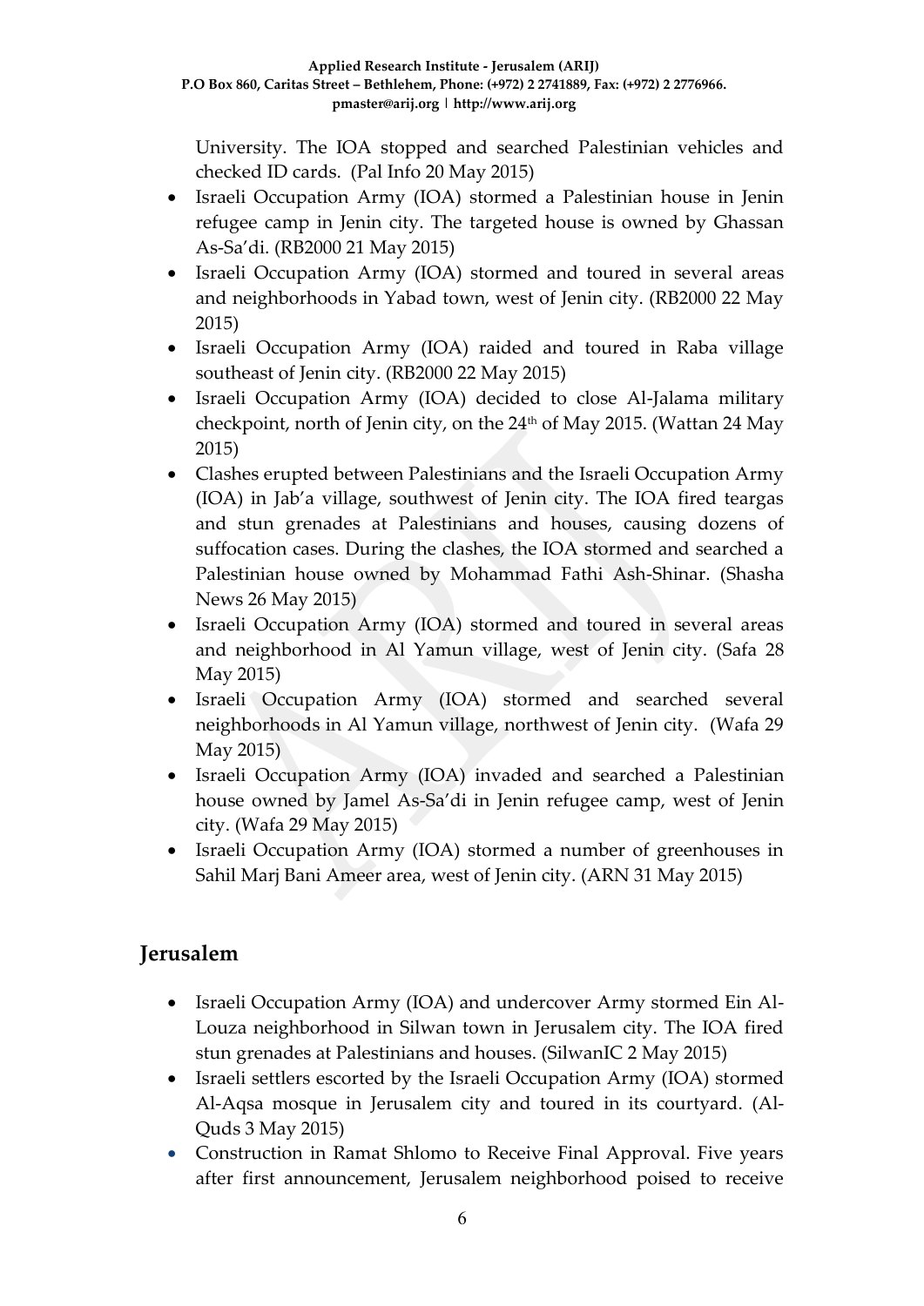University. The IOA stopped and searched Palestinian vehicles and checked ID cards. (Pal Info 20 May 2015)

- Israeli Occupation Army (IOA) stormed a Palestinian house in Jenin refugee camp in Jenin city. The targeted house is owned by Ghassan As-Sa'di. (RB2000 21 May 2015)
- Israeli Occupation Army (IOA) stormed and toured in several areas and neighborhoods in Yabad town, west of Jenin city. (RB2000 22 May 2015)
- Israeli Occupation Army (IOA) raided and toured in Raba village southeast of Jenin city. (RB2000 22 May 2015)
- Israeli Occupation Army (IOA) decided to close Al-Jalama military checkpoint, north of Jenin city, on the 24th of May 2015. (Wattan 24 May 2015)
- Clashes erupted between Palestinians and the Israeli Occupation Army (IOA) in Jab'a village, southwest of Jenin city. The IOA fired teargas and stun grenades at Palestinians and houses, causing dozens of suffocation cases. During the clashes, the IOA stormed and searched a Palestinian house owned by Mohammad Fathi Ash-Shinar. (Shasha News 26 May 2015)
- Israeli Occupation Army (IOA) stormed and toured in several areas and neighborhood in Al Yamun village, west of Jenin city. (Safa 28 May 2015)
- Israeli Occupation Army (IOA) stormed and searched several neighborhoods in Al Yamun village, northwest of Jenin city. (Wafa 29 May 2015)
- Israeli Occupation Army (IOA) invaded and searched a Palestinian house owned by Jamel As-Sa'di in Jenin refugee camp, west of Jenin city. (Wafa 29 May 2015)
- Israeli Occupation Army (IOA) stormed a number of greenhouses in Sahil Marj Bani Ameer area, west of Jenin city. (ARN 31 May 2015)

## Jerusalem

- Israeli Occupation Army (IOA) and undercover Army stormed Ein Al-Louza neighborhood in Silwan town in Jerusalem city. The IOA fired stun grenades at Palestinians and houses. (SilwanIC 2 May 2015)
- Israeli settlers escorted by the Israeli Occupation Army (IOA) stormed Al-Aqsa mosque in Jerusalem city and toured in its courtyard. (Al-Quds 3 May 2015)
- Construction in Ramat Shlomo to Receive Final Approval. Five years after first announcement, Jerusalem neighborhood poised to receive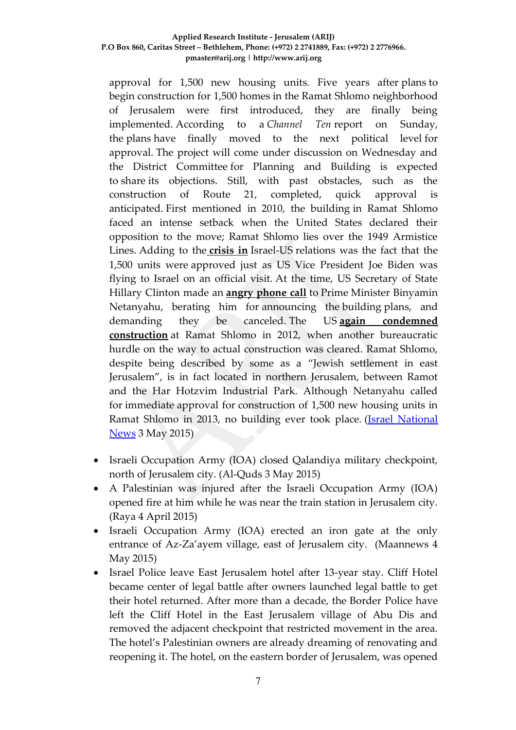approval for 1,500 new housing units. Five years after plans to begin construction for 1,500 homes in the Ramat Shlomo neighborhood of Jerusalem were first introduced, they are finally being implemented. According to a *Channel Ten* report on Sunday, the plans have finally moved to the next political level for approval. The project will come under discussion on Wednesday and the District Committee for Planning and Building is expected to share its objections. Still, with past obstacles, such as the construction of Route 21, completed, quick approval is anticipated. First mentioned in 2010, the building in Ramat Shlomo faced an intense setback when the United States declared their opposition to the move; Ramat Shlomo lies over the 1949 Armistice Lines. Adding to the **crisis in** Israel-US relations was the fact that the 1,500 units were approved just as US Vice President Joe Biden was flying to Israel on an official visit. At the time, US Secretary of State Hillary Clinton made an **angry phone call** to Prime Minister Binyamin Netanyahu, berating him for announcing the building plans, and demanding they be canceled. The US **again condemned construction** at Ramat Shlomo in 2012, when another bureaucratic hurdle on the way to actual construction was cleared. Ramat Shlomo, despite being described by some as a "Jewish settlement in east Jerusalem", is in fact located in northern Jerusalem, between Ramot and the Har Hotzvim Industrial Park. Although Netanyahu called for immediate approval for construction of 1,500 new housing units in Ramat Shlomo in 2013, no building ever took place. (Israel National News 3 May 2015)

- Israeli Occupation Army (IOA) closed Qalandiya military checkpoint, north of Jerusalem city. (Al-Quds 3 May 2015)
- A Palestinian was injured after the Israeli Occupation Army (IOA) opened fire at him while he was near the train station in Jerusalem city. (Raya 4 April 2015)
- Israeli Occupation Army (IOA) erected an iron gate at the only entrance of Az-Za'ayem village, east of Jerusalem city. (Maannews 4 May 2015)
- Israel Police leave East Jerusalem hotel after 13-year stay. Cliff Hotel became center of legal battle after owners launched legal battle to get their hotel returned. After more than a decade, the Border Police have left the Cliff Hotel in the East Jerusalem village of Abu Dis and removed the adjacent checkpoint that restricted movement in the area. The hotel's Palestinian owners are already dreaming of renovating and reopening it. The hotel, on the eastern border of Jerusalem, was opened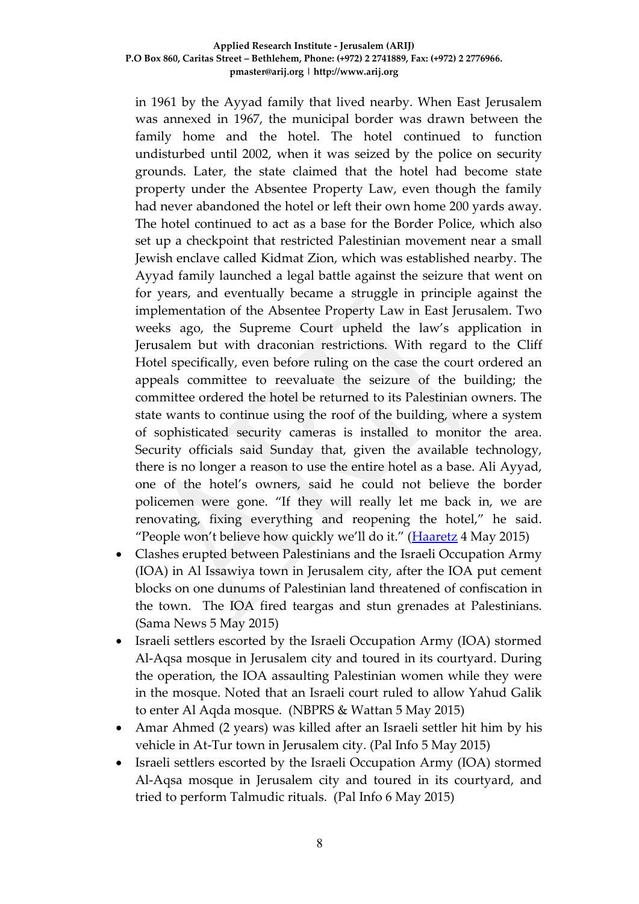in 1961 by the Ayyad family that lived nearby. When East Jerusalem was annexed in 1967, the municipal border was drawn between the family home and the hotel. The hotel continued to function undisturbed until 2002, when it was seized by the police on security grounds. Later, the state claimed that the hotel had become state property under the Absentee Property Law, even though the family had never abandoned the hotel or left their own home 200 yards away. The hotel continued to act as a base for the Border Police, which also set up a checkpoint that restricted Palestinian movement near a small Jewish enclave called Kidmat Zion, which was established nearby. The Ayyad family launched a legal battle against the seizure that went on for years, and eventually became a struggle in principle against the implementation of the Absentee Property Law in East Jerusalem. Two weeks ago, the Supreme Court upheld the law's application in Jerusalem but with draconian restrictions. With regard to the Cliff Hotel specifically, even before ruling on the case the court ordered an appeals committee to reevaluate the seizure of the building; the committee ordered the hotel be returned to its Palestinian owners. The state wants to continue using the roof of the building, where a system of sophisticated security cameras is installed to monitor the area. Security officials said Sunday that, given the available technology, there is no longer a reason to use the entire hotel as a base. Ali Ayyad, one of the hotel's owners, said he could not believe the border policemen were gone. "If they will really let me back in, we are renovating, fixing everything and reopening the hotel," he said. "People won't believe how quickly we'll do it." ([Haaretz](Haaretz) 4 May 2015)

- Clashes erupted between Palestinians and the Israeli Occupation Army (IOA) in Al Issawiya town in Jerusalem city, after the IOA put cement blocks on one dunums of Palestinian land threatened of confiscation in the town. The IOA fired teargas and stun grenades at Palestinians. (Sama News 5 May 2015)
- Israeli settlers escorted by the Israeli Occupation Army (IOA) stormed Al-Aqsa mosque in Jerusalem city and toured in its courtyard. During the operation, the IOA assaulting Palestinian women while they were in the mosque. Noted that an Israeli court ruled to allow Yahud Galik to enter Al Aqda mosque. (NBPRS & Wattan 5 May 2015)
- Amar Ahmed (2 years) was killed after an Israeli settler hit him by his vehicle in At-Tur town in Jerusalem city. (Pal Info 5 May 2015)
- Israeli settlers escorted by the Israeli Occupation Army (IOA) stormed Al-Aqsa mosque in Jerusalem city and toured in its courtyard, and tried to perform Talmudic rituals. (Pal Info 6 May 2015)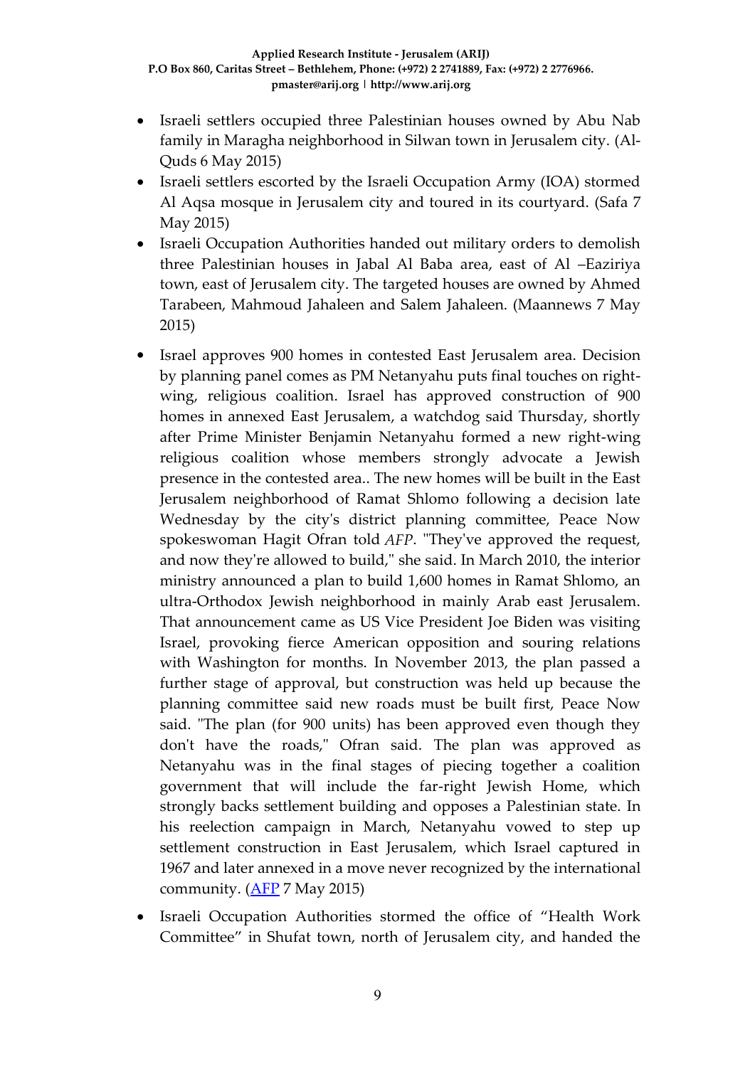- Israeli settlers occupied three Palestinian houses owned by Abu Nab family in Maragha neighborhood in Silwan town in Jerusalem city. (Al-Quds 6 May 2015)
- Israeli settlers escorted by the Israeli Occupation Army (IOA) stormed Al Aqsa mosque in Jerusalem city and toured in its courtyard. (Safa 7 May 2015)
- Israeli Occupation Authorities handed out military orders to demolish three Palestinian houses in Jabal Al Baba area, east of Al –Eaziriya town, east of Jerusalem city. The targeted houses are owned by Ahmed Tarabeen, Mahmoud Jahaleen and Salem Jahaleen. (Maannews 7 May 2015)
- Israel approves 900 homes in contested East Jerusalem area. Decision by planning panel comes as PM Netanyahu puts final touches on right-wing, religious coalition. Israel has approved construction of 900 homes in annexed East Jerusalem, a watchdog said Thursday, shortly after Prime Minister Benjamin Netanyahu formed a new right-wing religious coalition whose members strongly advocate a Jewish presence in the contested area.. The new homes will be built in the East Jerusalem neighborhood of Ramat Shlomo following a decision late Wednesday by the city's district planning committee, Peace Now spokeswoman Hagit Ofran told *AFP*. "They've approved the request, and now they're allowed to build," she said. In March 2010, the interior ministry announced a plan to build 1,600 homes in Ramat Shlomo, an ultra-Orthodox Jewish neighborhood in mainly Arab east Jerusalem. That announcement came as US Vice President Joe Biden was visiting Israel, provoking fierce American opposition and souring relations with Washington for months. In November 2013, the plan passed a further stage of approval, but construction was held up because the planning committee said new roads must be built first, Peace Now said. "The plan (for 900 units) has been approved even though they don't have the roads," Ofran said. The plan was approved as Netanyahu was in the final stages of piecing together a coalition government that will include the far-right Jewish Home, which strongly backs settlement building and opposes a Palestinian state. In his reelection campaign in March, Netanyahu vowed to step up settlement construction in East Jerusalem, which Israel captured in 1967 and later annexed in a move never recognized by the international community. (AFP 7 May 2015)
- Israeli Occupation Authorities stormed the office of "Health Work Committee" in Shufat town, north of Jerusalem city, and handed the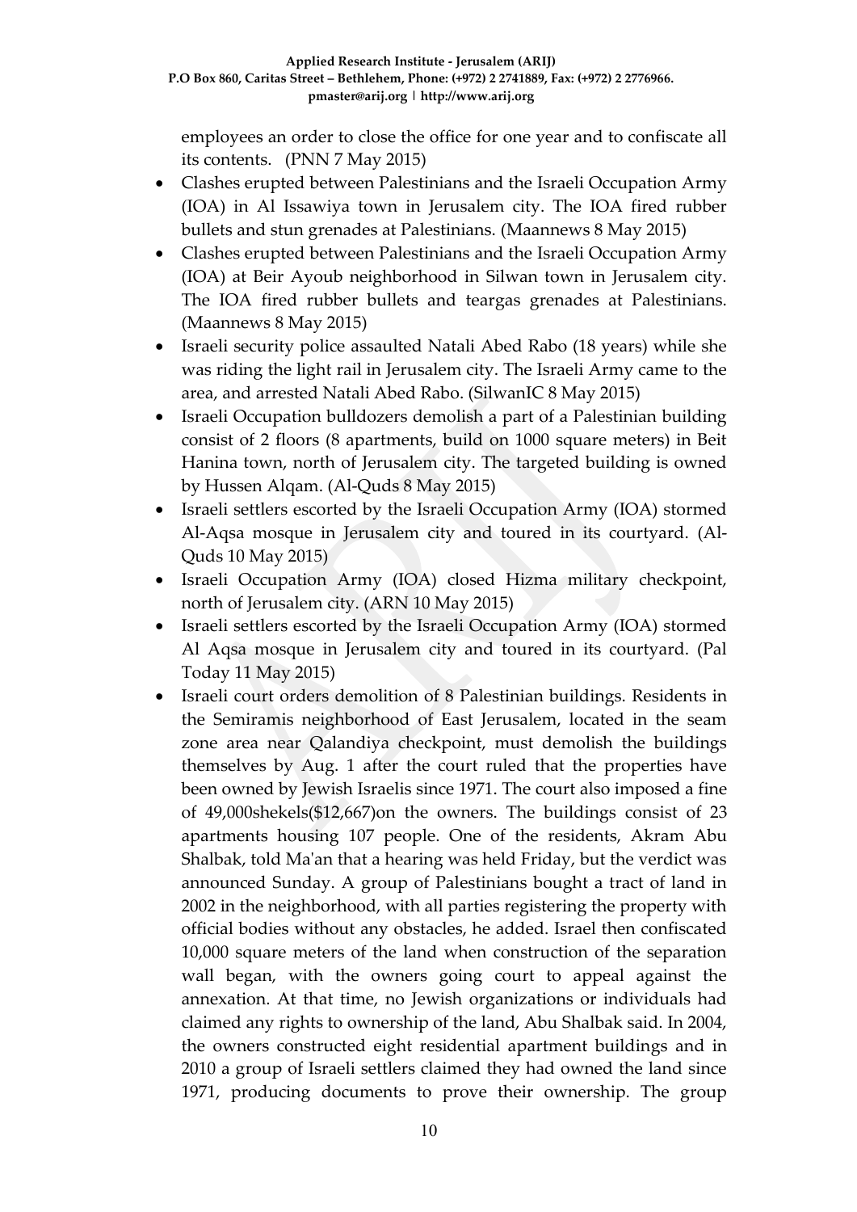employees an order to close the office for one year and to confiscate all its contents. (PNN 7 May 2015)

- Clashes erupted between Palestinians and the Israeli Occupation Army (IOA) in Al Issawiya town in Jerusalem city. The IOA fired rubber bullets and stun grenades at Palestinians. (Maannews 8 May 2015)
- Clashes erupted between Palestinians and the Israeli Occupation Army (IOA) at Beir Ayoub neighborhood in Silwan town in Jerusalem city. The IOA fired rubber bullets and teargas grenades at Palestinians. (Maannews 8 May 2015)
- Israeli security police assaulted Natali Abed Rabo (18 years) while she was riding the light rail in Jerusalem city. The Israeli Army came to the area, and arrested Natali Abed Rabo. (SilwanIC 8 May 2015)
- Israeli Occupation bulldozers demolish a part of a Palestinian building consist of 2 floors (8 apartments, build on 1000 square meters) in Beit Hanina town, north of Jerusalem city. The targeted building is owned by Hussen Alqam. (Al-Quds 8 May 2015)
- Israeli settlers escorted by the Israeli Occupation Army (IOA) stormed Al-Aqsa mosque in Jerusalem city and toured in its courtyard. (Al-Quds 10 May 2015)
- Israeli Occupation Army (IOA) closed Hizma military checkpoint, north of Jerusalem city. (ARN 10 May 2015)
- Israeli settlers escorted by the Israeli Occupation Army (IOA) stormed Al Aqsa mosque in Jerusalem city and toured in its courtyard. (Pal Today 11 May 2015)
- Israeli court orders demolition of 8 Palestinian buildings. Residents in the Semiramis neighborhood of East Jerusalem, located in the seam zone area near Qalandiya checkpoint, must demolish the buildings themselves by Aug. 1 after the court ruled that the properties have been owned by Jewish Israelis since 1971. The court also imposed a fine of 49,000shekels($12,667)on the owners. The buildings consist of 23 apartments housing 107 people. One of the residents, Akram Abu Shalbak, told Ma'an that a hearing was held Friday, but the verdict was announced Sunday. A group of Palestinians bought a tract of land in 2002 in the neighborhood, with all parties registering the property with official bodies without any obstacles, he added. Israel then confiscated 10,000 square meters of the land when construction of the separation wall began, with the owners going court to appeal against the annexation. At that time, no Jewish organizations or individuals had claimed any rights to ownership of the land, Abu Shalbak said. In 2004, the owners constructed eight residential apartment buildings and in 2010 a group of Israeli settlers claimed they had owned the land since 1971, producing documents to prove their ownership. The group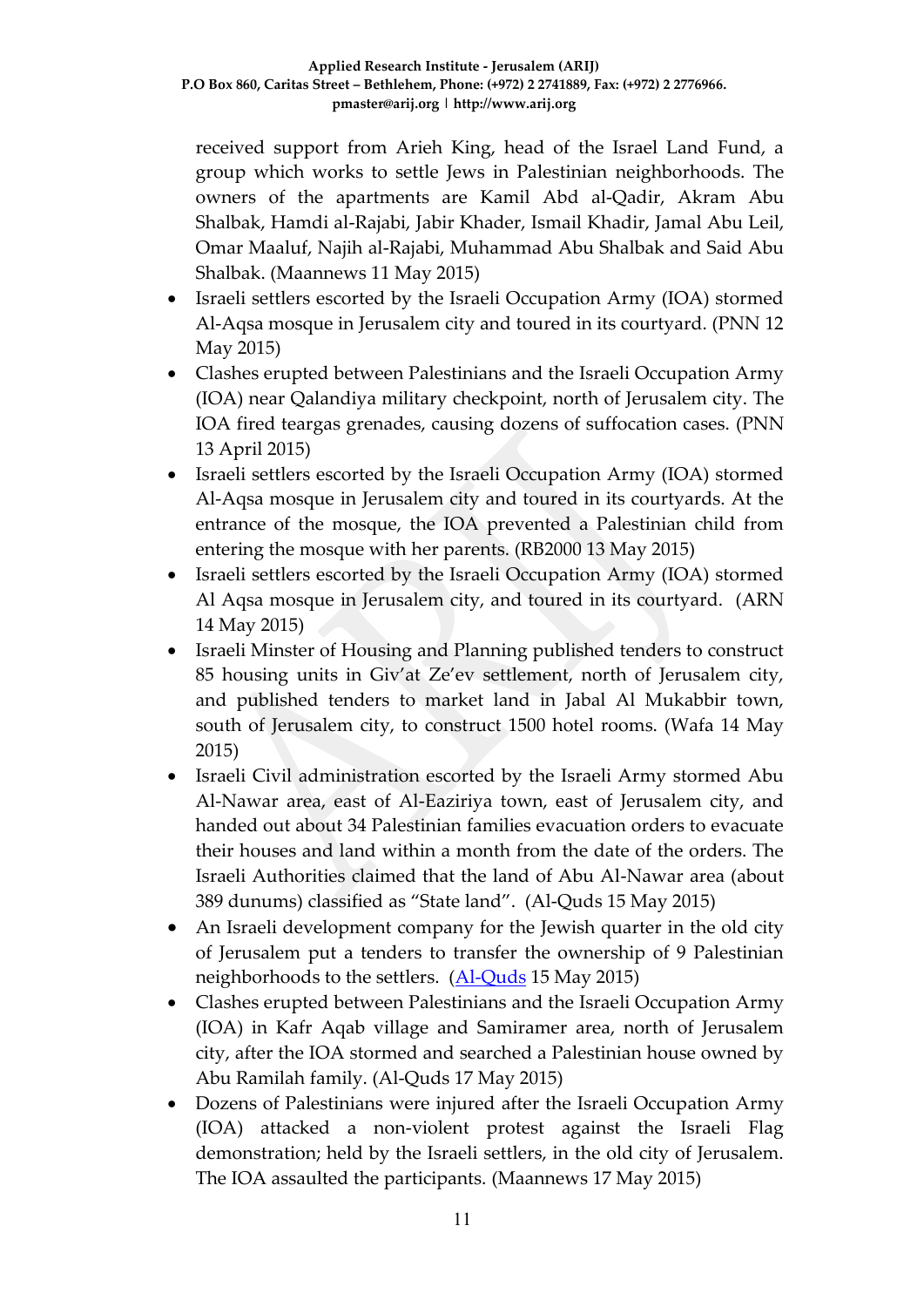received support from Arieh King, head of the Israel Land Fund, a group which works to settle Jews in Palestinian neighborhoods. The owners of the apartments are Kamil Abd al-Qadir, Akram Abu Shalbak, Hamdi al-Rajabi, Jabir Khader, Ismail Khadir, Jamal Abu Leil, Omar Maaluf, Najih al-Rajabi, Muhammad Abu Shalbak and Said Abu Shalbak. (Maannews 11 May 2015)

- Israeli settlers escorted by the Israeli Occupation Army (IOA) stormed Al-Aqsa mosque in Jerusalem city and toured in its courtyard. (PNN 12 May 2015)
- Clashes erupted between Palestinians and the Israeli Occupation Army (IOA) near Qalandiya military checkpoint, north of Jerusalem city. The IOA fired teargas grenades, causing dozens of suffocation cases. (PNN 13 April 2015)
- Israeli settlers escorted by the Israeli Occupation Army (IOA) stormed Al-Aqsa mosque in Jerusalem city and toured in its courtyards. At the entrance of the mosque, the IOA prevented a Palestinian child from entering the mosque with her parents. (RB2000 13 May 2015)
- Israeli settlers escorted by the Israeli Occupation Army (IOA) stormed Al Aqsa mosque in Jerusalem city, and toured in its courtyard. (ARN 14 May 2015)
- Israeli Minster of Housing and Planning published tenders to construct 85 housing units in Giv'at Ze'ev settlement, north of Jerusalem city, and published tenders to market land in Jabal Al Mukabbir town, south of Jerusalem city, to construct 1500 hotel rooms. (Wafa 14 May 2015)
- Israeli Civil administration escorted by the Israeli Army stormed Abu Al-Nawar area, east of Al-Eaziriya town, east of Jerusalem city, and handed out about 34 Palestinian families evacuation orders to evacuate their houses and land within a month from the date of the orders. The Israeli Authorities claimed that the land of Abu Al-Nawar area (about 389 dunums) classified as "State land". (Al-Quds 15 May 2015)
- An Israeli development company for the Jewish quarter in the old city of Jerusalem put a tenders to transfer the ownership of 9 Palestinian neighborhoods to the settlers. (Al-Quds 15 May 2015)
- Clashes erupted between Palestinians and the Israeli Occupation Army (IOA) in Kafr Aqab village and Samiramer area, north of Jerusalem city, after the IOA stormed and searched a Palestinian house owned by Abu Ramilah family. (Al-Quds 17 May 2015)
- Dozens of Palestinians were injured after the Israeli Occupation Army (IOA) attacked a non-violent protest against the Israeli Flag demonstration; held by the Israeli settlers, in the old city of Jerusalem. The IOA assaulted the participants. (Maannews 17 May 2015)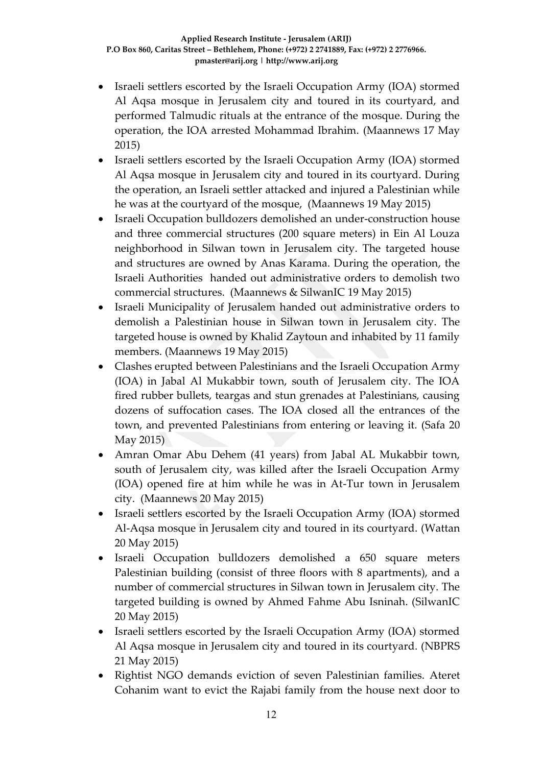- Israeli settlers escorted by the Israeli Occupation Army (IOA) stormed Al Aqsa mosque in Jerusalem city and toured in its courtyard, and performed Talmudic rituals at the entrance of the mosque. During the operation, the IOA arrested Mohammad Ibrahim. (Maannews 17 May 2015)
- Israeli settlers escorted by the Israeli Occupation Army (IOA) stormed Al Aqsa mosque in Jerusalem city and toured in its courtyard. During the operation, an Israeli settler attacked and injured a Palestinian while he was at the courtyard of the mosque, (Maannews 19 May 2015)
- Israeli Occupation bulldozers demolished an under-construction house and three commercial structures (200 square meters) in Ein Al Louza neighborhood in Silwan town in Jerusalem city. The targeted house and structures are owned by Anas Karama. During the operation, the Israeli Authorities handed out administrative orders to demolish two commercial structures. (Maannews & SilwanIC 19 May 2015)
- Israeli Municipality of Jerusalem handed out administrative orders to demolish a Palestinian house in Silwan town in Jerusalem city. The targeted house is owned by Khalid Zaytoun and inhabited by 11 family members. (Maannews 19 May 2015)
- Clashes erupted between Palestinians and the Israeli Occupation Army (IOA) in Jabal Al Mukabbir town, south of Jerusalem city. The IOA fired rubber bullets, teargas and stun grenades at Palestinians, causing dozens of suffocation cases. The IOA closed all the entrances of the town, and prevented Palestinians from entering or leaving it. (Safa 20 May 2015)
- Amran Omar Abu Dehem (41 years) from Jabal AL Mukabbir town, south of Jerusalem city, was killed after the Israeli Occupation Army (IOA) opened fire at him while he was in At-Tur town in Jerusalem city. (Maannews 20 May 2015)
- Israeli settlers escorted by the Israeli Occupation Army (IOA) stormed Al-Aqsa mosque in Jerusalem city and toured in its courtyard. (Wattan 20 May 2015)
- Israeli Occupation bulldozers demolished a 650 square meters Palestinian building (consist of three floors with 8 apartments), and a number of commercial structures in Silwan town in Jerusalem city. The targeted building is owned by Ahmed Fahme Abu Isninah. (SilwanIC 20 May 2015)
- Israeli settlers escorted by the Israeli Occupation Army (IOA) stormed Al Aqsa mosque in Jerusalem city and toured in its courtyard. (NBPRS 21 May 2015)
- Rightist NGO demands eviction of seven Palestinian families. Ateret Cohanim want to evict the Rajabi family from the house next door to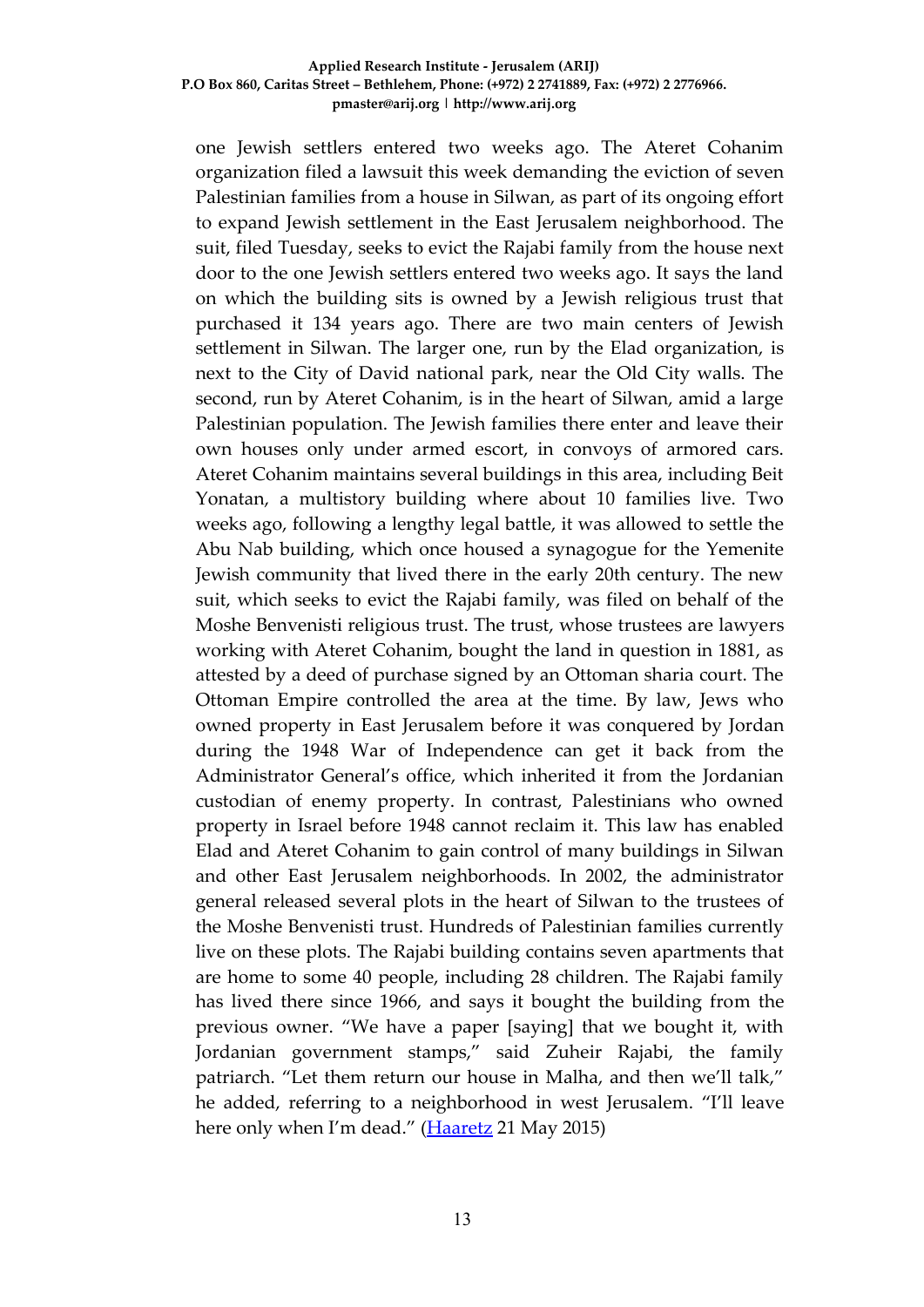one Jewish settlers entered two weeks ago. The Ateret Cohanim organization filed a lawsuit this week demanding the eviction of seven Palestinian families from a house in Silwan, as part of its ongoing effort to expand Jewish settlement in the East Jerusalem neighborhood. The suit, filed Tuesday, seeks to evict the Rajabi family from the house next door to the one Jewish settlers entered two weeks ago. It says the land on which the building sits is owned by a Jewish religious trust that purchased it 134 years ago. There are two main centers of Jewish settlement in Silwan. The larger one, run by the Elad organization, is next to the City of David national park, near the Old City walls. The second, run by Ateret Cohanim, is in the heart of Silwan, amid a large Palestinian population. The Jewish families there enter and leave their own houses only under armed escort, in convoys of armored cars. Ateret Cohanim maintains several buildings in this area, including Beit Yonatan, a multistory building where about 10 families live. Two weeks ago, following a lengthy legal battle, it was allowed to settle the Abu Nab building, which once housed a synagogue for the Yemenite Jewish community that lived there in the early 20th century. The new suit, which seeks to evict the Rajabi family, was filed on behalf of the Moshe Benvenisti religious trust. The trust, whose trustees are lawyers working with Ateret Cohanim, bought the land in question in 1881, as attested by a deed of purchase signed by an Ottoman sharia court. The Ottoman Empire controlled the area at the time. By law, Jews who owned property in East Jerusalem before it was conquered by Jordan during the 1948 War of Independence can get it back from the Administrator General's office, which inherited it from the Jordanian custodian of enemy property. In contrast, Palestinians who owned property in Israel before 1948 cannot reclaim it. This law has enabled Elad and Ateret Cohanim to gain control of many buildings in Silwan and other East Jerusalem neighborhoods. In 2002, the administrator general released several plots in the heart of Silwan to the trustees of the Moshe Benvenisti trust. Hundreds of Palestinian families currently live on these plots. The Rajabi building contains seven apartments that are home to some 40 people, including 28 children. The Rajabi family has lived there since 1966, and says it bought the building from the previous owner. "We have a paper [saying] that we bought it, with Jordanian government stamps," said Zuheir Rajabi, the family patriarch. "Let them return our house in Malha, and then we'll talk," he added, referring to a neighborhood in west Jerusalem. "I'll leave here only when I'm dead." (Haaretz 21 May 2015)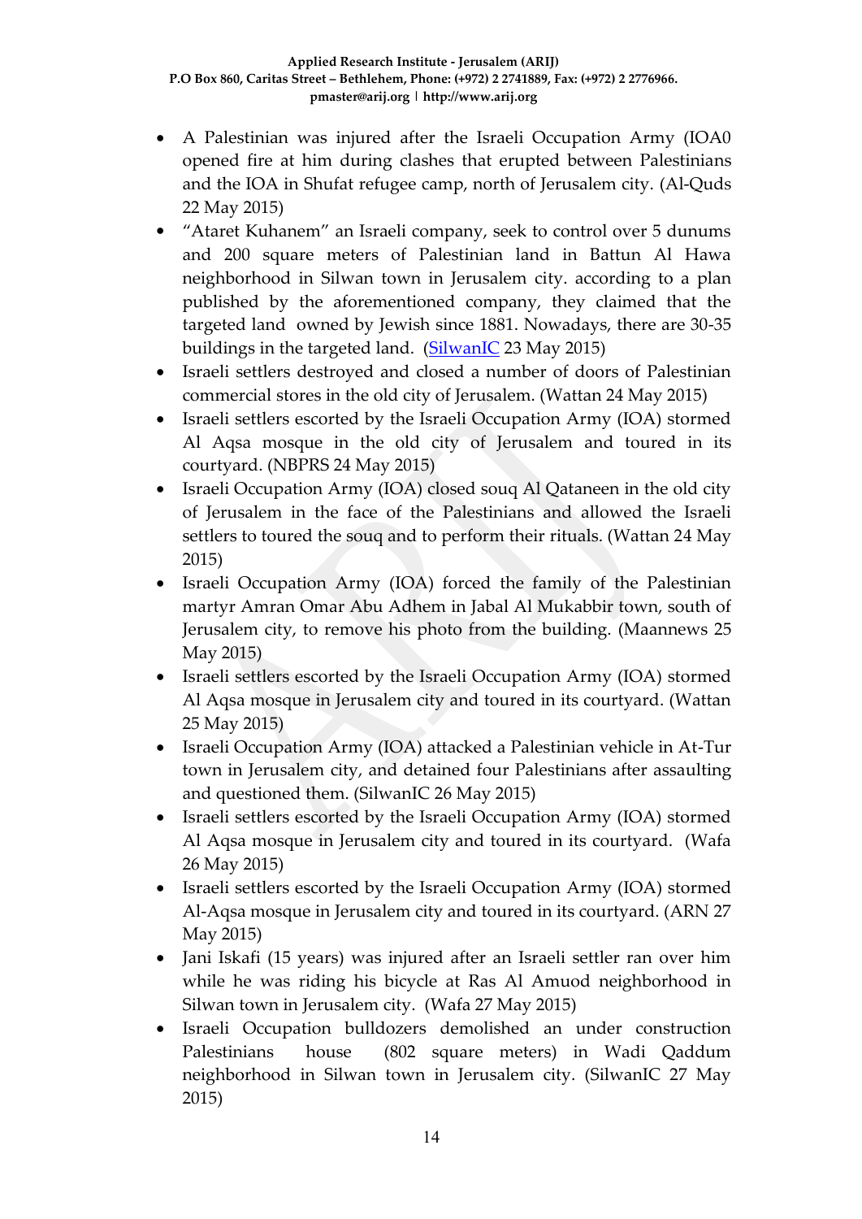- A Palestinian was injured after the Israeli Occupation Army (IOA0 opened fire at him during clashes that erupted between Palestinians and the IOA in Shufat refugee camp, north of Jerusalem city. (Al-Quds 22 May 2015)
- "Ataret Kuhanem" an Israeli company, seek to control over 5 dunums and 200 square meters of Palestinian land in Battun Al Hawa neighborhood in Silwan town in Jerusalem city. according to a plan published by the aforementioned company, they claimed that the targeted land owned by Jewish since 1881. Nowadays, there are 30-35 buildings in the targeted land. (SilwanIC 23 May 2015)
- Israeli settlers destroyed and closed a number of doors of Palestinian commercial stores in the old city of Jerusalem. (Wattan 24 May 2015)
- Israeli settlers escorted by the Israeli Occupation Army (IOA) stormed Al Aqsa mosque in the old city of Jerusalem and toured in its courtyard. (NBPRS 24 May 2015)
- Israeli Occupation Army (IOA) closed souq Al Qataneen in the old city of Jerusalem in the face of the Palestinians and allowed the Israeli settlers to toured the souq and to perform their rituals. (Wattan 24 May 2015)
- Israeli Occupation Army (IOA) forced the family of the Palestinian martyr Amran Omar Abu Adhem in Jabal Al Mukabbir town, south of Jerusalem city, to remove his photo from the building. (Maannews 25 May 2015)
- Israeli settlers escorted by the Israeli Occupation Army (IOA) stormed Al Aqsa mosque in Jerusalem city and toured in its courtyard. (Wattan 25 May 2015)
- Israeli Occupation Army (IOA) attacked a Palestinian vehicle in At-Tur town in Jerusalem city, and detained four Palestinians after assaulting and questioned them. (SilwanIC 26 May 2015)
- Israeli settlers escorted by the Israeli Occupation Army (IOA) stormed Al Aqsa mosque in Jerusalem city and toured in its courtyard. (Wafa 26 May 2015)
- Israeli settlers escorted by the Israeli Occupation Army (IOA) stormed Al-Aqsa mosque in Jerusalem city and toured in its courtyard. (ARN 27 May 2015)
- Jani Iskafi (15 years) was injured after an Israeli settler ran over him while he was riding his bicycle at Ras Al Amuod neighborhood in Silwan town in Jerusalem city. (Wafa 27 May 2015)
- Israeli Occupation bulldozers demolished an under construction Palestinians house (802 square meters) in Wadi Qaddum neighborhood in Silwan town in Jerusalem city. (SilwanIC 27 May 2015)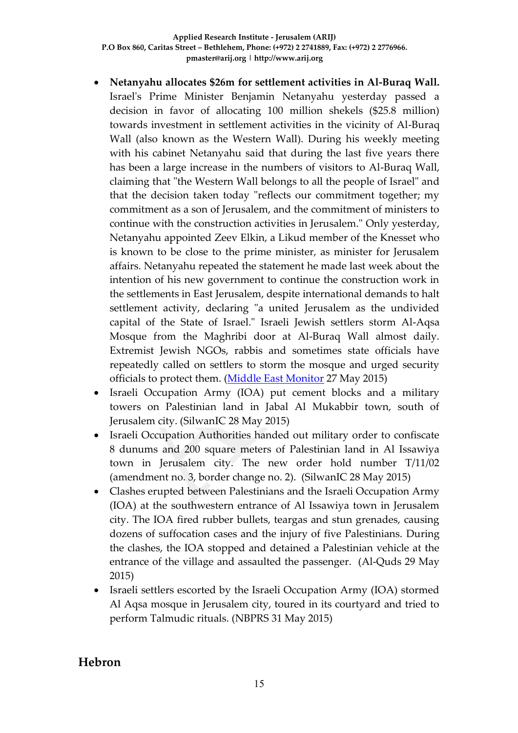- **Netanyahu allocates $26m for settlement activities in Al-Buraq Wall.** Israel's Prime Minister Benjamin Netanyahu yesterday passed a decision in favor of allocating 100 million shekels ($25.8 million) towards investment in settlement activities in the vicinity of Al-Buraq Wall (also known as the Western Wall). During his weekly meeting with his cabinet Netanyahu said that during the last five years there has been a large increase in the numbers of visitors to Al-Buraq Wall, claiming that "the Western Wall belongs to all the people of Israel" and that the decision taken today "reflects our commitment together; my commitment as a son of Jerusalem, and the commitment of ministers to continue with the construction activities in Jerusalem." Only yesterday, Netanyahu appointed Zeev Elkin, a Likud member of the Knesset who is known to be close to the prime minister, as minister for Jerusalem affairs. Netanyahu repeated the statement he made last week about the intention of his new government to continue the construction work in the settlements in East Jerusalem, despite international demands to halt settlement activity, declaring "a united Jerusalem as the undivided capital of the State of Israel." Israeli Jewish settlers storm Al-Aqsa Mosque from the Maghribi door at Al-Buraq Wall almost daily. Extremist Jewish NGOs, rabbis and sometimes state officials have repeatedly called on settlers to storm the mosque and urged security officials to protect them. (Middle East Monitor 27 May 2015)
- Israeli Occupation Army (IOA) put cement blocks and a military towers on Palestinian land in Jabal Al Mukabbir town, south of Jerusalem city. (SilwanIC 28 May 2015)
- Israeli Occupation Authorities handed out military order to confiscate 8 dunums and 200 square meters of Palestinian land in Al Issawiya town in Jerusalem city. The new order hold number T/11/02 (amendment no. 3, border change no. 2). (SilwanIC 28 May 2015)
- Clashes erupted between Palestinians and the Israeli Occupation Army (IOA) at the southwestern entrance of Al Issawiya town in Jerusalem city. The IOA fired rubber bullets, teargas and stun grenades, causing dozens of suffocation cases and the injury of five Palestinians. During the clashes, the IOA stopped and detained a Palestinian vehicle at the entrance of the village and assaulted the passenger. (Al-Quds 29 May 2015)
- Israeli settlers escorted by the Israeli Occupation Army (IOA) stormed Al Aqsa mosque in Jerusalem city, toured in its courtyard and tried to perform Talmudic rituals. (NBPRS 31 May 2015)

## Hebron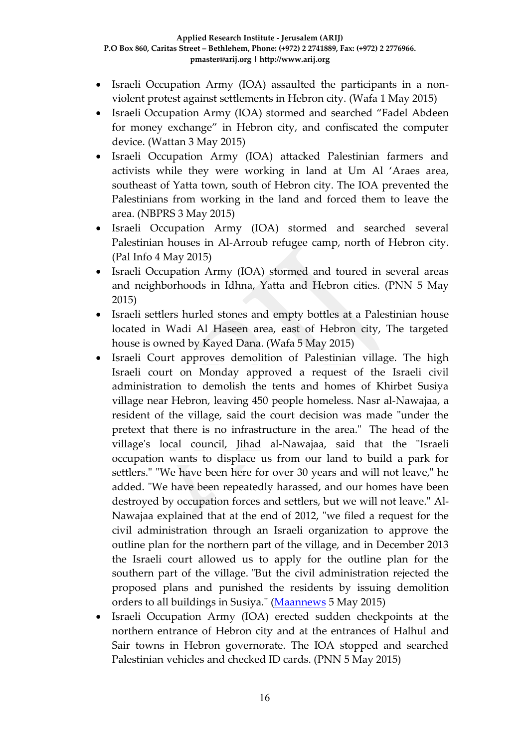- Israeli Occupation Army (IOA) assaulted the participants in a non-violent protest against settlements in Hebron city. (Wafa 1 May 2015)
- Israeli Occupation Army (IOA) stormed and searched "Fadel Abdeen for money exchange" in Hebron city, and confiscated the computer device. (Wattan 3 May 2015)
- Israeli Occupation Army (IOA) attacked Palestinian farmers and activists while they were working in land at Um Al 'Araes area, southeast of Yatta town, south of Hebron city. The IOA prevented the Palestinians from working in the land and forced them to leave the area. (NBPRS 3 May 2015)
- Israeli Occupation Army (IOA) stormed and searched several Palestinian houses in Al-Arroub refugee camp, north of Hebron city. (Pal Info 4 May 2015)
- Israeli Occupation Army (IOA) stormed and toured in several areas and neighborhoods in Idhna, Yatta and Hebron cities. (PNN 5 May 2015)
- Israeli settlers hurled stones and empty bottles at a Palestinian house located in Wadi Al Haseen area, east of Hebron city, The targeted house is owned by Kayed Dana. (Wafa 5 May 2015)
- Israeli Court approves demolition of Palestinian village. The high Israeli court on Monday approved a request of the Israeli civil administration to demolish the tents and homes of Khirbet Susiya village near Hebron, leaving 450 people homeless. Nasr al-Nawajaa, a resident of the village, said the court decision was made "under the pretext that there is no infrastructure in the area." The head of the village's local council, Jihad al-Nawajaa, said that the "Israeli occupation wants to displace us from our land to build a park for settlers." "We have been here for over 30 years and will not leave," he added. "We have been repeatedly harassed, and our homes have been destroyed by occupation forces and settlers, but we will not leave." Al-Nawajaa explained that at the end of 2012, "we filed a request for the civil administration through an Israeli organization to approve the outline plan for the northern part of the village, and in December 2013 the Israeli court allowed us to apply for the outline plan for the southern part of the village. "But the civil administration rejected the proposed plans and punished the residents by issuing demolition orders to all buildings in Susiya." (Maannews 5 May 2015)
- Israeli Occupation Army (IOA) erected sudden checkpoints at the northern entrance of Hebron city and at the entrances of Halhul and Sair towns in Hebron governorate. The IOA stopped and searched Palestinian vehicles and checked ID cards. (PNN 5 May 2015)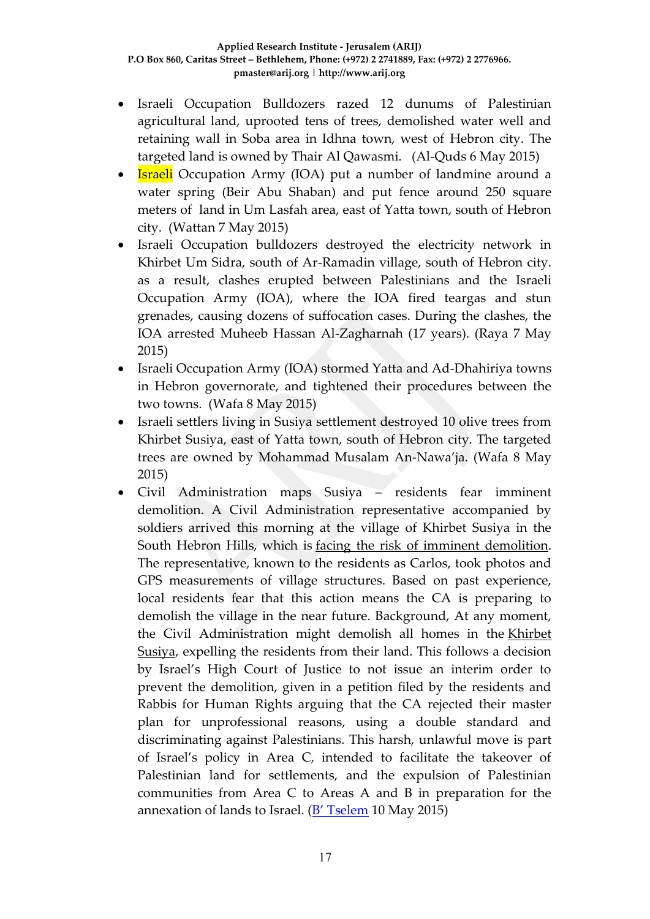- Israeli Occupation Bulldozers razed 12 dunums of Palestinian agricultural land, uprooted tens of trees, demolished water well and retaining wall in Soba area in Idhna town, west of Hebron city. The targeted land is owned by Thair Al Qawasmi. (Al-Quds 6 May 2015)
- Israeli Occupation Army (IOA) put a number of landmine around a water spring (Beir Abu Shaban) and put fence around 250 square meters of land in Um Lasfah area, east of Yatta town, south of Hebron city. (Wattan 7 May 2015)
- Israeli Occupation bulldozers destroyed the electricity network in Khirbet Um Sidra, south of Ar-Ramadin village, south of Hebron city. as a result, clashes erupted between Palestinians and the Israeli Occupation Army (IOA), where the IOA fired teargas and stun grenades, causing dozens of suffocation cases. During the clashes, the IOA arrested Muheeb Hassan Al-Zagharnah (17 years). (Raya 7 May 2015)
- Israeli Occupation Army (IOA) stormed Yatta and Ad-Dhahiriya towns in Hebron governorate, and tightened their procedures between the two towns. (Wafa 8 May 2015)
- Israeli settlers living in Susiya settlement destroyed 10 olive trees from Khirbet Susiya, east of Yatta town, south of Hebron city. The targeted trees are owned by Mohammad Musalam An-Nawa'ja. (Wafa 8 May 2015)
- Civil Administration maps Susiya – residents fear imminent demolition. A Civil Administration representative accompanied by soldiers arrived this morning at the village of Khirbet Susiya in the South Hebron Hills, which is facing the risk of imminent demolition. The representative, known to the residents as Carlos, took photos and GPS measurements of village structures. Based on past experience, local residents fear that this action means the CA is preparing to demolish the village in the near future. Background, At any moment, the Civil Administration might demolish all homes in the Khirbet Susiya, expelling the residents from their land. This follows a decision by Israel's High Court of Justice to not issue an interim order to prevent the demolition, given in a petition filed by the residents and Rabbis for Human Rights arguing that the CA rejected their master plan for unprofessional reasons, using a double standard and discriminating against Palestinians. This harsh, unlawful move is part of Israel's policy in Area C, intended to facilitate the takeover of Palestinian land for settlements, and the expulsion of Palestinian communities from Area C to Areas A and B in preparation for the annexation of lands to Israel. (B' Tselem 10 May 2015)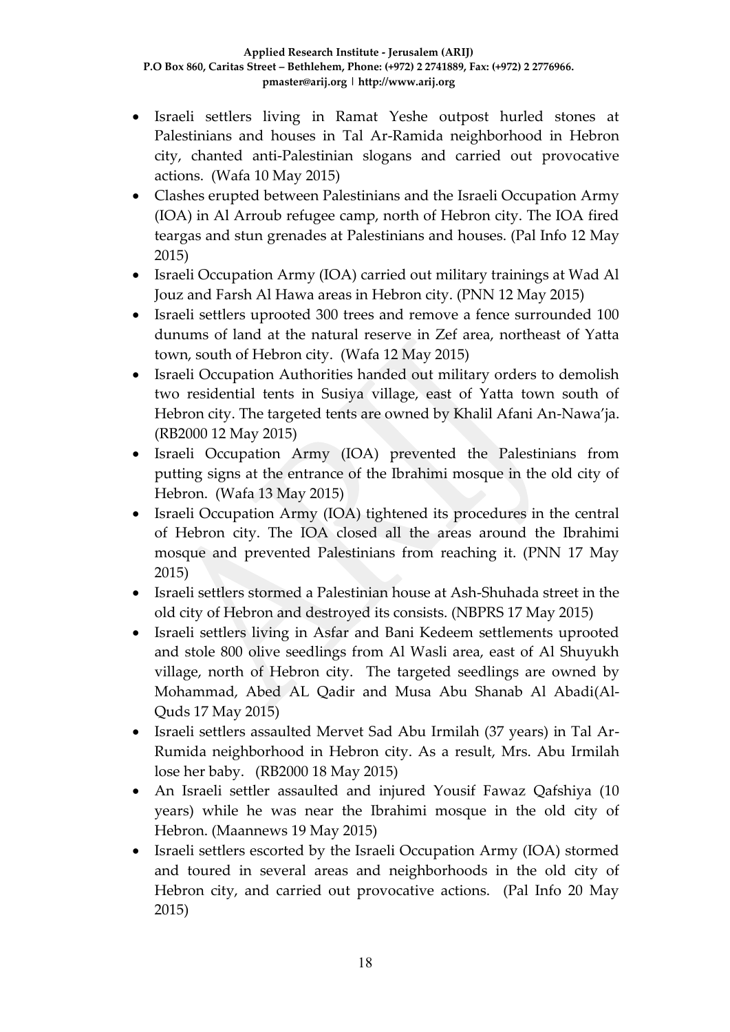- Israeli settlers living in Ramat Yeshe outpost hurled stones at Palestinians and houses in Tal Ar-Ramida neighborhood in Hebron city, chanted anti-Palestinian slogans and carried out provocative actions. (Wafa 10 May 2015)
- Clashes erupted between Palestinians and the Israeli Occupation Army (IOA) in Al Arroub refugee camp, north of Hebron city. The IOA fired teargas and stun grenades at Palestinians and houses. (Pal Info 12 May 2015)
- Israeli Occupation Army (IOA) carried out military trainings at Wad Al Jouz and Farsh Al Hawa areas in Hebron city. (PNN 12 May 2015)
- Israeli settlers uprooted 300 trees and remove a fence surrounded 100 dunums of land at the natural reserve in Zef area, northeast of Yatta town, south of Hebron city. (Wafa 12 May 2015)
- Israeli Occupation Authorities handed out military orders to demolish two residential tents in Susiya village, east of Yatta town south of Hebron city. The targeted tents are owned by Khalil Afani An-Nawa'ja. (RB2000 12 May 2015)
- Israeli Occupation Army (IOA) prevented the Palestinians from putting signs at the entrance of the Ibrahimi mosque in the old city of Hebron. (Wafa 13 May 2015)
- Israeli Occupation Army (IOA) tightened its procedures in the central of Hebron city. The IOA closed all the areas around the Ibrahimi mosque and prevented Palestinians from reaching it. (PNN 17 May 2015)
- Israeli settlers stormed a Palestinian house at Ash-Shuhada street in the old city of Hebron and destroyed its consists. (NBPRS 17 May 2015)
- Israeli settlers living in Asfar and Bani Kedeem settlements uprooted and stole 800 olive seedlings from Al Wasli area, east of Al Shuyukh village, north of Hebron city. The targeted seedlings are owned by Mohammad, Abed AL Qadir and Musa Abu Shanab Al Abadi(Al-Quds 17 May 2015)
- Israeli settlers assaulted Mervet Sad Abu Irmilah (37 years) in Tal Ar-Rumida neighborhood in Hebron city. As a result, Mrs. Abu Irmilah lose her baby. (RB2000 18 May 2015)
- An Israeli settler assaulted and injured Yousif Fawaz Qafshiya (10 years) while he was near the Ibrahimi mosque in the old city of Hebron. (Maannews 19 May 2015)
- Israeli settlers escorted by the Israeli Occupation Army (IOA) stormed and toured in several areas and neighborhoods in the old city of Hebron city, and carried out provocative actions. (Pal Info 20 May 2015)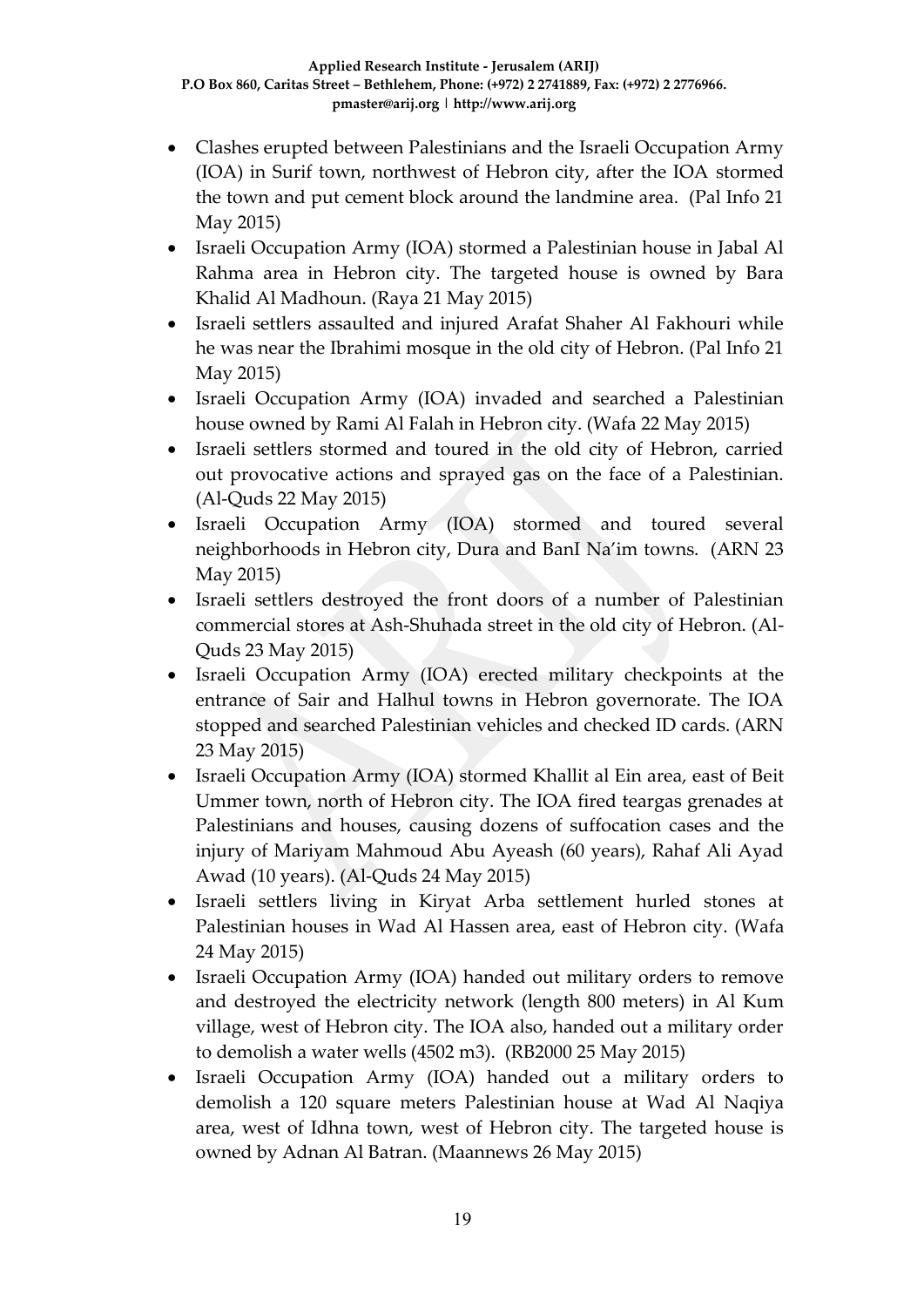- Clashes erupted between Palestinians and the Israeli Occupation Army (IOA) in Surif town, northwest of Hebron city, after the IOA stormed the town and put cement block around the landmine area. (Pal Info 21 May 2015)
- Israeli Occupation Army (IOA) stormed a Palestinian house in Jabal Al Rahma area in Hebron city. The targeted house is owned by Bara Khalid Al Madhoun. (Raya 21 May 2015)
- Israeli settlers assaulted and injured Arafat Shaher Al Fakhouri while he was near the Ibrahimi mosque in the old city of Hebron. (Pal Info 21 May 2015)
- Israeli Occupation Army (IOA) invaded and searched a Palestinian house owned by Rami Al Falah in Hebron city. (Wafa 22 May 2015)
- Israeli settlers stormed and toured in the old city of Hebron, carried out provocative actions and sprayed gas on the face of a Palestinian. (Al-Quds 22 May 2015)
- Israeli Occupation Army (IOA) stormed and toured several neighborhoods in Hebron city, Dura and BanI Na'im towns. (ARN 23 May 2015)
- Israeli settlers destroyed the front doors of a number of Palestinian commercial stores at Ash-Shuhada street in the old city of Hebron. (Al-Quds 23 May 2015)
- Israeli Occupation Army (IOA) erected military checkpoints at the entrance of Sair and Halhul towns in Hebron governorate. The IOA stopped and searched Palestinian vehicles and checked ID cards. (ARN 23 May 2015)
- Israeli Occupation Army (IOA) stormed Khallit al Ein area, east of Beit Ummer town, north of Hebron city. The IOA fired teargas grenades at Palestinians and houses, causing dozens of suffocation cases and the injury of Mariyam Mahmoud Abu Ayeash (60 years), Rahaf Ali Ayad Awad (10 years). (Al-Quds 24 May 2015)
- Israeli settlers living in Kiryat Arba settlement hurled stones at Palestinian houses in Wad Al Hassen area, east of Hebron city. (Wafa 24 May 2015)
- Israeli Occupation Army (IOA) handed out military orders to remove and destroyed the electricity network (length 800 meters) in Al Kum village, west of Hebron city. The IOA also, handed out a military order to demolish a water wells (4502 m3). (RB2000 25 May 2015)
- Israeli Occupation Army (IOA) handed out a military orders to demolish a 120 square meters Palestinian house at Wad Al Naqiya area, west of Idhna town, west of Hebron city. The targeted house is owned by Adnan Al Batran. (Maannews 26 May 2015)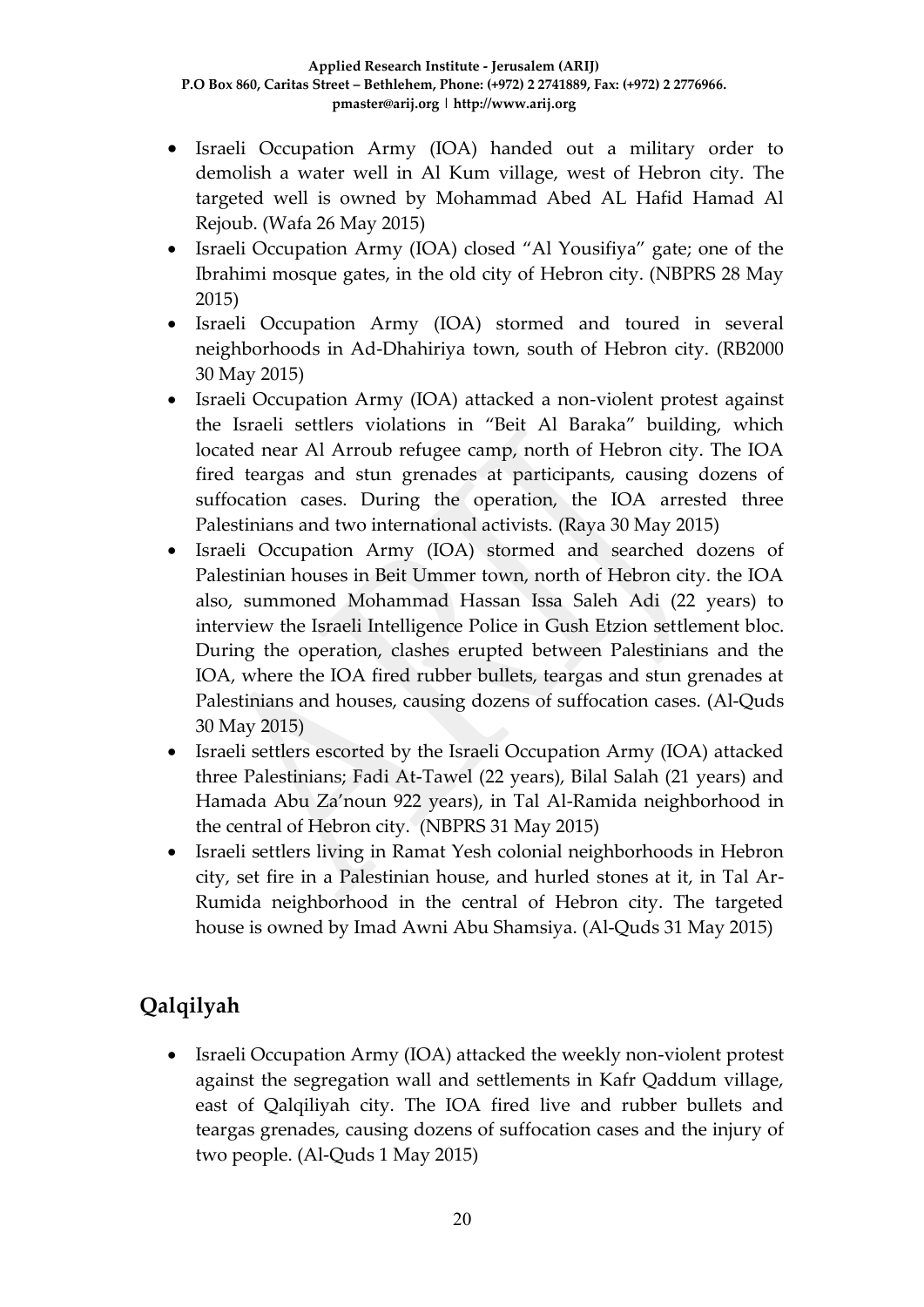- Israeli Occupation Army (IOA) handed out a military order to demolish a water well in Al Kum village, west of Hebron city. The targeted well is owned by Mohammad Abed AL Hafid Hamad Al Rejoub. (Wafa 26 May 2015)
- Israeli Occupation Army (IOA) closed "Al Yousifiya" gate; one of the Ibrahimi mosque gates, in the old city of Hebron city. (NBPRS 28 May 2015)
- Israeli Occupation Army (IOA) stormed and toured in several neighborhoods in Ad-Dhahiriya town, south of Hebron city. (RB2000 30 May 2015)
- Israeli Occupation Army (IOA) attacked a non-violent protest against the Israeli settlers violations in "Beit Al Baraka" building, which located near Al Arroub refugee camp, north of Hebron city. The IOA fired teargas and stun grenades at participants, causing dozens of suffocation cases. During the operation, the IOA arrested three Palestinians and two international activists. (Raya 30 May 2015)
- Israeli Occupation Army (IOA) stormed and searched dozens of Palestinian houses in Beit Ummer town, north of Hebron city. the IOA also, summoned Mohammad Hassan Issa Saleh Adi (22 years) to interview the Israeli Intelligence Police in Gush Etzion settlement bloc. During the operation, clashes erupted between Palestinians and the IOA, where the IOA fired rubber bullets, teargas and stun grenades at Palestinians and houses, causing dozens of suffocation cases. (Al-Quds 30 May 2015)
- Israeli settlers escorted by the Israeli Occupation Army (IOA) attacked three Palestinians; Fadi At-Tawel (22 years), Bilal Salah (21 years) and Hamada Abu Za'noun 922 years), in Tal Al-Ramida neighborhood in the central of Hebron city. (NBPRS 31 May 2015)
- Israeli settlers living in Ramat Yesh colonial neighborhoods in Hebron city, set fire in a Palestinian house, and hurled stones at it, in Tal Ar-Rumida neighborhood in the central of Hebron city. The targeted house is owned by Imad Awni Abu Shamsiya. (Al-Quds 31 May 2015)

## Qalqilyah

- Israeli Occupation Army (IOA) attacked the weekly non-violent protest against the segregation wall and settlements in Kafr Qaddum village, east of Qalqiliyah city. The IOA fired live and rubber bullets and teargas grenades, causing dozens of suffocation cases and the injury of two people. (Al-Quds 1 May 2015)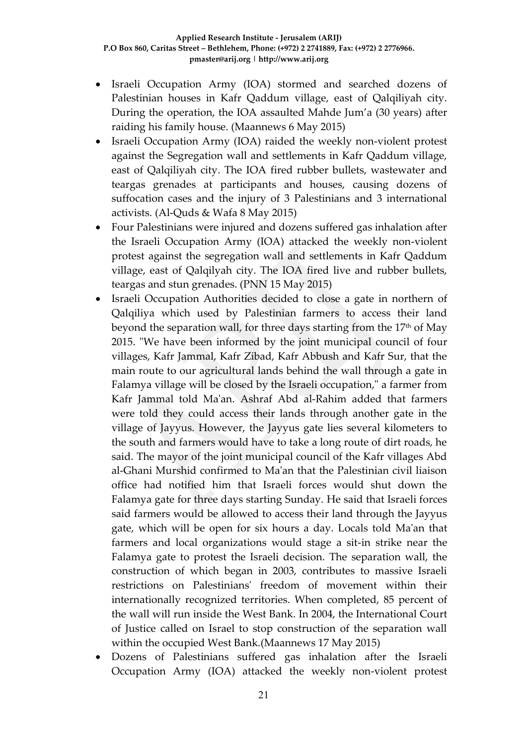- Israeli Occupation Army (IOA) stormed and searched dozens of Palestinian houses in Kafr Qaddum village, east of Qalqiliyah city. During the operation, the IOA assaulted Mahde Jum'a (30 years) after raiding his family house. (Maannews 6 May 2015)
- Israeli Occupation Army (IOA) raided the weekly non-violent protest against the Segregation wall and settlements in Kafr Qaddum village, east of Qalqiliyah city. The IOA fired rubber bullets, wastewater and teargas grenades at participants and houses, causing dozens of suffocation cases and the injury of 3 Palestinians and 3 international activists. (Al-Quds & Wafa 8 May 2015)
- Four Palestinians were injured and dozens suffered gas inhalation after the Israeli Occupation Army (IOA) attacked the weekly non-violent protest against the segregation wall and settlements in Kafr Qaddum village, east of Qalqilyah city. The IOA fired live and rubber bullets, teargas and stun grenades. (PNN 15 May 2015)
- Israeli Occupation Authorities decided to close a gate in northern of Qalqiliya which used by Palestinian farmers to access their land beyond the separation wall, for three days starting from the 17th of May 2015. "We have been informed by the joint municipal council of four villages, Kafr Jammal, Kafr Zibad, Kafr Abbush and Kafr Sur, that the main route to our agricultural lands behind the wall through a gate in Falamya village will be closed by the Israeli occupation," a farmer from Kafr Jammal told Ma'an. Ashraf Abd al-Rahim added that farmers were told they could access their lands through another gate in the village of Jayyus. However, the Jayyus gate lies several kilometers to the south and farmers would have to take a long route of dirt roads, he said. The mayor of the joint municipal council of the Kafr villages Abd al-Ghani Murshid confirmed to Ma'an that the Palestinian civil liaison office had notified him that Israeli forces would shut down the Falamya gate for three days starting Sunday. He said that Israeli forces said farmers would be allowed to access their land through the Jayyus gate, which will be open for six hours a day. Locals told Ma'an that farmers and local organizations would stage a sit-in strike near the Falamya gate to protest the Israeli decision. The separation wall, the construction of which began in 2003, contributes to massive Israeli restrictions on Palestinians' freedom of movement within their internationally recognized territories. When completed, 85 percent of the wall will run inside the West Bank. In 2004, the International Court of Justice called on Israel to stop construction of the separation wall within the occupied West Bank.(Maannews 17 May 2015)
- Dozens of Palestinians suffered gas inhalation after the Israeli Occupation Army (IOA) attacked the weekly non-violent protest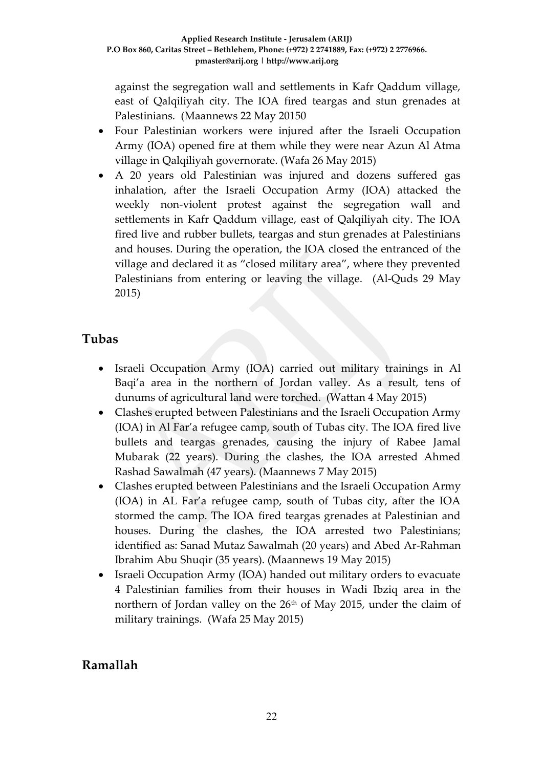against the segregation wall and settlements in Kafr Qaddum village, east of Qalqiliyah city. The IOA fired teargas and stun grenades at Palestinians. (Maannews 22 May 20150

- Four Palestinian workers were injured after the Israeli Occupation Army (IOA) opened fire at them while they were near Azun Al Atma village in Qalqiliyah governorate. (Wafa 26 May 2015)
- A 20 years old Palestinian was injured and dozens suffered gas inhalation, after the Israeli Occupation Army (IOA) attacked the weekly non-violent protest against the segregation wall and settlements in Kafr Qaddum village, east of Qalqiliyah city. The IOA fired live and rubber bullets, teargas and stun grenades at Palestinians and houses. During the operation, the IOA closed the entranced of the village and declared it as "closed military area", where they prevented Palestinians from entering or leaving the village. (Al-Quds 29 May 2015)

## Tubas

- Israeli Occupation Army (IOA) carried out military trainings in Al Baqi'a area in the northern of Jordan valley. As a result, tens of dunums of agricultural land were torched. (Wattan 4 May 2015)
- Clashes erupted between Palestinians and the Israeli Occupation Army (IOA) in Al Far'a refugee camp, south of Tubas city. The IOA fired live bullets and teargas grenades, causing the injury of Rabee Jamal Mubarak (22 years). During the clashes, the IOA arrested Ahmed Rashad Sawalmah (47 years). (Maannews 7 May 2015)
- Clashes erupted between Palestinians and the Israeli Occupation Army (IOA) in AL Far'a refugee camp, south of Tubas city, after the IOA stormed the camp. The IOA fired teargas grenades at Palestinian and houses. During the clashes, the IOA arrested two Palestinians; identified as: Sanad Mutaz Sawalmah (20 years) and Abed Ar-Rahman Ibrahim Abu Shuqir (35 years). (Maannews 19 May 2015)
- Israeli Occupation Army (IOA) handed out military orders to evacuate 4 Palestinian families from their houses in Wadi Ibziq area in the northern of Jordan valley on the 26th of May 2015, under the claim of military trainings. (Wafa 25 May 2015)

## Ramallah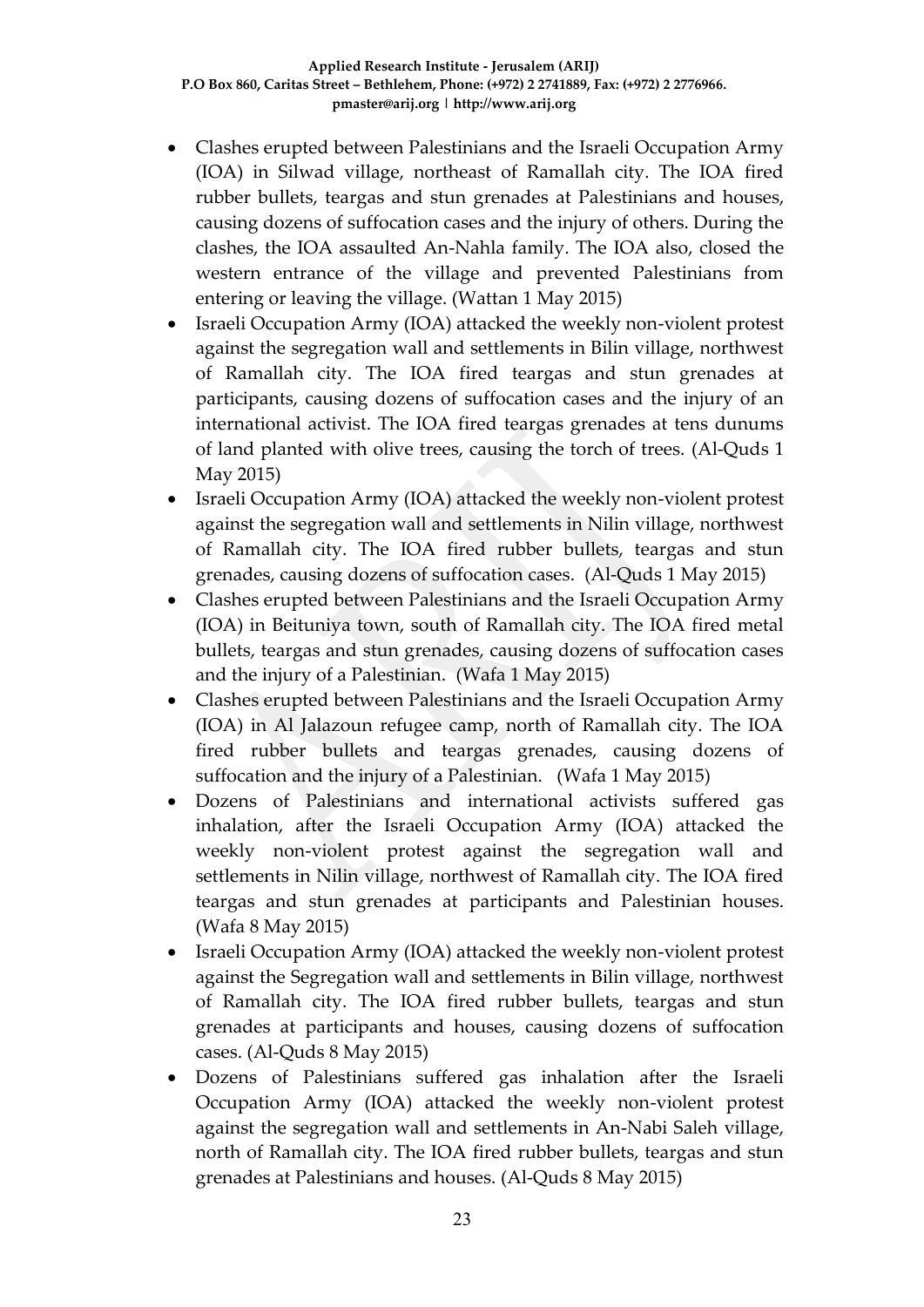- Clashes erupted between Palestinians and the Israeli Occupation Army (IOA) in Silwad village, northeast of Ramallah city. The IOA fired rubber bullets, teargas and stun grenades at Palestinians and houses, causing dozens of suffocation cases and the injury of others. During the clashes, the IOA assaulted An-Nahla family. The IOA also, closed the western entrance of the village and prevented Palestinians from entering or leaving the village. (Wattan 1 May 2015)
- Israeli Occupation Army (IOA) attacked the weekly non-violent protest against the segregation wall and settlements in Bilin village, northwest of Ramallah city. The IOA fired teargas and stun grenades at participants, causing dozens of suffocation cases and the injury of an international activist. The IOA fired teargas grenades at tens dunums of land planted with olive trees, causing the torch of trees. (Al-Quds 1 May 2015)
- Israeli Occupation Army (IOA) attacked the weekly non-violent protest against the segregation wall and settlements in Nilin village, northwest of Ramallah city. The IOA fired rubber bullets, teargas and stun grenades, causing dozens of suffocation cases. (Al-Quds 1 May 2015)
- Clashes erupted between Palestinians and the Israeli Occupation Army (IOA) in Beituniya town, south of Ramallah city. The IOA fired metal bullets, teargas and stun grenades, causing dozens of suffocation cases and the injury of a Palestinian. (Wafa 1 May 2015)
- Clashes erupted between Palestinians and the Israeli Occupation Army (IOA) in Al Jalazoun refugee camp, north of Ramallah city. The IOA fired rubber bullets and teargas grenades, causing dozens of suffocation and the injury of a Palestinian. (Wafa 1 May 2015)
- Dozens of Palestinians and international activists suffered gas inhalation, after the Israeli Occupation Army (IOA) attacked the weekly non-violent protest against the segregation wall and settlements in Nilin village, northwest of Ramallah city. The IOA fired teargas and stun grenades at participants and Palestinian houses. (Wafa 8 May 2015)
- Israeli Occupation Army (IOA) attacked the weekly non-violent protest against the Segregation wall and settlements in Bilin village, northwest of Ramallah city. The IOA fired rubber bullets, teargas and stun grenades at participants and houses, causing dozens of suffocation cases. (Al-Quds 8 May 2015)
- Dozens of Palestinians suffered gas inhalation after the Israeli Occupation Army (IOA) attacked the weekly non-violent protest against the segregation wall and settlements in An-Nabi Saleh village, north of Ramallah city. The IOA fired rubber bullets, teargas and stun grenades at Palestinians and houses. (Al-Quds 8 May 2015)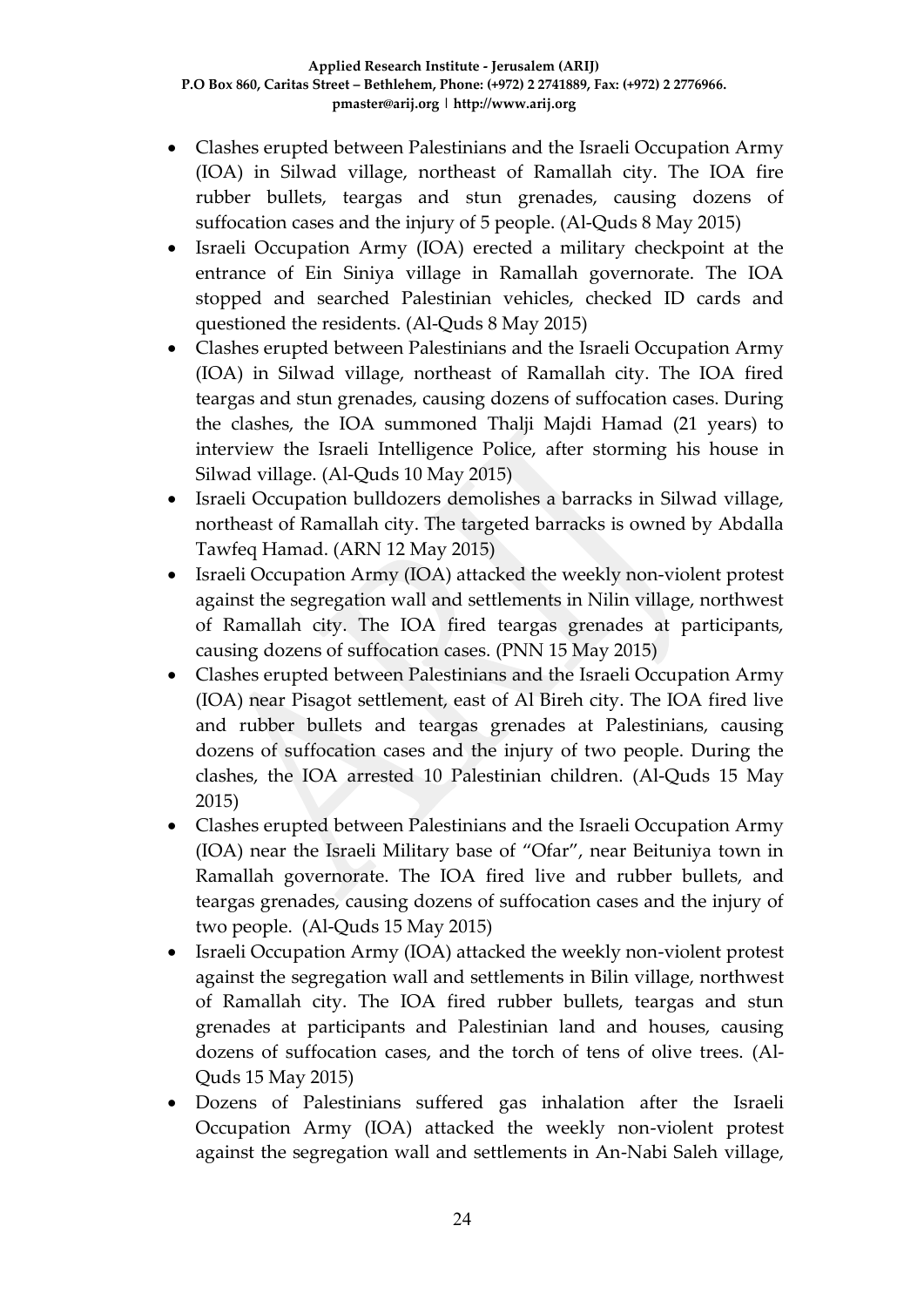- Clashes erupted between Palestinians and the Israeli Occupation Army (IOA) in Silwad village, northeast of Ramallah city. The IOA fire rubber bullets, teargas and stun grenades, causing dozens of suffocation cases and the injury of 5 people. (Al-Quds 8 May 2015)
- Israeli Occupation Army (IOA) erected a military checkpoint at the entrance of Ein Siniya village in Ramallah governorate. The IOA stopped and searched Palestinian vehicles, checked ID cards and questioned the residents. (Al-Quds 8 May 2015)
- Clashes erupted between Palestinians and the Israeli Occupation Army (IOA) in Silwad village, northeast of Ramallah city. The IOA fired teargas and stun grenades, causing dozens of suffocation cases. During the clashes, the IOA summoned Thalji Majdi Hamad (21 years) to interview the Israeli Intelligence Police, after storming his house in Silwad village. (Al-Quds 10 May 2015)
- Israeli Occupation bulldozers demolishes a barracks in Silwad village, northeast of Ramallah city. The targeted barracks is owned by Abdalla Tawfeq Hamad. (ARN 12 May 2015)
- Israeli Occupation Army (IOA) attacked the weekly non-violent protest against the segregation wall and settlements in Nilin village, northwest of Ramallah city. The IOA fired teargas grenades at participants, causing dozens of suffocation cases. (PNN 15 May 2015)
- Clashes erupted between Palestinians and the Israeli Occupation Army (IOA) near Pisagot settlement, east of Al Bireh city. The IOA fired live and rubber bullets and teargas grenades at Palestinians, causing dozens of suffocation cases and the injury of two people. During the clashes, the IOA arrested 10 Palestinian children. (Al-Quds 15 May 2015)
- Clashes erupted between Palestinians and the Israeli Occupation Army (IOA) near the Israeli Military base of "Ofar", near Beituniya town in Ramallah governorate. The IOA fired live and rubber bullets, and teargas grenades, causing dozens of suffocation cases and the injury of two people. (Al-Quds 15 May 2015)
- Israeli Occupation Army (IOA) attacked the weekly non-violent protest against the segregation wall and settlements in Bilin village, northwest of Ramallah city. The IOA fired rubber bullets, teargas and stun grenades at participants and Palestinian land and houses, causing dozens of suffocation cases, and the torch of tens of olive trees. (Al-Quds 15 May 2015)
- Dozens of Palestinians suffered gas inhalation after the Israeli Occupation Army (IOA) attacked the weekly non-violent protest against the segregation wall and settlements in An-Nabi Saleh village,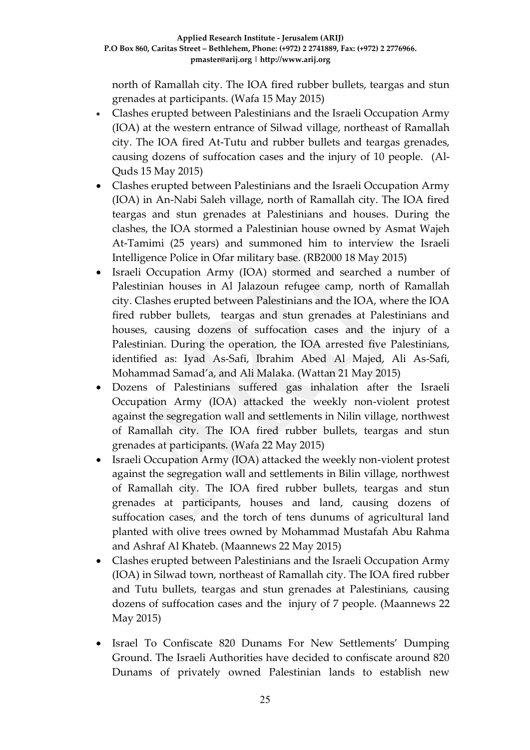north of Ramallah city. The IOA fired rubber bullets, teargas and stun grenades at participants. (Wafa 15 May 2015)

- Clashes erupted between Palestinians and the Israeli Occupation Army (IOA) at the western entrance of Silwad village, northeast of Ramallah city. The IOA fired At-Tutu and rubber bullets and teargas grenades, causing dozens of suffocation cases and the injury of 10 people. (Al-Quds 15 May 2015)
- Clashes erupted between Palestinians and the Israeli Occupation Army (IOA) in An-Nabi Saleh village, north of Ramallah city. The IOA fired teargas and stun grenades at Palestinians and houses. During the clashes, the IOA stormed a Palestinian house owned by Asmat Wajeh At-Tamimi (25 years) and summoned him to interview the Israeli Intelligence Police in Ofar military base. (RB2000 18 May 2015)
- Israeli Occupation Army (IOA) stormed and searched a number of Palestinian houses in Al Jalazoun refugee camp, north of Ramallah city. Clashes erupted between Palestinians and the IOA, where the IOA fired rubber bullets, teargas and stun grenades at Palestinians and houses, causing dozens of suffocation cases and the injury of a Palestinian. During the operation, the IOA arrested five Palestinians, identified as: Iyad As-Safi, Ibrahim Abed Al Majed, Ali As-Safi, Mohammad Samad'a, and Ali Malaka. (Wattan 21 May 2015)
- Dozens of Palestinians suffered gas inhalation after the Israeli Occupation Army (IOA) attacked the weekly non-violent protest against the segregation wall and settlements in Nilin village, northwest of Ramallah city. The IOA fired rubber bullets, teargas and stun grenades at participants. (Wafa 22 May 2015)
- Israeli Occupation Army (IOA) attacked the weekly non-violent protest against the segregation wall and settlements in Bilin village, northwest of Ramallah city. The IOA fired rubber bullets, teargas and stun grenades at participants, houses and land, causing dozens of suffocation cases, and the torch of tens dunums of agricultural land planted with olive trees owned by Mohammad Mustafah Abu Rahma and Ashraf Al Khateb. (Maannews 22 May 2015)
- Clashes erupted between Palestinians and the Israeli Occupation Army (IOA) in Silwad town, northeast of Ramallah city. The IOA fired rubber and Tutu bullets, teargas and stun grenades at Palestinians, causing dozens of suffocation cases and the injury of 7 people. (Maannews 22 May 2015)
- Israel To Confiscate 820 Dunams For New Settlements' Dumping Ground. The Israeli Authorities have decided to confiscate around 820 Dunams of privately owned Palestinian lands to establish new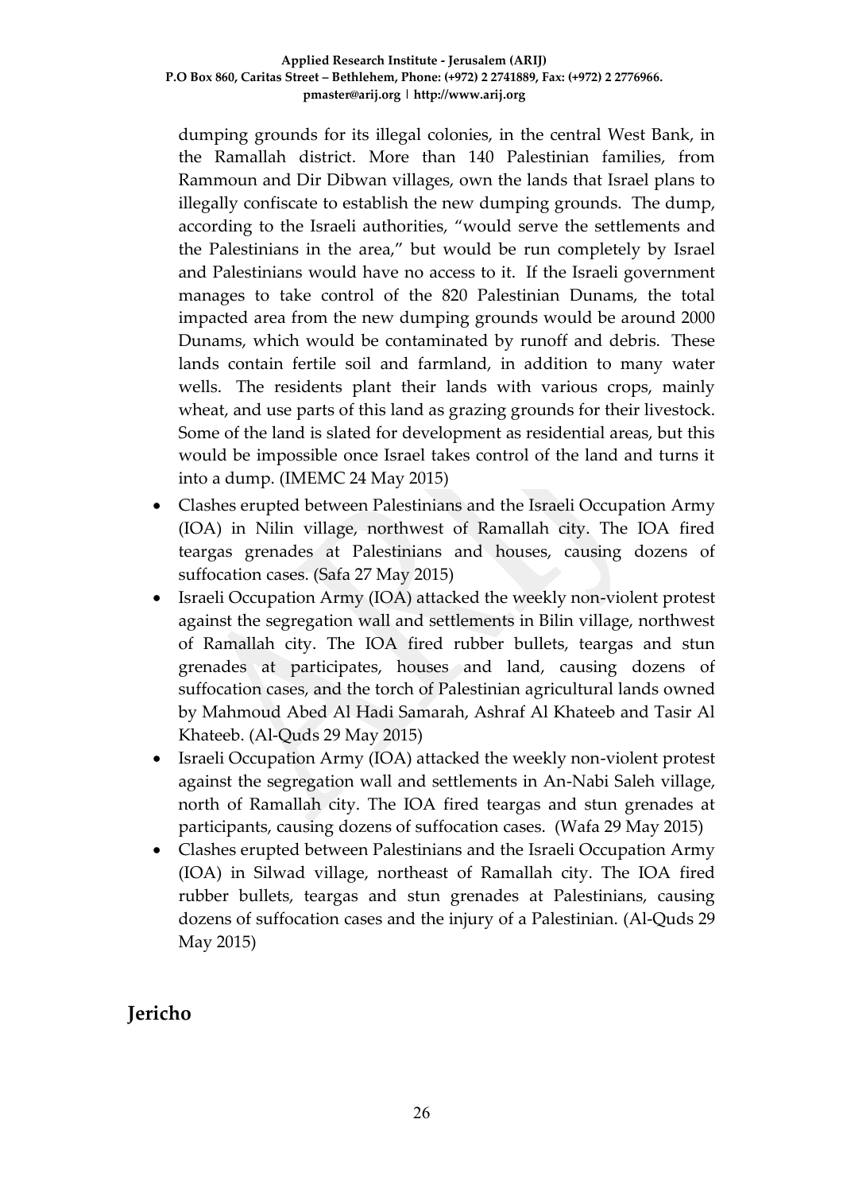dumping grounds for its illegal colonies, in the central West Bank, in the Ramallah district. More than 140 Palestinian families, from Rammoun and Dir Dibwan villages, own the lands that Israel plans to illegally confiscate to establish the new dumping grounds. The dump, according to the Israeli authorities, "would serve the settlements and the Palestinians in the area," but would be run completely by Israel and Palestinians would have no access to it. If the Israeli government manages to take control of the 820 Palestinian Dunams, the total impacted area from the new dumping grounds would be around 2000 Dunams, which would be contaminated by runoff and debris. These lands contain fertile soil and farmland, in addition to many water wells. The residents plant their lands with various crops, mainly wheat, and use parts of this land as grazing grounds for their livestock. Some of the land is slated for development as residential areas, but this would be impossible once Israel takes control of the land and turns it into a dump. (IMEMC 24 May 2015)

- Clashes erupted between Palestinians and the Israeli Occupation Army (IOA) in Nilin village, northwest of Ramallah city. The IOA fired teargas grenades at Palestinians and houses, causing dozens of suffocation cases. (Safa 27 May 2015)
- Israeli Occupation Army (IOA) attacked the weekly non-violent protest against the segregation wall and settlements in Bilin village, northwest of Ramallah city. The IOA fired rubber bullets, teargas and stun grenades at participates, houses and land, causing dozens of suffocation cases, and the torch of Palestinian agricultural lands owned by Mahmoud Abed Al Hadi Samarah, Ashraf Al Khateeb and Tasir Al Khateeb. (Al-Quds 29 May 2015)
- Israeli Occupation Army (IOA) attacked the weekly non-violent protest against the segregation wall and settlements in An-Nabi Saleh village, north of Ramallah city. The IOA fired teargas and stun grenades at participants, causing dozens of suffocation cases. (Wafa 29 May 2015)
- Clashes erupted between Palestinians and the Israeli Occupation Army (IOA) in Silwad village, northeast of Ramallah city. The IOA fired rubber bullets, teargas and stun grenades at Palestinians, causing dozens of suffocation cases and the injury of a Palestinian. (Al-Quds 29 May 2015)

## Jericho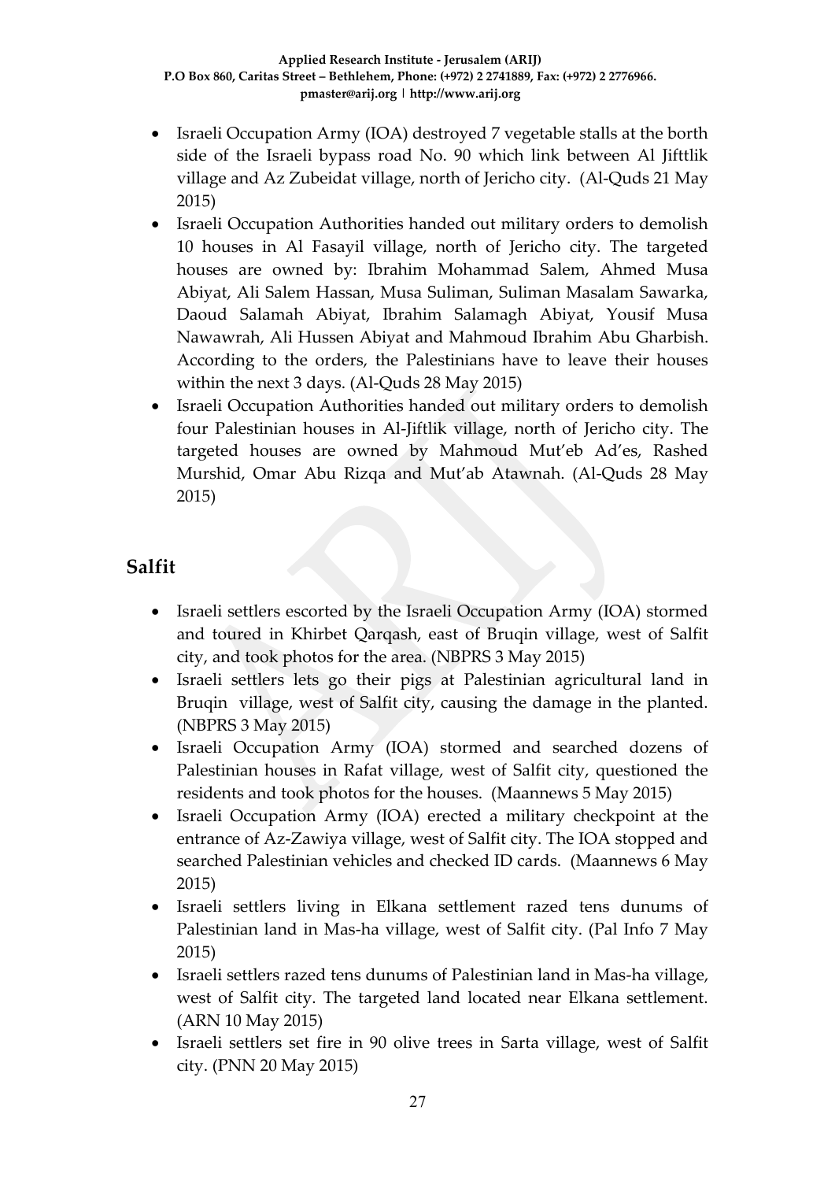- Israeli Occupation Army (IOA) destroyed 7 vegetable stalls at the borth side of the Israeli bypass road No. 90 which link between Al Jifttlik village and Az Zubeidat village, north of Jericho city. (Al-Quds 21 May 2015)
- Israeli Occupation Authorities handed out military orders to demolish 10 houses in Al Fasayil village, north of Jericho city. The targeted houses are owned by: Ibrahim Mohammad Salem, Ahmed Musa Abiyat, Ali Salem Hassan, Musa Suliman, Suliman Masalam Sawarka, Daoud Salamah Abiyat, Ibrahim Salamagh Abiyat, Yousif Musa Nawawrah, Ali Hussen Abiyat and Mahmoud Ibrahim Abu Gharbish. According to the orders, the Palestinians have to leave their houses within the next 3 days. (Al-Quds 28 May 2015)
- Israeli Occupation Authorities handed out military orders to demolish four Palestinian houses in Al-Jiftlik village, north of Jericho city. The targeted houses are owned by Mahmoud Mut'eb Ad'es, Rashed Murshid, Omar Abu Rizqa and Mut'ab Atawnah. (Al-Quds 28 May 2015)

## Salfit

- Israeli settlers escorted by the Israeli Occupation Army (IOA) stormed and toured in Khirbet Qarqash, east of Bruqin village, west of Salfit city, and took photos for the area. (NBPRS 3 May 2015)
- Israeli settlers lets go their pigs at Palestinian agricultural land in Bruqin village, west of Salfit city, causing the damage in the planted. (NBPRS 3 May 2015)
- Israeli Occupation Army (IOA) stormed and searched dozens of Palestinian houses in Rafat village, west of Salfit city, questioned the residents and took photos for the houses. (Maannews 5 May 2015)
- Israeli Occupation Army (IOA) erected a military checkpoint at the entrance of Az-Zawiya village, west of Salfit city. The IOA stopped and searched Palestinian vehicles and checked ID cards. (Maannews 6 May 2015)
- Israeli settlers living in Elkana settlement razed tens dunums of Palestinian land in Mas-ha village, west of Salfit city. (Pal Info 7 May 2015)
- Israeli settlers razed tens dunums of Palestinian land in Mas-ha village, west of Salfit city. The targeted land located near Elkana settlement. (ARN 10 May 2015)
- Israeli settlers set fire in 90 olive trees in Sarta village, west of Salfit city. (PNN 20 May 2015)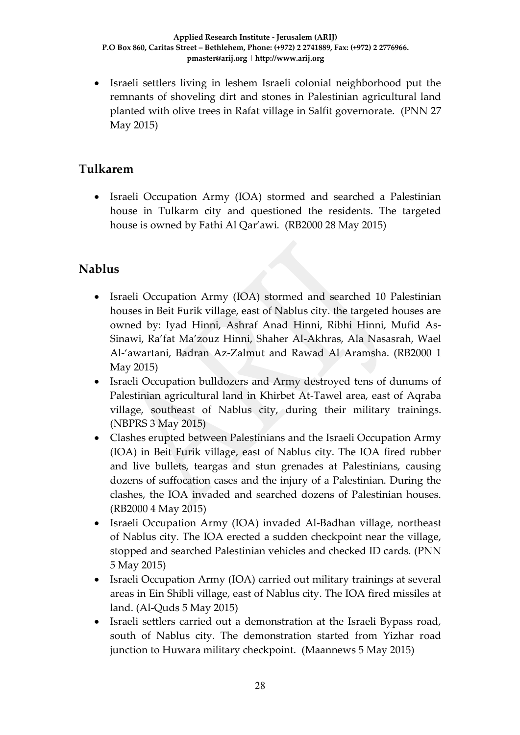- Israeli settlers living in leshem Israeli colonial neighborhood put the remnants of shoveling dirt and stones in Palestinian agricultural land planted with olive trees in Rafat village in Salfit governorate. (PNN 27 May 2015)

## Tulkarem

- Israeli Occupation Army (IOA) stormed and searched a Palestinian house in Tulkarm city and questioned the residents. The targeted house is owned by Fathi Al Qar'awi. (RB2000 28 May 2015)

## Nablus

- Israeli Occupation Army (IOA) stormed and searched 10 Palestinian houses in Beit Furik village, east of Nablus city. the targeted houses are owned by: Iyad Hinni, Ashraf Anad Hinni, Ribhi Hinni, Mufid As-Sinawi, Ra'fat Ma'zouz Hinni, Shaher Al-Akhras, Ala Nasasrah, Wael Al-'awartani, Badran Az-Zalmut and Rawad Al Aramsha. (RB2000 1 May 2015)
- Israeli Occupation bulldozers and Army destroyed tens of dunums of Palestinian agricultural land in Khirbet At-Tawel area, east of Aqraba village, southeast of Nablus city, during their military trainings. (NBPRS 3 May 2015)
- Clashes erupted between Palestinians and the Israeli Occupation Army (IOA) in Beit Furik village, east of Nablus city. The IOA fired rubber and live bullets, teargas and stun grenades at Palestinians, causing dozens of suffocation cases and the injury of a Palestinian. During the clashes, the IOA invaded and searched dozens of Palestinian houses. (RB2000 4 May 2015)
- Israeli Occupation Army (IOA) invaded Al-Badhan village, northeast of Nablus city. The IOA erected a sudden checkpoint near the village, stopped and searched Palestinian vehicles and checked ID cards. (PNN 5 May 2015)
- Israeli Occupation Army (IOA) carried out military trainings at several areas in Ein Shibli village, east of Nablus city. The IOA fired missiles at land. (Al-Quds 5 May 2015)
- Israeli settlers carried out a demonstration at the Israeli Bypass road, south of Nablus city. The demonstration started from Yizhar road junction to Huwara military checkpoint. (Maannews 5 May 2015)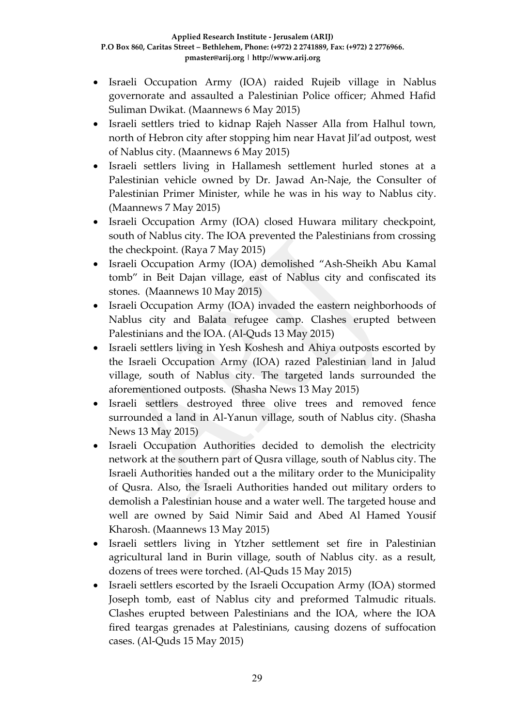- Israeli Occupation Army (IOA) raided Rujeib village in Nablus governorate and assaulted a Palestinian Police officer; Ahmed Hafid Suliman Dwikat. (Maannews 6 May 2015)
- Israeli settlers tried to kidnap Rajeh Nasser Alla from Halhul town, north of Hebron city after stopping him near Havat Jil'ad outpost, west of Nablus city. (Maannews 6 May 2015)
- Israeli settlers living in Hallamesh settlement hurled stones at a Palestinian vehicle owned by Dr. Jawad An-Naje, the Consulter of Palestinian Primer Minister, while he was in his way to Nablus city. (Maannews 7 May 2015)
- Israeli Occupation Army (IOA) closed Huwara military checkpoint, south of Nablus city. The IOA prevented the Palestinians from crossing the checkpoint. (Raya 7 May 2015)
- Israeli Occupation Army (IOA) demolished "Ash-Sheikh Abu Kamal tomb" in Beit Dajan village, east of Nablus city and confiscated its stones. (Maannews 10 May 2015)
- Israeli Occupation Army (IOA) invaded the eastern neighborhoods of Nablus city and Balata refugee camp. Clashes erupted between Palestinians and the IOA. (Al-Quds 13 May 2015)
- Israeli settlers living in Yesh Koshesh and Ahiya outposts escorted by the Israeli Occupation Army (IOA) razed Palestinian land in Jalud village, south of Nablus city. The targeted lands surrounded the aforementioned outposts. (Shasha News 13 May 2015)
- Israeli settlers destroyed three olive trees and removed fence surrounded a land in Al-Yanun village, south of Nablus city. (Shasha News 13 May 2015)
- Israeli Occupation Authorities decided to demolish the electricity network at the southern part of Qusra village, south of Nablus city. The Israeli Authorities handed out a the military order to the Municipality of Qusra. Also, the Israeli Authorities handed out military orders to demolish a Palestinian house and a water well. The targeted house and well are owned by Said Nimir Said and Abed Al Hamed Yousif Kharosh. (Maannews 13 May 2015)
- Israeli settlers living in Ytzher settlement set fire in Palestinian agricultural land in Burin village, south of Nablus city. as a result, dozens of trees were torched. (Al-Quds 15 May 2015)
- Israeli settlers escorted by the Israeli Occupation Army (IOA) stormed Joseph tomb, east of Nablus city and preformed Talmudic rituals. Clashes erupted between Palestinians and the IOA, where the IOA fired teargas grenades at Palestinians, causing dozens of suffocation cases. (Al-Quds 15 May 2015)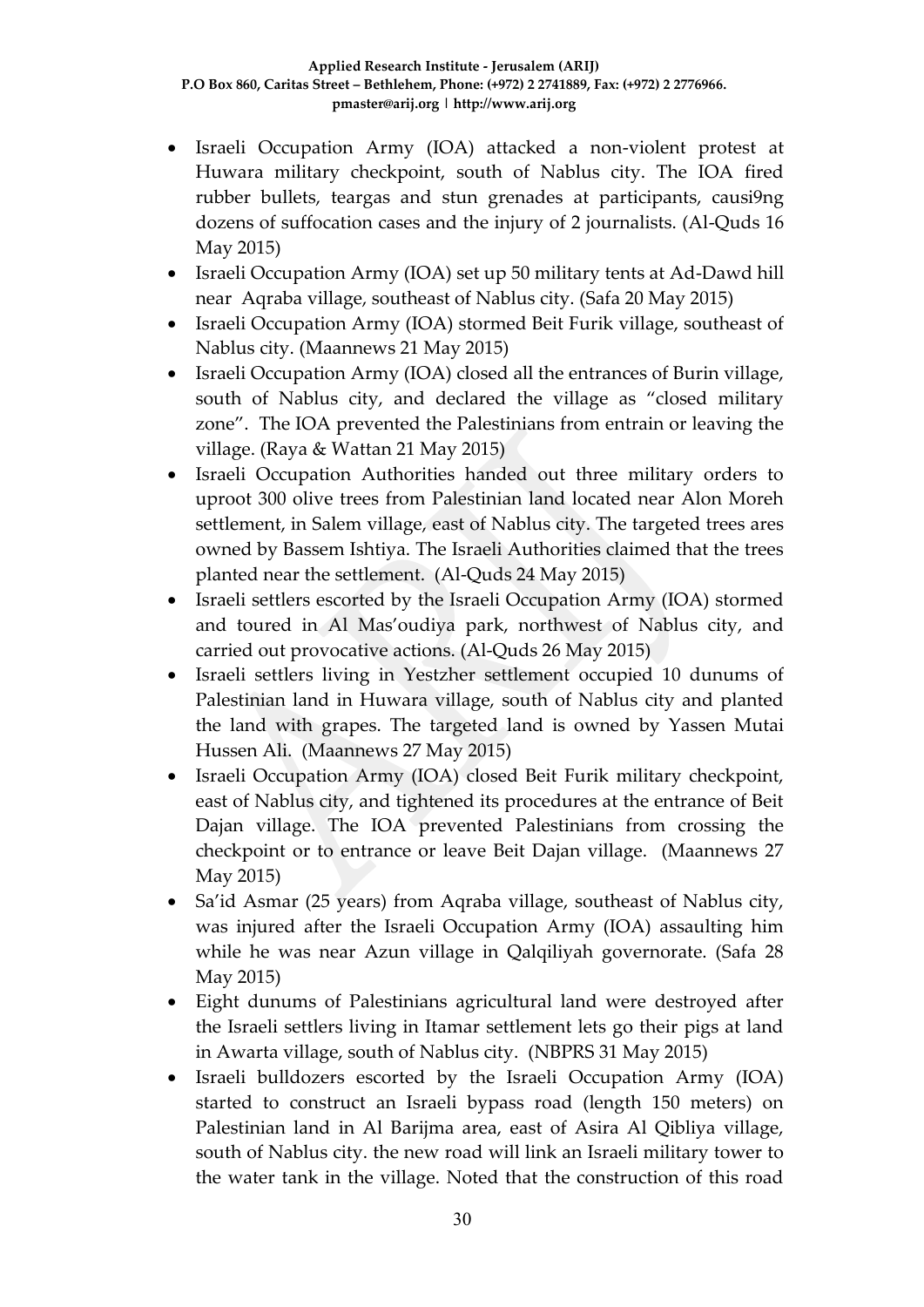- Israeli Occupation Army (IOA) attacked a non-violent protest at Huwara military checkpoint, south of Nablus city. The IOA fired rubber bullets, teargas and stun grenades at participants, causi9ng dozens of suffocation cases and the injury of 2 journalists. (Al-Quds 16 May 2015)
- Israeli Occupation Army (IOA) set up 50 military tents at Ad-Dawd hill near Aqraba village, southeast of Nablus city. (Safa 20 May 2015)
- Israeli Occupation Army (IOA) stormed Beit Furik village, southeast of Nablus city. (Maannews 21 May 2015)
- Israeli Occupation Army (IOA) closed all the entrances of Burin village, south of Nablus city, and declared the village as "closed military zone". The IOA prevented the Palestinians from entrain or leaving the village. (Raya & Wattan 21 May 2015)
- Israeli Occupation Authorities handed out three military orders to uproot 300 olive trees from Palestinian land located near Alon Moreh settlement, in Salem village, east of Nablus city. The targeted trees ares owned by Bassem Ishtiya. The Israeli Authorities claimed that the trees planted near the settlement. (Al-Quds 24 May 2015)
- Israeli settlers escorted by the Israeli Occupation Army (IOA) stormed and toured in Al Mas'oudiya park, northwest of Nablus city, and carried out provocative actions. (Al-Quds 26 May 2015)
- Israeli settlers living in Yestzher settlement occupied 10 dunums of Palestinian land in Huwara village, south of Nablus city and planted the land with grapes. The targeted land is owned by Yassen Mutai Hussen Ali. (Maannews 27 May 2015)
- Israeli Occupation Army (IOA) closed Beit Furik military checkpoint, east of Nablus city, and tightened its procedures at the entrance of Beit Dajan village. The IOA prevented Palestinians from crossing the checkpoint or to entrance or leave Beit Dajan village. (Maannews 27 May 2015)
- Sa'id Asmar (25 years) from Aqraba village, southeast of Nablus city, was injured after the Israeli Occupation Army (IOA) assaulting him while he was near Azun village in Qalqiliyah governorate. (Safa 28 May 2015)
- Eight dunums of Palestinians agricultural land were destroyed after the Israeli settlers living in Itamar settlement lets go their pigs at land in Awarta village, south of Nablus city. (NBPRS 31 May 2015)
- Israeli bulldozers escorted by the Israeli Occupation Army (IOA) started to construct an Israeli bypass road (length 150 meters) on Palestinian land in Al Barijma area, east of Asira Al Qibliya village, south of Nablus city. the new road will link an Israeli military tower to the water tank in the village. Noted that the construction of this road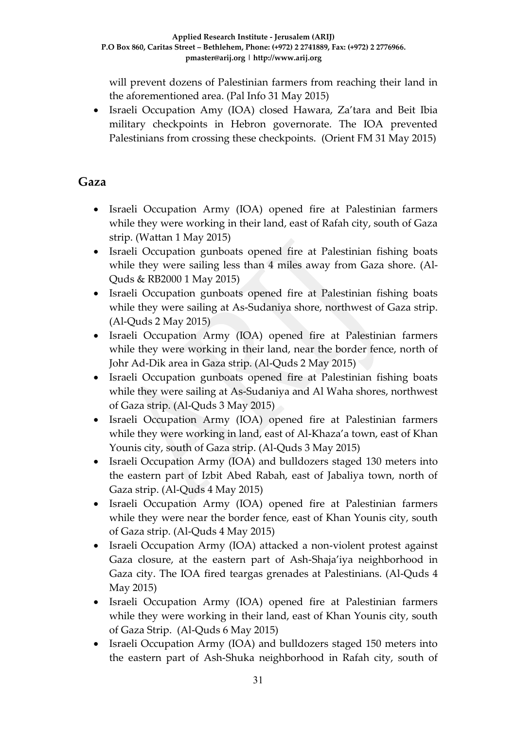will prevent dozens of Palestinian farmers from reaching their land in the aforementioned area. (Pal Info 31 May 2015)

- Israeli Occupation Amy (IOA) closed Hawara, Za'tara and Beit Ibia military checkpoints in Hebron governorate. The IOA prevented Palestinians from crossing these checkpoints. (Orient FM 31 May 2015)

## Gaza

- Israeli Occupation Army (IOA) opened fire at Palestinian farmers while they were working in their land, east of Rafah city, south of Gaza strip. (Wattan 1 May 2015)
- Israeli Occupation gunboats opened fire at Palestinian fishing boats while they were sailing less than 4 miles away from Gaza shore. (Al-Quds & RB2000 1 May 2015)
- Israeli Occupation gunboats opened fire at Palestinian fishing boats while they were sailing at As-Sudaniya shore, northwest of Gaza strip. (Al-Quds 2 May 2015)
- Israeli Occupation Army (IOA) opened fire at Palestinian farmers while they were working in their land, near the border fence, north of Johr Ad-Dik area in Gaza strip. (Al-Quds 2 May 2015)
- Israeli Occupation gunboats opened fire at Palestinian fishing boats while they were sailing at As-Sudaniya and Al Waha shores, northwest of Gaza strip. (Al-Quds 3 May 2015)
- Israeli Occupation Army (IOA) opened fire at Palestinian farmers while they were working in land, east of Al-Khaza'a town, east of Khan Younis city, south of Gaza strip. (Al-Quds 3 May 2015)
- Israeli Occupation Army (IOA) and bulldozers staged 130 meters into the eastern part of Izbit Abed Rabah, east of Jabaliya town, north of Gaza strip. (Al-Quds 4 May 2015)
- Israeli Occupation Army (IOA) opened fire at Palestinian farmers while they were near the border fence, east of Khan Younis city, south of Gaza strip. (Al-Quds 4 May 2015)
- Israeli Occupation Army (IOA) attacked a non-violent protest against Gaza closure, at the eastern part of Ash-Shaja'iya neighborhood in Gaza city. The IOA fired teargas grenades at Palestinians. (Al-Quds 4 May 2015)
- Israeli Occupation Army (IOA) opened fire at Palestinian farmers while they were working in their land, east of Khan Younis city, south of Gaza Strip. (Al-Quds 6 May 2015)
- Israeli Occupation Army (IOA) and bulldozers staged 150 meters into the eastern part of Ash-Shuka neighborhood in Rafah city, south of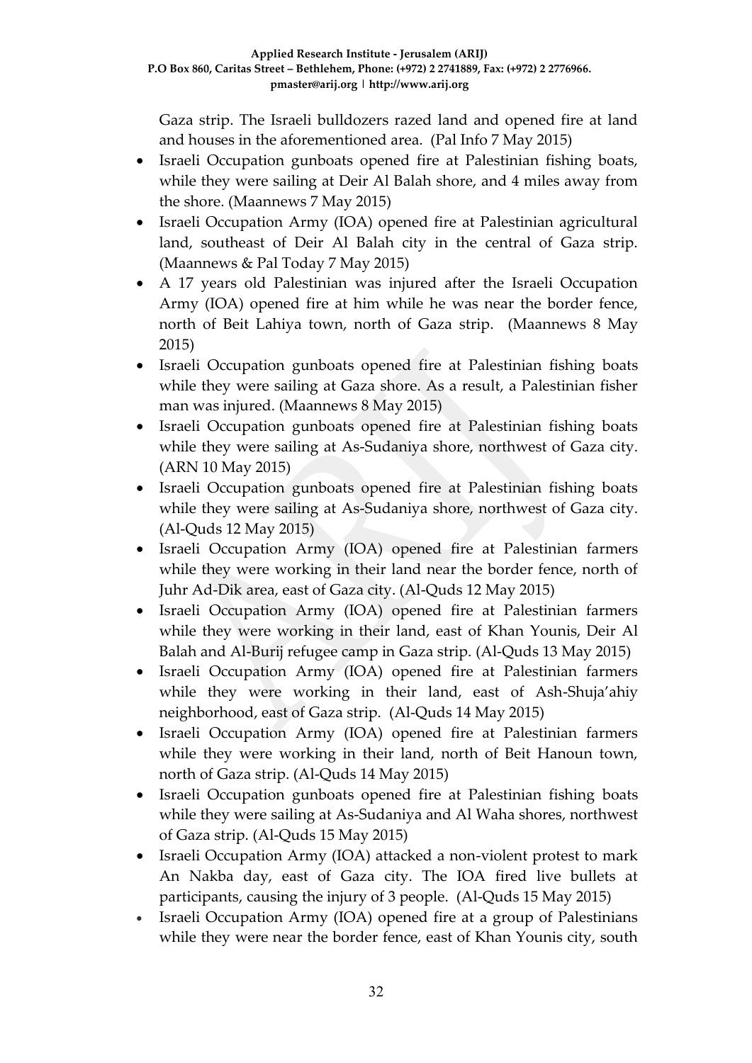Gaza strip. The Israeli bulldozers razed land and opened fire at land and houses in the aforementioned area. (Pal Info 7 May 2015)

- Israeli Occupation gunboats opened fire at Palestinian fishing boats, while they were sailing at Deir Al Balah shore, and 4 miles away from the shore. (Maannews 7 May 2015)
- Israeli Occupation Army (IOA) opened fire at Palestinian agricultural land, southeast of Deir Al Balah city in the central of Gaza strip. (Maannews & Pal Today 7 May 2015)
- A 17 years old Palestinian was injured after the Israeli Occupation Army (IOA) opened fire at him while he was near the border fence, north of Beit Lahiya town, north of Gaza strip. (Maannews 8 May 2015)
- Israeli Occupation gunboats opened fire at Palestinian fishing boats while they were sailing at Gaza shore. As a result, a Palestinian fisher man was injured. (Maannews 8 May 2015)
- Israeli Occupation gunboats opened fire at Palestinian fishing boats while they were sailing at As-Sudaniya shore, northwest of Gaza city. (ARN 10 May 2015)
- Israeli Occupation gunboats opened fire at Palestinian fishing boats while they were sailing at As-Sudaniya shore, northwest of Gaza city. (Al-Quds 12 May 2015)
- Israeli Occupation Army (IOA) opened fire at Palestinian farmers while they were working in their land near the border fence, north of Juhr Ad-Dik area, east of Gaza city. (Al-Quds 12 May 2015)
- Israeli Occupation Army (IOA) opened fire at Palestinian farmers while they were working in their land, east of Khan Younis, Deir Al Balah and Al-Burij refugee camp in Gaza strip. (Al-Quds 13 May 2015)
- Israeli Occupation Army (IOA) opened fire at Palestinian farmers while they were working in their land, east of Ash-Shuja'ahiy neighborhood, east of Gaza strip. (Al-Quds 14 May 2015)
- Israeli Occupation Army (IOA) opened fire at Palestinian farmers while they were working in their land, north of Beit Hanoun town, north of Gaza strip. (Al-Quds 14 May 2015)
- Israeli Occupation gunboats opened fire at Palestinian fishing boats while they were sailing at As-Sudaniya and Al Waha shores, northwest of Gaza strip. (Al-Quds 15 May 2015)
- Israeli Occupation Army (IOA) attacked a non-violent protest to mark An Nakba day, east of Gaza city. The IOA fired live bullets at participants, causing the injury of 3 people. (Al-Quds 15 May 2015)
- Israeli Occupation Army (IOA) opened fire at a group of Palestinians while they were near the border fence, east of Khan Younis city, south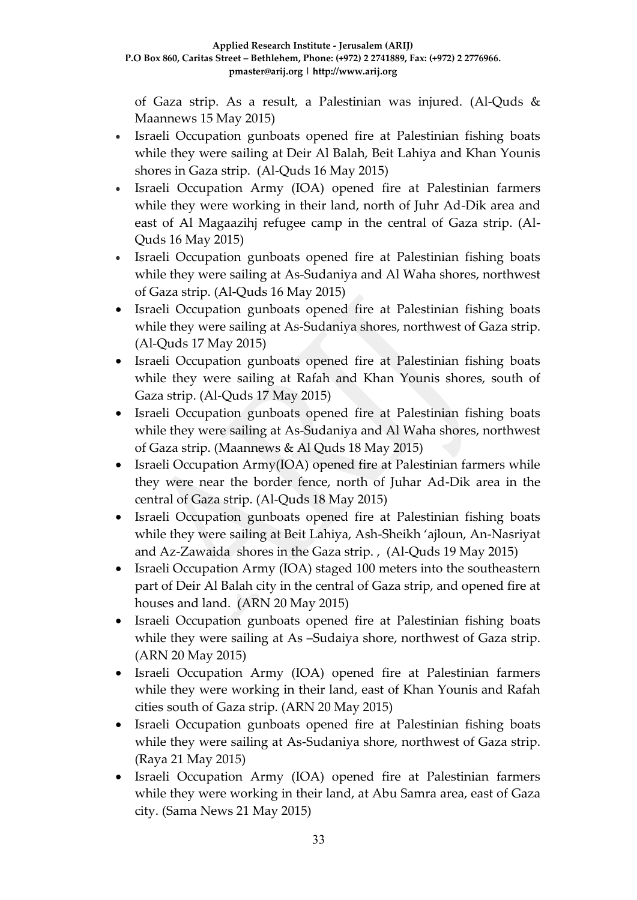of Gaza strip. As a result, a Palestinian was injured. (Al-Quds & Maannews 15 May 2015)

- Israeli Occupation gunboats opened fire at Palestinian fishing boats while they were sailing at Deir Al Balah, Beit Lahiya and Khan Younis shores in Gaza strip. (Al-Quds 16 May 2015)
- Israeli Occupation Army (IOA) opened fire at Palestinian farmers while they were working in their land, north of Juhr Ad-Dik area and east of Al Magaazihj refugee camp in the central of Gaza strip. (Al-Quds 16 May 2015)
- Israeli Occupation gunboats opened fire at Palestinian fishing boats while they were sailing at As-Sudaniya and Al Waha shores, northwest of Gaza strip. (Al-Quds 16 May 2015)
- Israeli Occupation gunboats opened fire at Palestinian fishing boats while they were sailing at As-Sudaniya shores, northwest of Gaza strip. (Al-Quds 17 May 2015)
- Israeli Occupation gunboats opened fire at Palestinian fishing boats while they were sailing at Rafah and Khan Younis shores, south of Gaza strip. (Al-Quds 17 May 2015)
- Israeli Occupation gunboats opened fire at Palestinian fishing boats while they were sailing at As-Sudaniya and Al Waha shores, northwest of Gaza strip. (Maannews & Al Quds 18 May 2015)
- Israeli Occupation Army(IOA) opened fire at Palestinian farmers while they were near the border fence, north of Juhar Ad-Dik area in the central of Gaza strip. (Al-Quds 18 May 2015)
- Israeli Occupation gunboats opened fire at Palestinian fishing boats while they were sailing at Beit Lahiya, Ash-Sheikh 'ajloun, An-Nasriyat and Az-Zawaida shores in the Gaza strip. , (Al-Quds 19 May 2015)
- Israeli Occupation Army (IOA) staged 100 meters into the southeastern part of Deir Al Balah city in the central of Gaza strip, and opened fire at houses and land. (ARN 20 May 2015)
- Israeli Occupation gunboats opened fire at Palestinian fishing boats while they were sailing at As –Sudaiya shore, northwest of Gaza strip. (ARN 20 May 2015)
- Israeli Occupation Army (IOA) opened fire at Palestinian farmers while they were working in their land, east of Khan Younis and Rafah cities south of Gaza strip. (ARN 20 May 2015)
- Israeli Occupation gunboats opened fire at Palestinian fishing boats while they were sailing at As-Sudaniya shore, northwest of Gaza strip. (Raya 21 May 2015)
- Israeli Occupation Army (IOA) opened fire at Palestinian farmers while they were working in their land, at Abu Samra area, east of Gaza city. (Sama News 21 May 2015)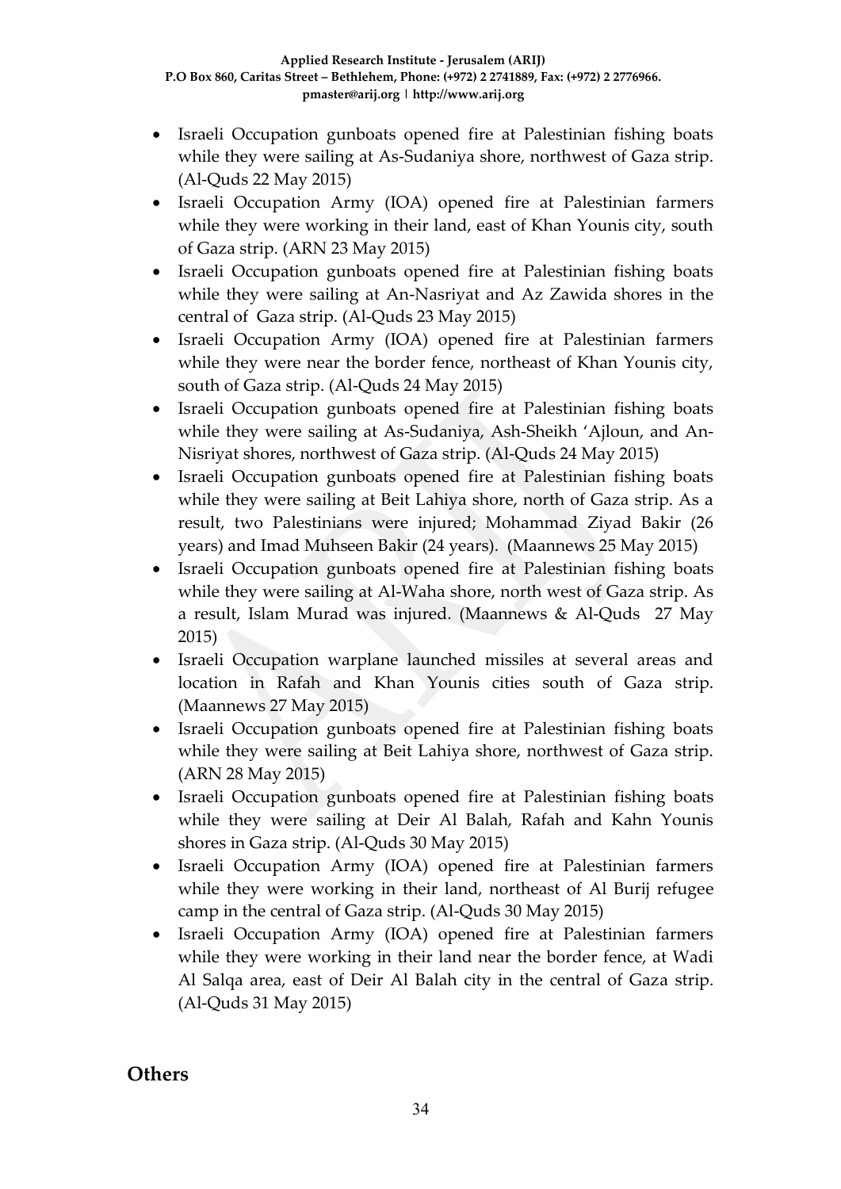- Israeli Occupation gunboats opened fire at Palestinian fishing boats while they were sailing at As-Sudaniya shore, northwest of Gaza strip. (Al-Quds 22 May 2015)
- Israeli Occupation Army (IOA) opened fire at Palestinian farmers while they were working in their land, east of Khan Younis city, south of Gaza strip. (ARN 23 May 2015)
- Israeli Occupation gunboats opened fire at Palestinian fishing boats while they were sailing at An-Nasriyat and Az Zawida shores in the central of Gaza strip. (Al-Quds 23 May 2015)
- Israeli Occupation Army (IOA) opened fire at Palestinian farmers while they were near the border fence, northeast of Khan Younis city, south of Gaza strip. (Al-Quds 24 May 2015)
- Israeli Occupation gunboats opened fire at Palestinian fishing boats while they were sailing at As-Sudaniya, Ash-Sheikh 'Ajloun, and An-Nisriyat shores, northwest of Gaza strip. (Al-Quds 24 May 2015)
- Israeli Occupation gunboats opened fire at Palestinian fishing boats while they were sailing at Beit Lahiya shore, north of Gaza strip. As a result, two Palestinians were injured; Mohammad Ziyad Bakir (26 years) and Imad Muhseen Bakir (24 years). (Maannews 25 May 2015)
- Israeli Occupation gunboats opened fire at Palestinian fishing boats while they were sailing at Al-Waha shore, north west of Gaza strip. As a result, Islam Murad was injured. (Maannews & Al-Quds 27 May 2015)
- Israeli Occupation warplane launched missiles at several areas and location in Rafah and Khan Younis cities south of Gaza strip. (Maannews 27 May 2015)
- Israeli Occupation gunboats opened fire at Palestinian fishing boats while they were sailing at Beit Lahiya shore, northwest of Gaza strip. (ARN 28 May 2015)
- Israeli Occupation gunboats opened fire at Palestinian fishing boats while they were sailing at Deir Al Balah, Rafah and Kahn Younis shores in Gaza strip. (Al-Quds 30 May 2015)
- Israeli Occupation Army (IOA) opened fire at Palestinian farmers while they were working in their land, northeast of Al Burij refugee camp in the central of Gaza strip. (Al-Quds 30 May 2015)
- Israeli Occupation Army (IOA) opened fire at Palestinian farmers while they were working in their land near the border fence, at Wadi Al Salqa area, east of Deir Al Balah city in the central of Gaza strip. (Al-Quds 31 May 2015)

## Others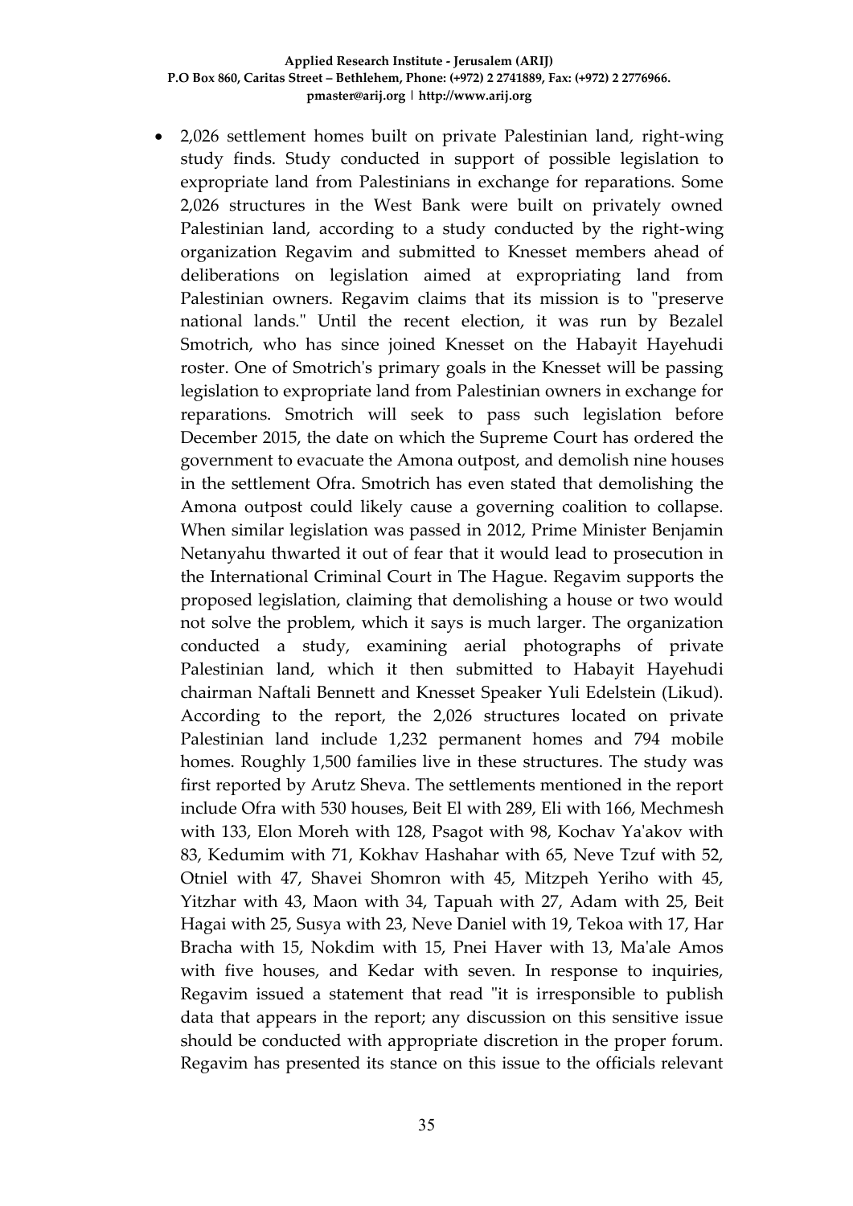- 2,026 settlement homes built on private Palestinian land, right-wing study finds. Study conducted in support of possible legislation to expropriate land from Palestinians in exchange for reparations. Some 2,026 structures in the West Bank were built on privately owned Palestinian land, according to a study conducted by the right-wing organization Regavim and submitted to Knesset members ahead of deliberations on legislation aimed at expropriating land from Palestinian owners. Regavim claims that its mission is to "preserve national lands." Until the recent election, it was run by Bezalel Smotrich, who has since joined Knesset on the Habayit Hayehudi roster. One of Smotrich's primary goals in the Knesset will be passing legislation to expropriate land from Palestinian owners in exchange for reparations. Smotrich will seek to pass such legislation before December 2015, the date on which the Supreme Court has ordered the government to evacuate the Amona outpost, and demolish nine houses in the settlement Ofra. Smotrich has even stated that demolishing the Amona outpost could likely cause a governing coalition to collapse. When similar legislation was passed in 2012, Prime Minister Benjamin Netanyahu thwarted it out of fear that it would lead to prosecution in the International Criminal Court in The Hague. Regavim supports the proposed legislation, claiming that demolishing a house or two would not solve the problem, which it says is much larger. The organization conducted a study, examining aerial photographs of private Palestinian land, which it then submitted to Habayit Hayehudi chairman Naftali Bennett and Knesset Speaker Yuli Edelstein (Likud). According to the report, the 2,026 structures located on private Palestinian land include 1,232 permanent homes and 794 mobile homes. Roughly 1,500 families live in these structures. The study was first reported by Arutz Sheva. The settlements mentioned in the report include Ofra with 530 houses, Beit El with 289, Eli with 166, Mechmesh with 133, Elon Moreh with 128, Psagot with 98, Kochav Ya'akov with 83, Kedumim with 71, Kokhav Hashahar with 65, Neve Tzuf with 52, Otniel with 47, Shavei Shomron with 45, Mitzpeh Yeriho with 45, Yitzhar with 43, Maon with 34, Tapuah with 27, Adam with 25, Beit Hagai with 25, Susya with 23, Neve Daniel with 19, Tekoa with 17, Har Bracha with 15, Nokdim with 15, Pnei Haver with 13, Ma'ale Amos with five houses, and Kedar with seven. In response to inquiries, Regavim issued a statement that read "it is irresponsible to publish data that appears in the report; any discussion on this sensitive issue should be conducted with appropriate discretion in the proper forum. Regavim has presented its stance on this issue to the officials relevant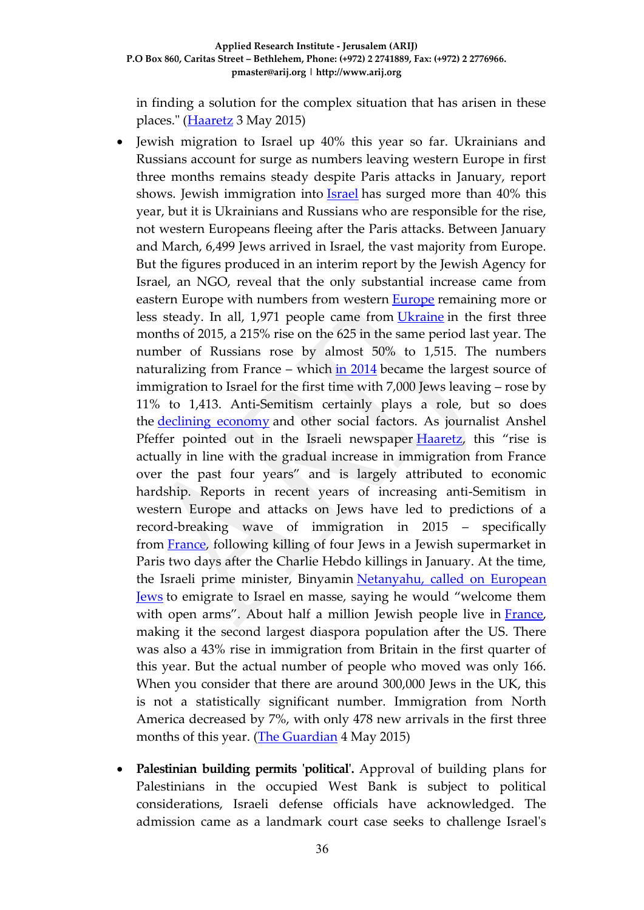in finding a solution for the complex situation that has arisen in these places." (Haaretz 3 May 2015)

- Jewish migration to Israel up 40% this year so far. Ukrainians and Russians account for surge as numbers leaving western Europe in first three months remains steady despite Paris attacks in January, report shows. Jewish immigration into Israel has surged more than 40% this year, but it is Ukrainians and Russians who are responsible for the rise, not western Europeans fleeing after the Paris attacks. Between January and March, 6,499 Jews arrived in Israel, the vast majority from Europe. But the figures produced in an interim report by the Jewish Agency for Israel, an NGO, reveal that the only substantial increase came from eastern Europe with numbers from western Europe remaining more or less steady. In all, 1,971 people came from Ukraine in the first three months of 2015, a 215% rise on the 625 in the same period last year. The number of Russians rose by almost 50% to 1,515. The numbers naturalizing from France – which in 2014 became the largest source of immigration to Israel for the first time with 7,000 Jews leaving – rose by 11% to 1,413. Anti-Semitism certainly plays a role, but so does the declining economy and other social factors. As journalist Anshel Pfeffer pointed out in the Israeli newspaper Haaretz, this "rise is actually in line with the gradual increase in immigration from France over the past four years" and is largely attributed to economic hardship. Reports in recent years of increasing anti-Semitism in western Europe and attacks on Jews have led to predictions of a record-breaking wave of immigration in 2015 – specifically from France, following killing of four Jews in a Jewish supermarket in Paris two days after the Charlie Hebdo killings in January. At the time, the Israeli prime minister, Binyamin Netanyahu, called on European Jews to emigrate to Israel en masse, saying he would "welcome them with open arms". About half a million Jewish people live in France, making it the second largest diaspora population after the US. There was also a 43% rise in immigration from Britain in the first quarter of this year. But the actual number of people who moved was only 166. When you consider that there are around 300,000 Jews in the UK, this is not a statistically significant number. Immigration from North America decreased by 7%, with only 478 new arrivals in the first three months of this year. (The Guardian 4 May 2015)

- **Palestinian building permits 'political'.** Approval of building plans for Palestinians in the occupied West Bank is subject to political considerations, Israeli defense officials have acknowledged. The admission came as a landmark court case seeks to challenge Israel's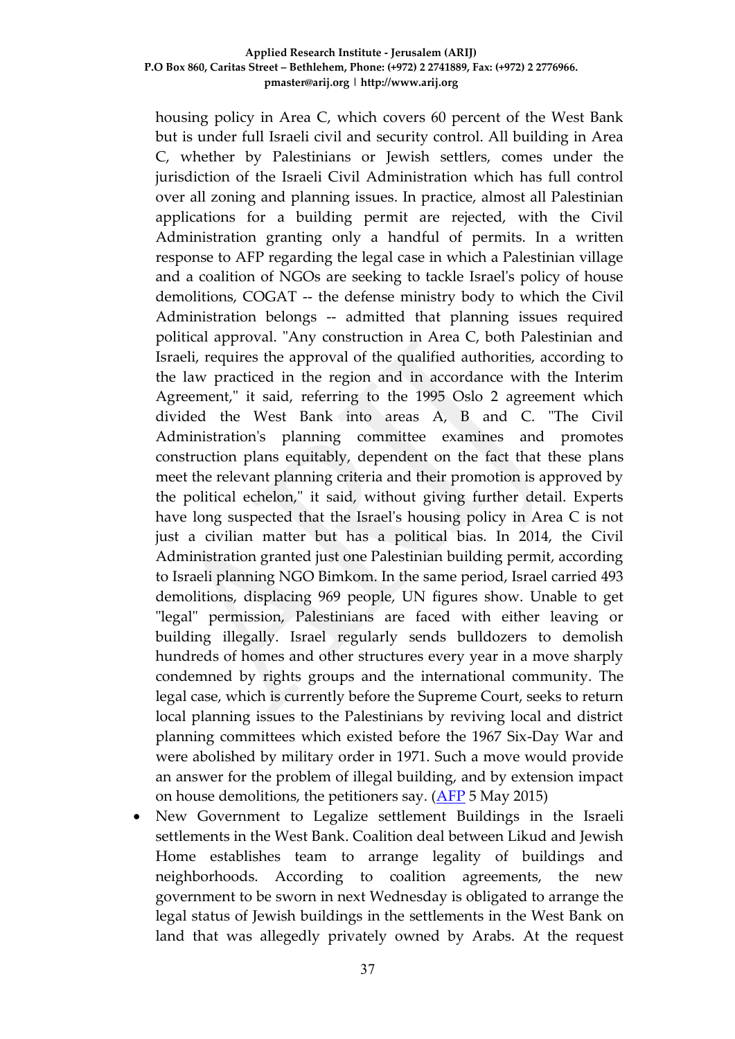housing policy in Area C, which covers 60 percent of the West Bank but is under full Israeli civil and security control. All building in Area C, whether by Palestinians or Jewish settlers, comes under the jurisdiction of the Israeli Civil Administration which has full control over all zoning and planning issues. In practice, almost all Palestinian applications for a building permit are rejected, with the Civil Administration granting only a handful of permits. In a written response to AFP regarding the legal case in which a Palestinian village and a coalition of NGOs are seeking to tackle Israel's policy of house demolitions, COGAT -- the defense ministry body to which the Civil Administration belongs -- admitted that planning issues required political approval. "Any construction in Area C, both Palestinian and Israeli, requires the approval of the qualified authorities, according to the law practiced in the region and in accordance with the Interim Agreement," it said, referring to the 1995 Oslo 2 agreement which divided the West Bank into areas A, B and C. "The Civil Administration's planning committee examines and promotes construction plans equitably, dependent on the fact that these plans meet the relevant planning criteria and their promotion is approved by the political echelon," it said, without giving further detail. Experts have long suspected that the Israel's housing policy in Area C is not just a civilian matter but has a political bias. In 2014, the Civil Administration granted just one Palestinian building permit, according to Israeli planning NGO Bimkom. In the same period, Israel carried 493 demolitions, displacing 969 people, UN figures show. Unable to get "legal" permission, Palestinians are faced with either leaving or building illegally. Israel regularly sends bulldozers to demolish hundreds of homes and other structures every year in a move sharply condemned by rights groups and the international community. The legal case, which is currently before the Supreme Court, seeks to return local planning issues to the Palestinians by reviving local and district planning committees which existed before the 1967 Six-Day War and were abolished by military order in 1971. Such a move would provide an answer for the problem of illegal building, and by extension impact on house demolitions, the petitioners say. (AFP 5 May 2015)

- New Government to Legalize settlement Buildings in the Israeli settlements in the West Bank. Coalition deal between Likud and Jewish Home establishes team to arrange legality of buildings and neighborhoods. According to coalition agreements, the new government to be sworn in next Wednesday is obligated to arrange the legal status of Jewish buildings in the settlements in the West Bank on land that was allegedly privately owned by Arabs. At the request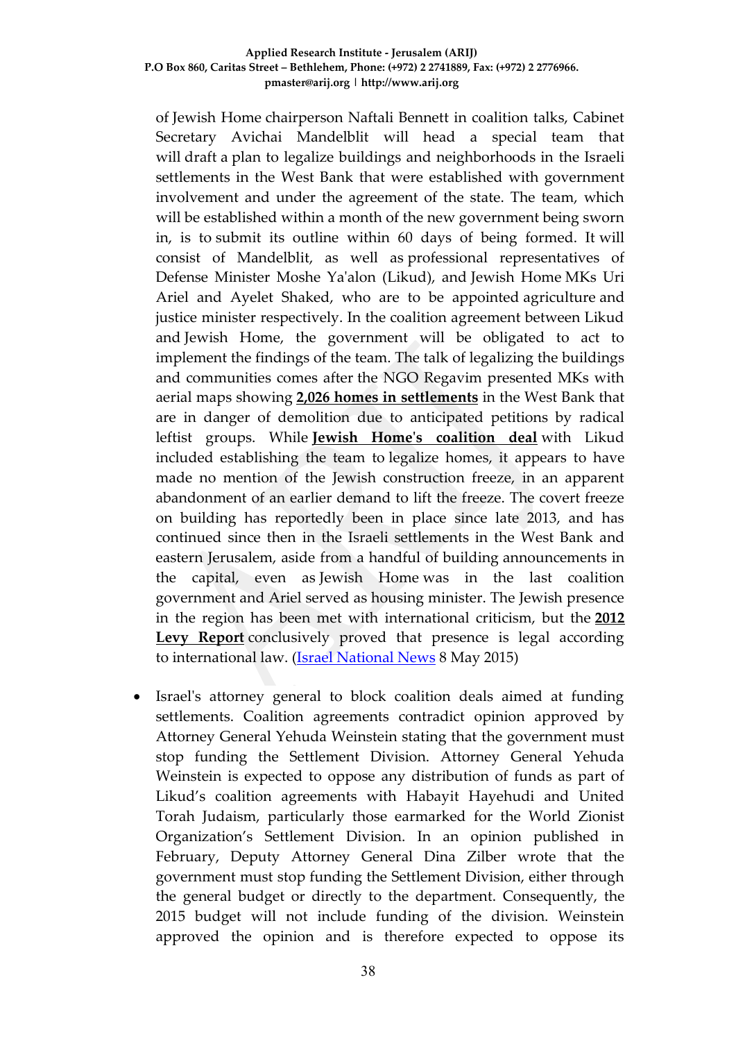of Jewish Home chairperson Naftali Bennett in coalition talks, Cabinet Secretary Avichai Mandelblit will head a special team that will draft a plan to legalize buildings and neighborhoods in the Israeli settlements in the West Bank that were established with government involvement and under the agreement of the state. The team, which will be established within a month of the new government being sworn in, is to submit its outline within 60 days of being formed. It will consist of Mandelblit, as well as professional representatives of Defense Minister Moshe Ya'alon (Likud), and Jewish Home MKs Uri Ariel and Ayelet Shaked, who are to be appointed agriculture and justice minister respectively. In the coalition agreement between Likud and Jewish Home, the government will be obligated to act to implement the findings of the team. The talk of legalizing the buildings and communities comes after the NGO Regavim presented MKs with aerial maps showing **2,026 homes in settlements** in the West Bank that are in danger of demolition due to anticipated petitions by radical leftist groups. While **Jewish Home's coalition deal** with Likud included establishing the team to legalize homes, it appears to have made no mention of the Jewish construction freeze, in an apparent abandonment of an earlier demand to lift the freeze. The covert freeze on building has reportedly been in place since late 2013, and has continued since then in the Israeli settlements in the West Bank and eastern Jerusalem, aside from a handful of building announcements in the capital, even as Jewish Home was in the last coalition government and Ariel served as housing minister. The Jewish presence in the region has been met with international criticism, but the **2012 Levy Report** conclusively proved that presence is legal according to international law. (Israel National News 8 May 2015)

- Israel's attorney general to block coalition deals aimed at funding settlements. Coalition agreements contradict opinion approved by Attorney General Yehuda Weinstein stating that the government must stop funding the Settlement Division. Attorney General Yehuda Weinstein is expected to oppose any distribution of funds as part of Likud's coalition agreements with Habayit Hayehudi and United Torah Judaism, particularly those earmarked for the World Zionist Organization's Settlement Division. In an opinion published in February, Deputy Attorney General Dina Zilber wrote that the government must stop funding the Settlement Division, either through the general budget or directly to the department. Consequently, the 2015 budget will not include funding of the division. Weinstein approved the opinion and is therefore expected to oppose its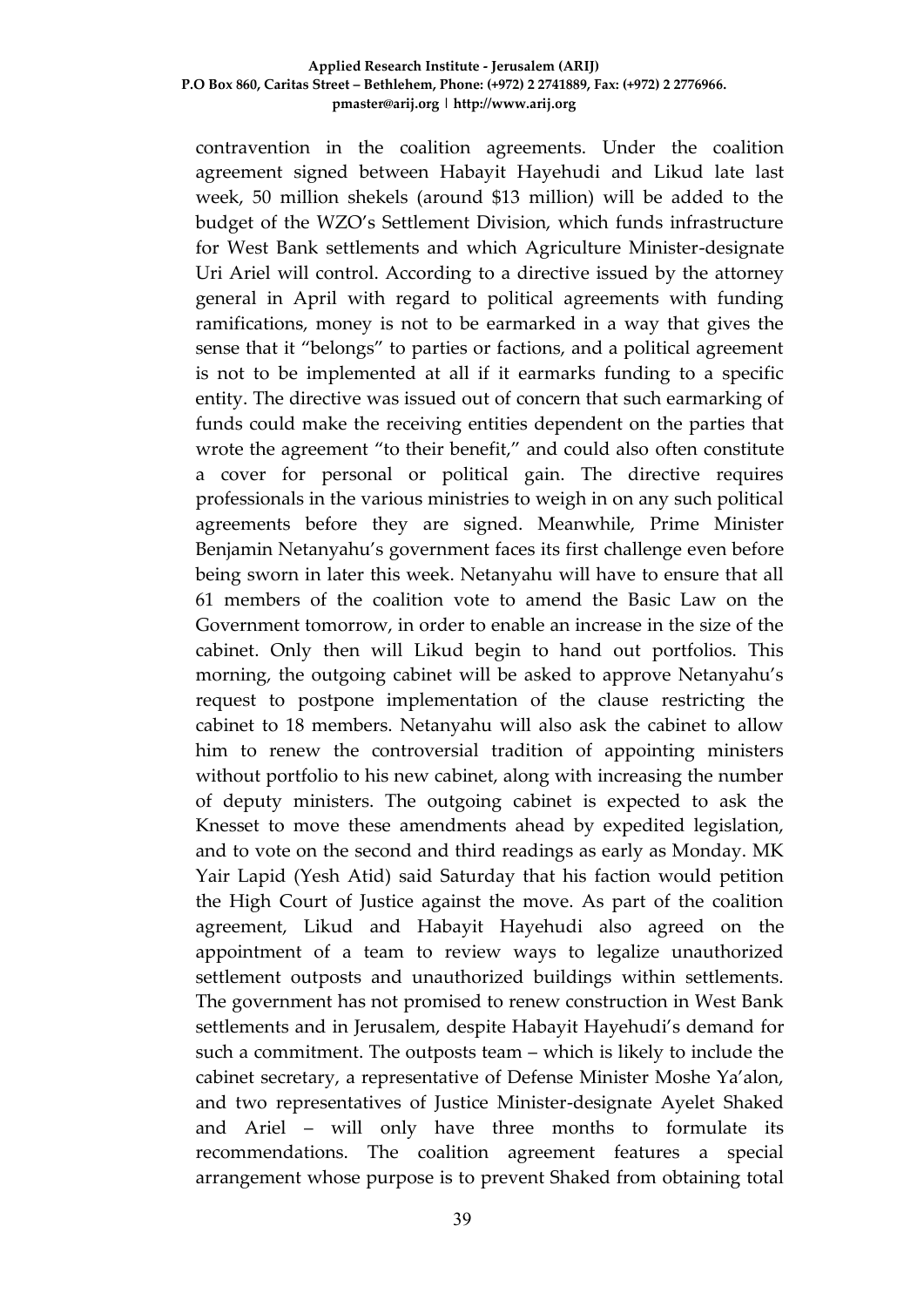contravention in the coalition agreements. Under the coalition agreement signed between Habayit Hayehudi and Likud late last week, 50 million shekels (around $13 million) will be added to the budget of the WZO's Settlement Division, which funds infrastructure for West Bank settlements and which Agriculture Minister-designate Uri Ariel will control. According to a directive issued by the attorney general in April with regard to political agreements with funding ramifications, money is not to be earmarked in a way that gives the sense that it "belongs" to parties or factions, and a political agreement is not to be implemented at all if it earmarks funding to a specific entity. The directive was issued out of concern that such earmarking of funds could make the receiving entities dependent on the parties that wrote the agreement "to their benefit," and could also often constitute a cover for personal or political gain. The directive requires professionals in the various ministries to weigh in on any such political agreements before they are signed. Meanwhile, Prime Minister Benjamin Netanyahu's government faces its first challenge even before being sworn in later this week. Netanyahu will have to ensure that all 61 members of the coalition vote to amend the Basic Law on the Government tomorrow, in order to enable an increase in the size of the cabinet. Only then will Likud begin to hand out portfolios. This morning, the outgoing cabinet will be asked to approve Netanyahu's request to postpone implementation of the clause restricting the cabinet to 18 members. Netanyahu will also ask the cabinet to allow him to renew the controversial tradition of appointing ministers without portfolio to his new cabinet, along with increasing the number of deputy ministers. The outgoing cabinet is expected to ask the Knesset to move these amendments ahead by expedited legislation, and to vote on the second and third readings as early as Monday. MK Yair Lapid (Yesh Atid) said Saturday that his faction would petition the High Court of Justice against the move. As part of the coalition agreement, Likud and Habayit Hayehudi also agreed on the appointment of a team to review ways to legalize unauthorized settlement outposts and unauthorized buildings within settlements. The government has not promised to renew construction in West Bank settlements and in Jerusalem, despite Habayit Hayehudi's demand for such a commitment. The outposts team – which is likely to include the cabinet secretary, a representative of Defense Minister Moshe Ya'alon, and two representatives of Justice Minister-designate Ayelet Shaked and Ariel – will only have three months to formulate its recommendations. The coalition agreement features a special arrangement whose purpose is to prevent Shaked from obtaining total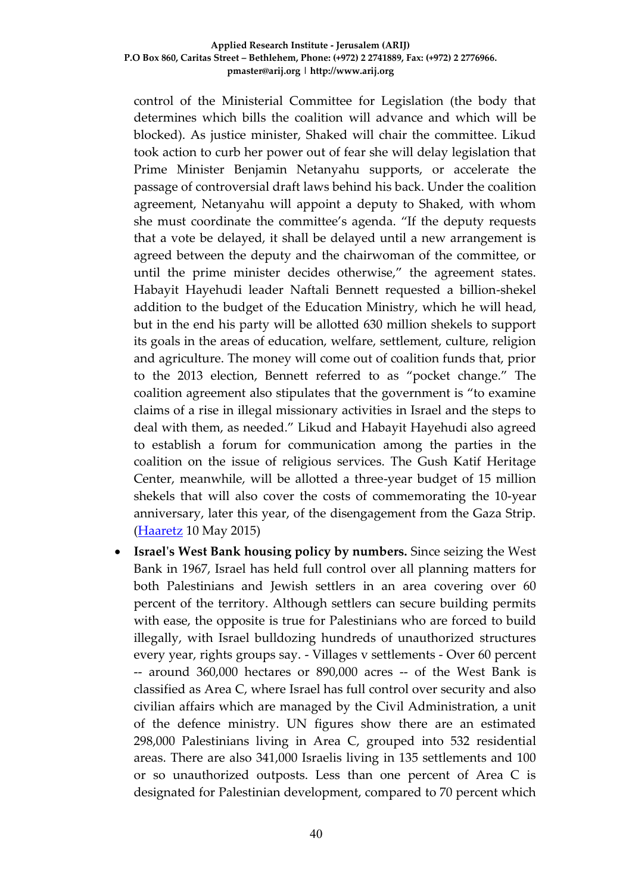control of the Ministerial Committee for Legislation (the body that determines which bills the coalition will advance and which will be blocked). As justice minister, Shaked will chair the committee. Likud took action to curb her power out of fear she will delay legislation that Prime Minister Benjamin Netanyahu supports, or accelerate the passage of controversial draft laws behind his back. Under the coalition agreement, Netanyahu will appoint a deputy to Shaked, with whom she must coordinate the committee's agenda. "If the deputy requests that a vote be delayed, it shall be delayed until a new arrangement is agreed between the deputy and the chairwoman of the committee, or until the prime minister decides otherwise," the agreement states. Habayit Hayehudi leader Naftali Bennett requested a billion-shekel addition to the budget of the Education Ministry, which he will head, but in the end his party will be allotted 630 million shekels to support its goals in the areas of education, welfare, settlement, culture, religion and agriculture. The money will come out of coalition funds that, prior to the 2013 election, Bennett referred to as "pocket change." The coalition agreement also stipulates that the government is "to examine claims of a rise in illegal missionary activities in Israel and the steps to deal with them, as needed." Likud and Habayit Hayehudi also agreed to establish a forum for communication among the parties in the coalition on the issue of religious services. The Gush Katif Heritage Center, meanwhile, will be allotted a three-year budget of 15 million shekels that will also cover the costs of commemorating the 10-year anniversary, later this year, of the disengagement from the Gaza Strip. (Haaretz 10 May 2015)

- **Israel's West Bank housing policy by numbers.** Since seizing the West Bank in 1967, Israel has held full control over all planning matters for both Palestinians and Jewish settlers in an area covering over 60 percent of the territory. Although settlers can secure building permits with ease, the opposite is true for Palestinians who are forced to build illegally, with Israel bulldozing hundreds of unauthorized structures every year, rights groups say. - Villages v settlements - Over 60 percent -- around 360,000 hectares or 890,000 acres -- of the West Bank is classified as Area C, where Israel has full control over security and also civilian affairs which are managed by the Civil Administration, a unit of the defence ministry. UN figures show there are an estimated 298,000 Palestinians living in Area C, grouped into 532 residential areas. There are also 341,000 Israelis living in 135 settlements and 100 or so unauthorized outposts. Less than one percent of Area C is designated for Palestinian development, compared to 70 percent which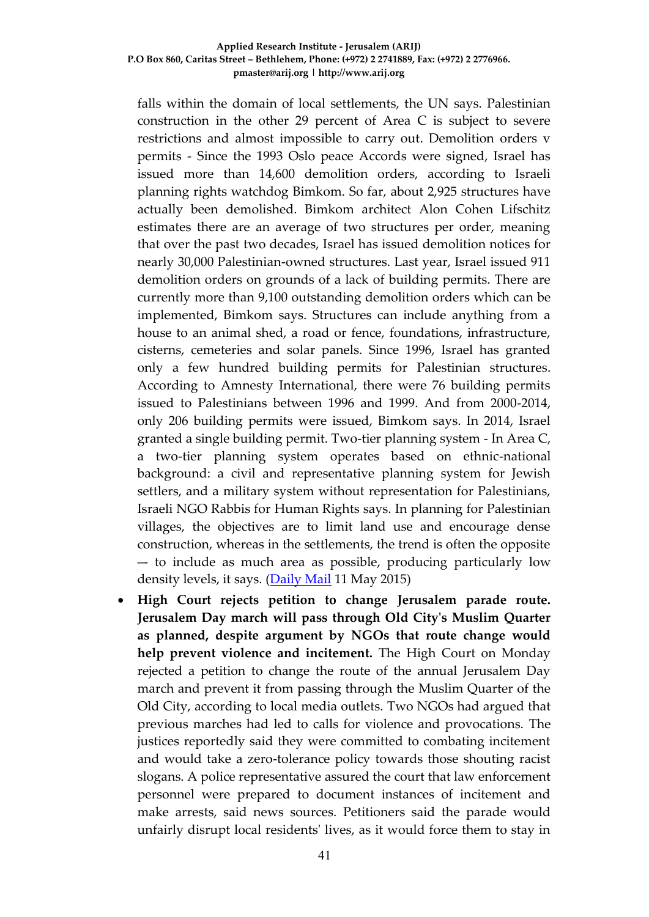falls within the domain of local settlements, the UN says. Palestinian construction in the other 29 percent of Area C is subject to severe restrictions and almost impossible to carry out. Demolition orders v permits - Since the 1993 Oslo peace Accords were signed, Israel has issued more than 14,600 demolition orders, according to Israeli planning rights watchdog Bimkom. So far, about 2,925 structures have actually been demolished. Bimkom architect Alon Cohen Lifschitz estimates there are an average of two structures per order, meaning that over the past two decades, Israel has issued demolition notices for nearly 30,000 Palestinian-owned structures. Last year, Israel issued 911 demolition orders on grounds of a lack of building permits. There are currently more than 9,100 outstanding demolition orders which can be implemented, Bimkom says. Structures can include anything from a house to an animal shed, a road or fence, foundations, infrastructure, cisterns, cemeteries and solar panels. Since 1996, Israel has granted only a few hundred building permits for Palestinian structures. According to Amnesty International, there were 76 building permits issued to Palestinians between 1996 and 1999. And from 2000-2014, only 206 building permits were issued, Bimkom says. In 2014, Israel granted a single building permit. Two-tier planning system - In Area C, a two-tier planning system operates based on ethnic-national background: a civil and representative planning system for Jewish settlers, and a military system without representation for Palestinians, Israeli NGO Rabbis for Human Rights says. In planning for Palestinian villages, the objectives are to limit land use and encourage dense construction, whereas in the settlements, the trend is often the opposite –- to include as much area as possible, producing particularly low density levels, it says. (Daily Mail 11 May 2015)

- **High Court rejects petition to change Jerusalem parade route. Jerusalem Day march will pass through Old City's Muslim Quarter as planned, despite argument by NGOs that route change would help prevent violence and incitement.** The High Court on Monday rejected a petition to change the route of the annual Jerusalem Day march and prevent it from passing through the Muslim Quarter of the Old City, according to local media outlets. Two NGOs had argued that previous marches had led to calls for violence and provocations. The justices reportedly said they were committed to combating incitement and would take a zero-tolerance policy towards those shouting racist slogans. A police representative assured the court that law enforcement personnel were prepared to document instances of incitement and make arrests, said news sources. Petitioners said the parade would unfairly disrupt local residents' lives, as it would force them to stay in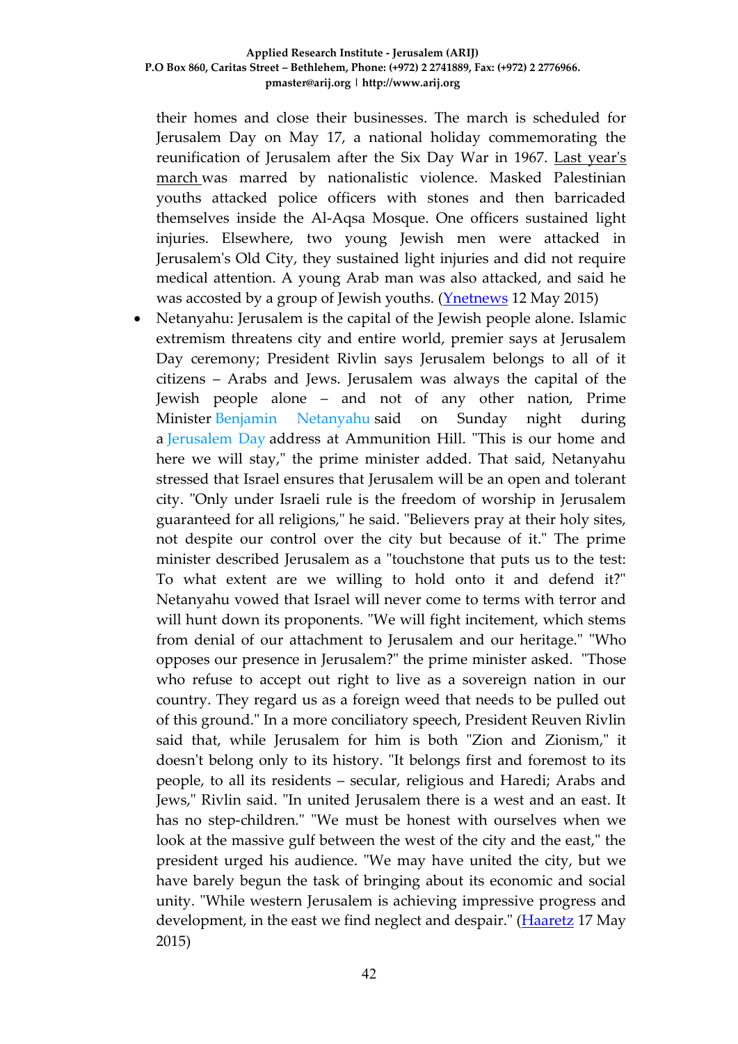their homes and close their businesses. The march is scheduled for Jerusalem Day on May 17, a national holiday commemorating the reunification of Jerusalem after the Six Day War in 1967. Last year's march was marred by nationalistic violence. Masked Palestinian youths attacked police officers with stones and then barricaded themselves inside the Al-Aqsa Mosque. One officers sustained light injuries. Elsewhere, two young Jewish men were attacked in Jerusalem's Old City, they sustained light injuries and did not require medical attention. A young Arab man was also attacked, and said he was accosted by a group of Jewish youths. (Ynetnews 12 May 2015)

- Netanyahu: Jerusalem is the capital of the Jewish people alone. Islamic extremism threatens city and entire world, premier says at Jerusalem Day ceremony; President Rivlin says Jerusalem belongs to all of it citizens – Arabs and Jews. Jerusalem was always the capital of the Jewish people alone – and not of any other nation, Prime Minister Benjamin Netanyahu said on Sunday night during a Jerusalem Day address at Ammunition Hill. "This is our home and here we will stay," the prime minister added. That said, Netanyahu stressed that Israel ensures that Jerusalem will be an open and tolerant city. "Only under Israeli rule is the freedom of worship in Jerusalem guaranteed for all religions," he said. "Believers pray at their holy sites, not despite our control over the city but because of it." The prime minister described Jerusalem as a "touchstone that puts us to the test: To what extent are we willing to hold onto it and defend it?" Netanyahu vowed that Israel will never come to terms with terror and will hunt down its proponents. "We will fight incitement, which stems from denial of our attachment to Jerusalem and our heritage." "Who opposes our presence in Jerusalem?" the prime minister asked. "Those who refuse to accept out right to live as a sovereign nation in our country. They regard us as a foreign weed that needs to be pulled out of this ground." In a more conciliatory speech, President Reuven Rivlin said that, while Jerusalem for him is both "Zion and Zionism," it doesn't belong only to its history. "It belongs first and foremost to its people, to all its residents – secular, religious and Haredi; Arabs and Jews," Rivlin said. "In united Jerusalem there is a west and an east. It has no step-children." "We must be honest with ourselves when we look at the massive gulf between the west of the city and the east," the president urged his audience. "We may have united the city, but we have barely begun the task of bringing about its economic and social unity. "While western Jerusalem is achieving impressive progress and development, in the east we find neglect and despair." (Haaretz 17 May 2015)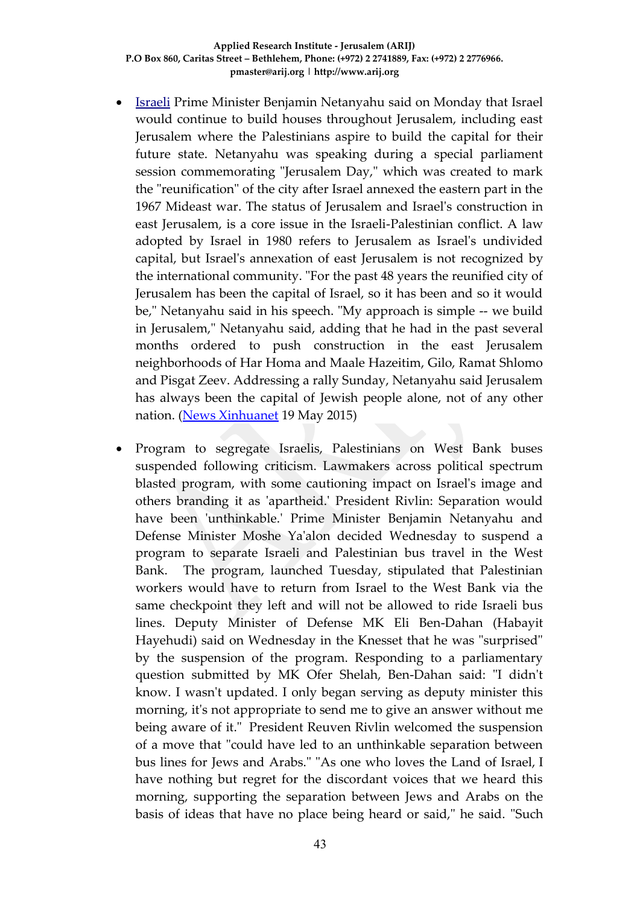- Israeli Prime Minister Benjamin Netanyahu said on Monday that Israel would continue to build houses throughout Jerusalem, including east Jerusalem where the Palestinians aspire to build the capital for their future state. Netanyahu was speaking during a special parliament session commemorating "Jerusalem Day," which was created to mark the "reunification" of the city after Israel annexed the eastern part in the 1967 Mideast war. The status of Jerusalem and Israel's construction in east Jerusalem, is a core issue in the Israeli-Palestinian conflict. A law adopted by Israel in 1980 refers to Jerusalem as Israel's undivided capital, but Israel's annexation of east Jerusalem is not recognized by the international community. "For the past 48 years the reunified city of Jerusalem has been the capital of Israel, so it has been and so it would be," Netanyahu said in his speech. "My approach is simple -- we build in Jerusalem," Netanyahu said, adding that he had in the past several months ordered to push construction in the east Jerusalem neighborhoods of Har Homa and Maale Hazeitim, Gilo, Ramat Shlomo and Pisgat Zeev. Addressing a rally Sunday, Netanyahu said Jerusalem has always been the capital of Jewish people alone, not of any other nation. (News Xinhuanet 19 May 2015)

- Program to segregate Israelis, Palestinians on West Bank buses suspended following criticism. Lawmakers across political spectrum blasted program, with some cautioning impact on Israel's image and others branding it as 'apartheid.' President Rivlin: Separation would have been 'unthinkable.' Prime Minister Benjamin Netanyahu and Defense Minister Moshe Ya'alon decided Wednesday to suspend a program to separate Israeli and Palestinian bus travel in the West Bank. The program, launched Tuesday, stipulated that Palestinian workers would have to return from Israel to the West Bank via the same checkpoint they left and will not be allowed to ride Israeli bus lines. Deputy Minister of Defense MK Eli Ben-Dahan (Habayit Hayehudi) said on Wednesday in the Knesset that he was "surprised" by the suspension of the program. Responding to a parliamentary question submitted by MK Ofer Shelah, Ben-Dahan said: "I didn't know. I wasn't updated. I only began serving as deputy minister this morning, it's not appropriate to send me to give an answer without me being aware of it." President Reuven Rivlin welcomed the suspension of a move that "could have led to an unthinkable separation between bus lines for Jews and Arabs." "As one who loves the Land of Israel, I have nothing but regret for the discordant voices that we heard this morning, supporting the separation between Jews and Arabs on the basis of ideas that have no place being heard or said," he said. "Such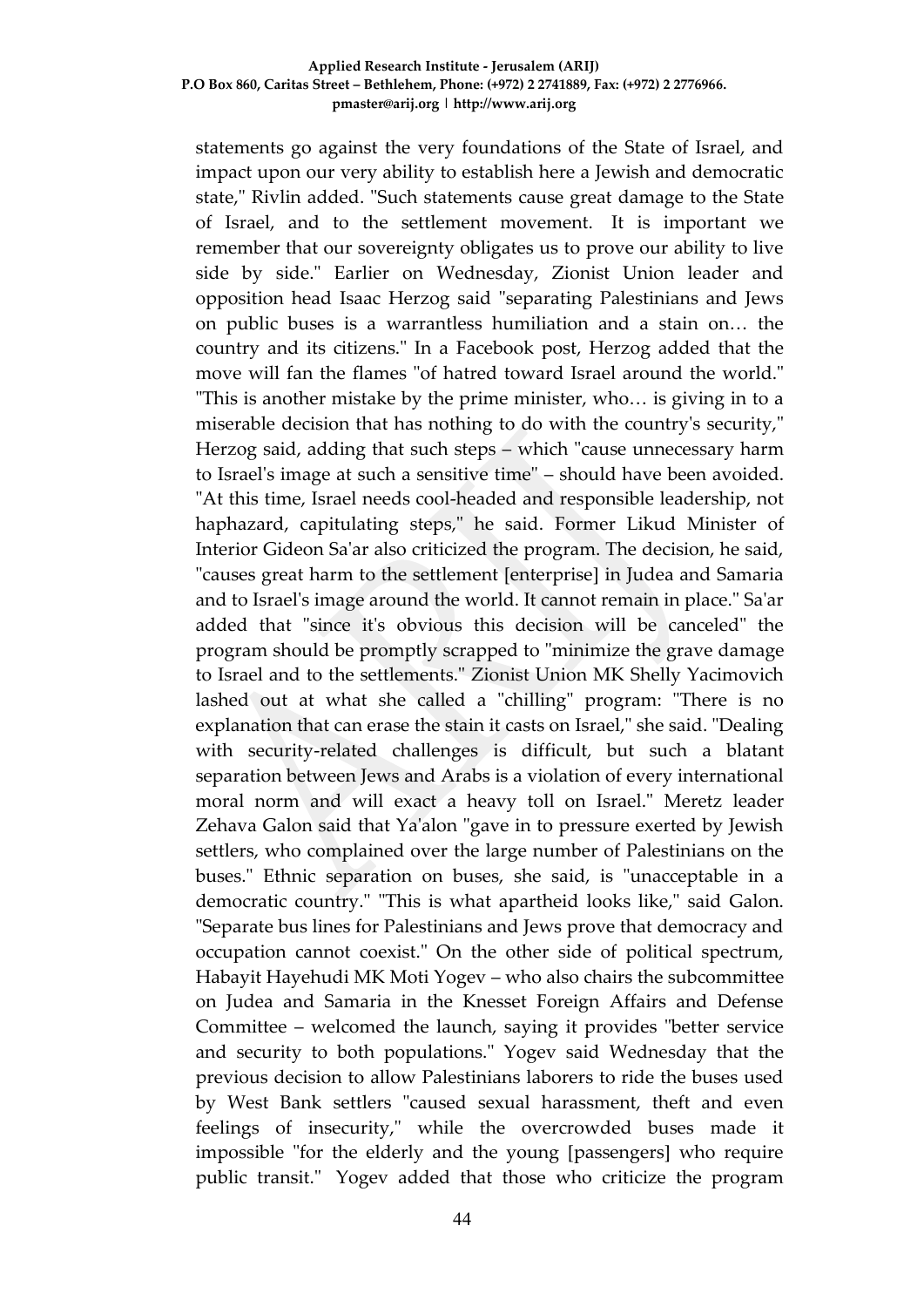statements go against the very foundations of the State of Israel, and impact upon our very ability to establish here a Jewish and democratic state," Rivlin added. "Such statements cause great damage to the State of Israel, and to the settlement movement. It is important we remember that our sovereignty obligates us to prove our ability to live side by side." Earlier on Wednesday, Zionist Union leader and opposition head Isaac Herzog said "separating Palestinians and Jews on public buses is a warrantless humiliation and a stain on… the country and its citizens." In a Facebook post, Herzog added that the move will fan the flames "of hatred toward Israel around the world." "This is another mistake by the prime minister, who… is giving in to a miserable decision that has nothing to do with the country's security," Herzog said, adding that such steps – which "cause unnecessary harm to Israel's image at such a sensitive time" – should have been avoided. "At this time, Israel needs cool-headed and responsible leadership, not haphazard, capitulating steps," he said. Former Likud Minister of Interior Gideon Sa'ar also criticized the program. The decision, he said, "causes great harm to the settlement [enterprise] in Judea and Samaria and to Israel's image around the world. It cannot remain in place." Sa'ar added that "since it's obvious this decision will be canceled" the program should be promptly scrapped to "minimize the grave damage to Israel and to the settlements." Zionist Union MK Shelly Yacimovich lashed out at what she called a "chilling" program: "There is no explanation that can erase the stain it casts on Israel," she said. "Dealing with security-related challenges is difficult, but such a blatant separation between Jews and Arabs is a violation of every international moral norm and will exact a heavy toll on Israel." Meretz leader Zehava Galon said that Ya'alon "gave in to pressure exerted by Jewish settlers, who complained over the large number of Palestinians on the buses." Ethnic separation on buses, she said, is "unacceptable in a democratic country." "This is what apartheid looks like," said Galon. "Separate bus lines for Palestinians and Jews prove that democracy and occupation cannot coexist." On the other side of political spectrum, Habayit Hayehudi MK Moti Yogev – who also chairs the subcommittee on Judea and Samaria in the Knesset Foreign Affairs and Defense Committee – welcomed the launch, saying it provides "better service and security to both populations." Yogev said Wednesday that the previous decision to allow Palestinians laborers to ride the buses used by West Bank settlers "caused sexual harassment, theft and even feelings of insecurity," while the overcrowded buses made it impossible "for the elderly and the young [passengers] who require public transit." Yogev added that those who criticize the program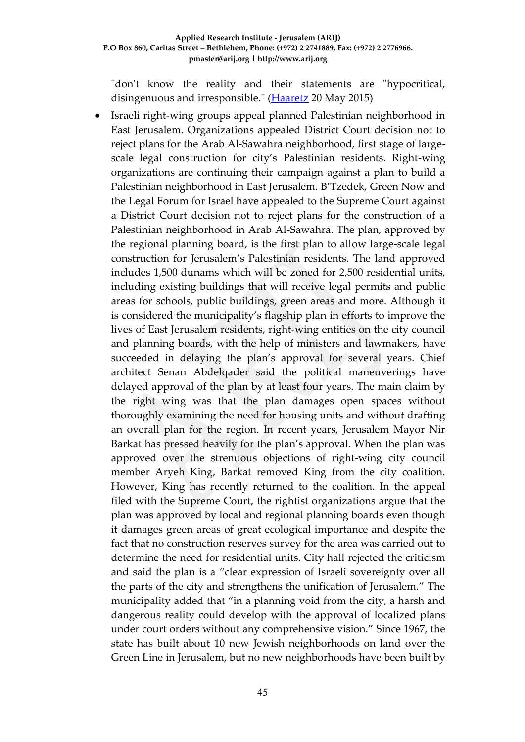"don't know the reality and their statements are "hypocritical, disingenuous and irresponsible." ([Haaretz](#) 20 May 2015)

- Israeli right-wing groups appeal planned Palestinian neighborhood in East Jerusalem. Organizations appealed District Court decision not to reject plans for the Arab Al-Sawahra neighborhood, first stage of large-scale legal construction for city's Palestinian residents. Right-wing organizations are continuing their campaign against a plan to build a Palestinian neighborhood in East Jerusalem. B'Tzedek, Green Now and the Legal Forum for Israel have appealed to the Supreme Court against a District Court decision not to reject plans for the construction of a Palestinian neighborhood in Arab Al-Sawahra. The plan, approved by the regional planning board, is the first plan to allow large-scale legal construction for Jerusalem's Palestinian residents. The land approved includes 1,500 dunams which will be zoned for 2,500 residential units, including existing buildings that will receive legal permits and public areas for schools, public buildings, green areas and more. Although it is considered the municipality's flagship plan in efforts to improve the lives of East Jerusalem residents, right-wing entities on the city council and planning boards, with the help of ministers and lawmakers, have succeeded in delaying the plan's approval for several years. Chief architect Senan Abdelqader said the political maneuverings have delayed approval of the plan by at least four years. The main claim by the right wing was that the plan damages open spaces without thoroughly examining the need for housing units and without drafting an overall plan for the region. In recent years, Jerusalem Mayor Nir Barkat has pressed heavily for the plan's approval. When the plan was approved over the strenuous objections of right-wing city council member Aryeh King, Barkat removed King from the city coalition. However, King has recently returned to the coalition. In the appeal filed with the Supreme Court, the rightist organizations argue that the plan was approved by local and regional planning boards even though it damages green areas of great ecological importance and despite the fact that no construction reserves survey for the area was carried out to determine the need for residential units. City hall rejected the criticism and said the plan is a "clear expression of Israeli sovereignty over all the parts of the city and strengthens the unification of Jerusalem." The municipality added that "in a planning void from the city, a harsh and dangerous reality could develop with the approval of localized plans under court orders without any comprehensive vision." Since 1967, the state has built about 10 new Jewish neighborhoods on land over the Green Line in Jerusalem, but no new neighborhoods have been built by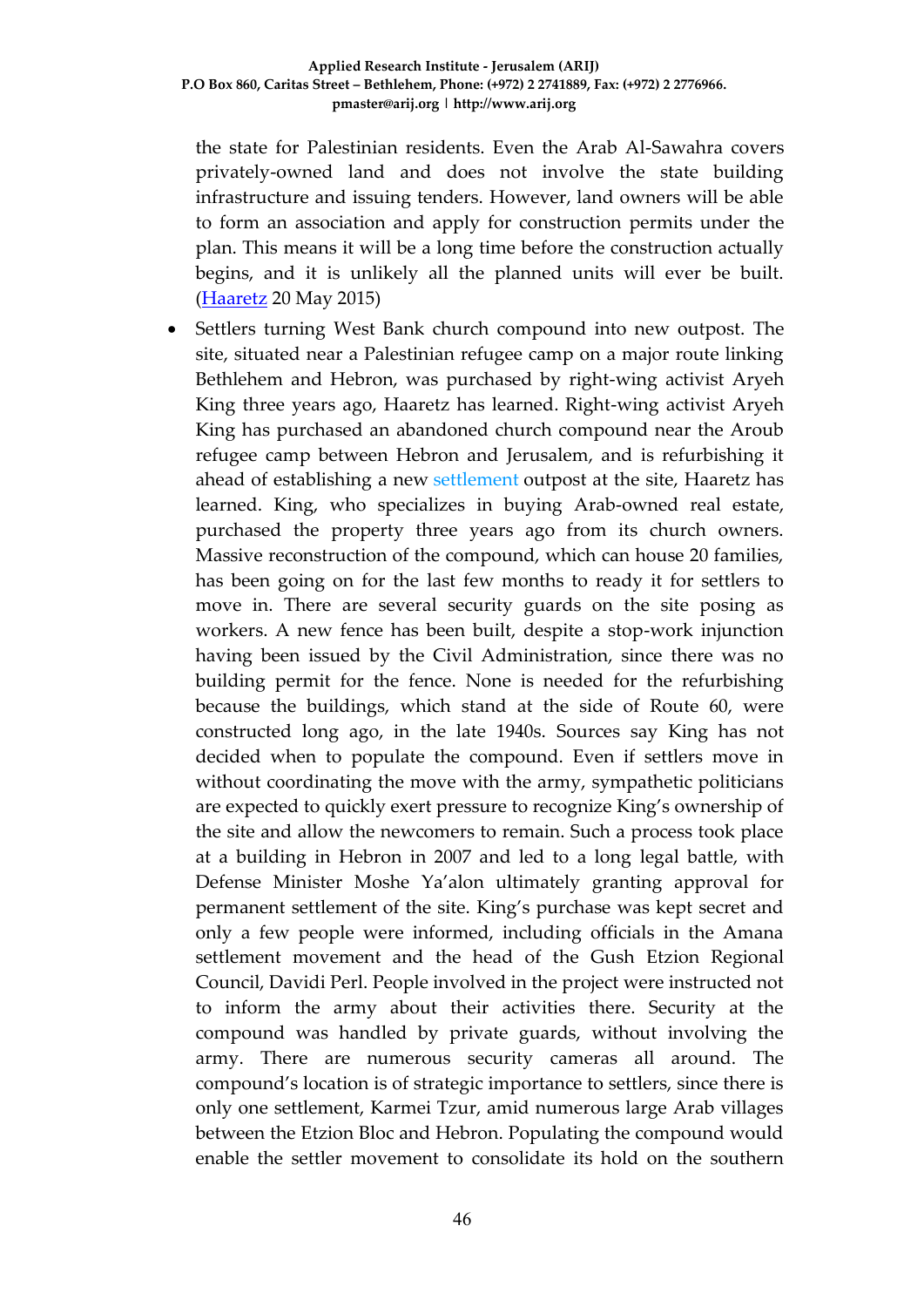the state for Palestinian residents. Even the Arab Al-Sawahra covers privately-owned land and does not involve the state building infrastructure and issuing tenders. However, land owners will be able to form an association and apply for construction permits under the plan. This means it will be a long time before the construction actually begins, and it is unlikely all the planned units will ever be built. (Haaretz 20 May 2015)

- Settlers turning West Bank church compound into new outpost. The site, situated near a Palestinian refugee camp on a major route linking Bethlehem and Hebron, was purchased by right-wing activist Aryeh King three years ago, Haaretz has learned. Right-wing activist Aryeh King has purchased an abandoned church compound near the Aroub refugee camp between Hebron and Jerusalem, and is refurbishing it ahead of establishing a new settlement outpost at the site, Haaretz has learned. King, who specializes in buying Arab-owned real estate, purchased the property three years ago from its church owners. Massive reconstruction of the compound, which can house 20 families, has been going on for the last few months to ready it for settlers to move in. There are several security guards on the site posing as workers. A new fence has been built, despite a stop-work injunction having been issued by the Civil Administration, since there was no building permit for the fence. None is needed for the refurbishing because the buildings, which stand at the side of Route 60, were constructed long ago, in the late 1940s. Sources say King has not decided when to populate the compound. Even if settlers move in without coordinating the move with the army, sympathetic politicians are expected to quickly exert pressure to recognize King's ownership of the site and allow the newcomers to remain. Such a process took place at a building in Hebron in 2007 and led to a long legal battle, with Defense Minister Moshe Ya'alon ultimately granting approval for permanent settlement of the site. King's purchase was kept secret and only a few people were informed, including officials in the Amana settlement movement and the head of the Gush Etzion Regional Council, Davidi Perl. People involved in the project were instructed not to inform the army about their activities there. Security at the compound was handled by private guards, without involving the army. There are numerous security cameras all around. The compound's location is of strategic importance to settlers, since there is only one settlement, Karmei Tzur, amid numerous large Arab villages between the Etzion Bloc and Hebron. Populating the compound would enable the settler movement to consolidate its hold on the southern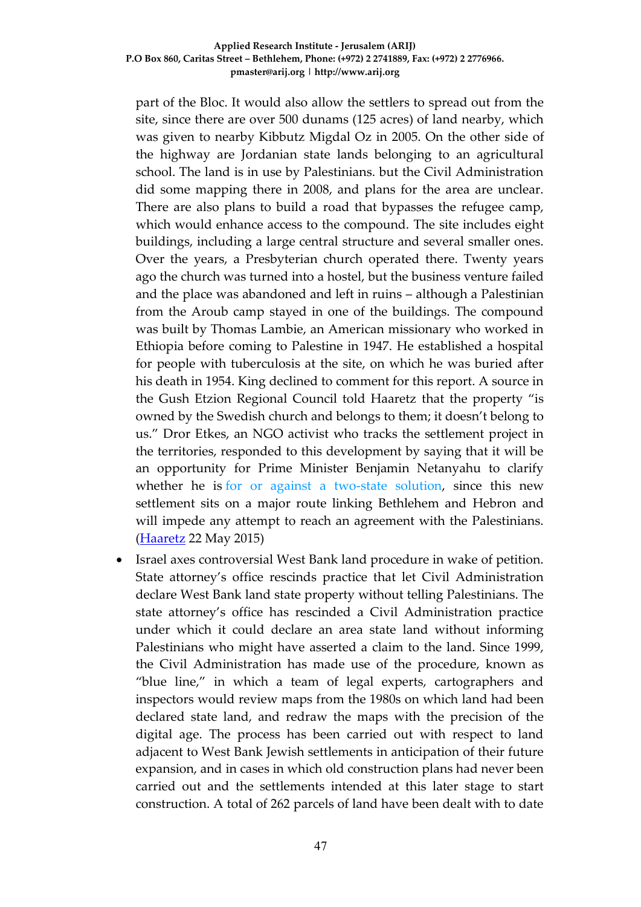part of the Bloc. It would also allow the settlers to spread out from the site, since there are over 500 dunams (125 acres) of land nearby, which was given to nearby Kibbutz Migdal Oz in 2005. On the other side of the highway are Jordanian state lands belonging to an agricultural school. The land is in use by Palestinians. but the Civil Administration did some mapping there in 2008, and plans for the area are unclear. There are also plans to build a road that bypasses the refugee camp, which would enhance access to the compound. The site includes eight buildings, including a large central structure and several smaller ones. Over the years, a Presbyterian church operated there. Twenty years ago the church was turned into a hostel, but the business venture failed and the place was abandoned and left in ruins – although a Palestinian from the Aroub camp stayed in one of the buildings. The compound was built by Thomas Lambie, an American missionary who worked in Ethiopia before coming to Palestine in 1947. He established a hospital for people with tuberculosis at the site, on which he was buried after his death in 1954. King declined to comment for this report. A source in the Gush Etzion Regional Council told Haaretz that the property "is owned by the Swedish church and belongs to them; it doesn't belong to us." Dror Etkes, an NGO activist who tracks the settlement project in the territories, responded to this development by saying that it will be an opportunity for Prime Minister Benjamin Netanyahu to clarify whether he is for or against a two-state solution, since this new settlement sits on a major route linking Bethlehem and Hebron and will impede any attempt to reach an agreement with the Palestinians. (Haaretz 22 May 2015)

- Israel axes controversial West Bank land procedure in wake of petition. State attorney's office rescinds practice that let Civil Administration declare West Bank land state property without telling Palestinians. The state attorney's office has rescinded a Civil Administration practice under which it could declare an area state land without informing Palestinians who might have asserted a claim to the land. Since 1999, the Civil Administration has made use of the procedure, known as "blue line," in which a team of legal experts, cartographers and inspectors would review maps from the 1980s on which land had been declared state land, and redraw the maps with the precision of the digital age. The process has been carried out with respect to land adjacent to West Bank Jewish settlements in anticipation of their future expansion, and in cases in which old construction plans had never been carried out and the settlements intended at this later stage to start construction. A total of 262 parcels of land have been dealt with to date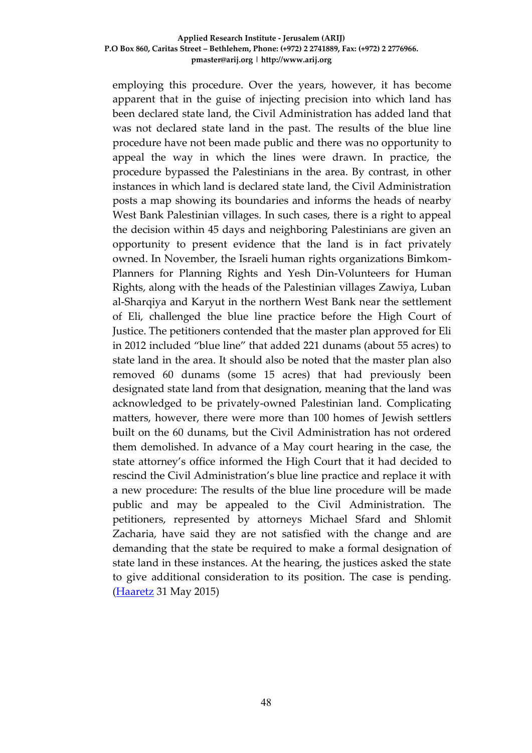employing this procedure. Over the years, however, it has become apparent that in the guise of injecting precision into which land has been declared state land, the Civil Administration has added land that was not declared state land in the past. The results of the blue line procedure have not been made public and there was no opportunity to appeal the way in which the lines were drawn. In practice, the procedure bypassed the Palestinians in the area. By contrast, in other instances in which land is declared state land, the Civil Administration posts a map showing its boundaries and informs the heads of nearby West Bank Palestinian villages. In such cases, there is a right to appeal the decision within 45 days and neighboring Palestinians are given an opportunity to present evidence that the land is in fact privately owned. In November, the Israeli human rights organizations Bimkom-Planners for Planning Rights and Yesh Din-Volunteers for Human Rights, along with the heads of the Palestinian villages Zawiya, Luban al-Sharqiya and Karyut in the northern West Bank near the settlement of Eli, challenged the blue line practice before the High Court of Justice. The petitioners contended that the master plan approved for Eli in 2012 included "blue line" that added 221 dunams (about 55 acres) to state land in the area. It should also be noted that the master plan also removed 60 dunams (some 15 acres) that had previously been designated state land from that designation, meaning that the land was acknowledged to be privately-owned Palestinian land. Complicating matters, however, there were more than 100 homes of Jewish settlers built on the 60 dunams, but the Civil Administration has not ordered them demolished. In advance of a May court hearing in the case, the state attorney's office informed the High Court that it had decided to rescind the Civil Administration's blue line practice and replace it with a new procedure: The results of the blue line procedure will be made public and may be appealed to the Civil Administration. The petitioners, represented by attorneys Michael Sfard and Shlomit Zacharia, have said they are not satisfied with the change and are demanding that the state be required to make a formal designation of state land in these instances. At the hearing, the justices asked the state to give additional consideration to its position. The case is pending. (Haaretz 31 May 2015)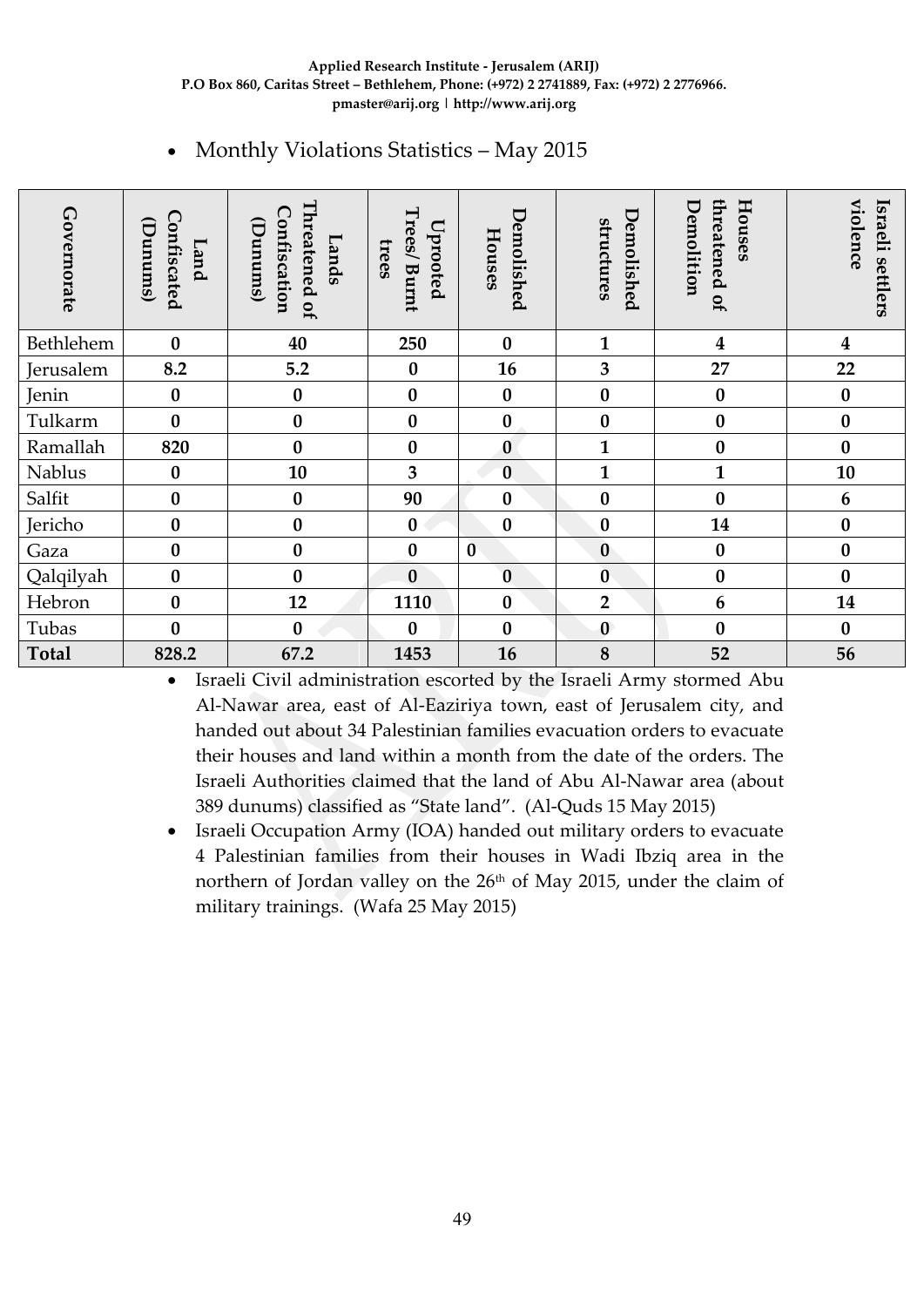- Monthly Violations Statistics – May 2015

| Governorate | Land Confiscated (Dunums) | Lands Threatened of Confiscation (Dunums) | Uprooted Trees/ Burnt trees | Demolished Houses | Demolished structures | Houses threatened of Demolition | Israeli settlers violence |
|---|---|---|---|---|---|---|---|
| Bethlehem | **0** | **40** | **250** | **0** | **1** | **4** | **4** |
| Jerusalem | **8.2** | **5.2** | **0** | **16** | **3** | **27** | **22** |
| Jenin | **0** | **0** | **0** | **0** | **0** | **0** | **0** |
| Tulkarm | **0** | **0** | **0** | **0** | **0** | **0** | **0** |
| Ramallah | **820** | **0** | **0** | **0** | **1** | **0** | **0** |
| Nablus | **0** | **10** | **3** | **0** | **1** | **1** | **10** |
| Salfit | **0** | **0** | **90** | **0** | **0** | **0** | **6** |
| Jericho | **0** | **0** | **0** | **0** | **0** | **14** | **0** |
| Gaza | **0** | **0** | **0** | **0** | **0** | **0** | **0** |
| Qalqilyah | **0** | **0** | **0** | **0** | **0** | **0** | **0** |
| Hebron | **0** | **12** | **1110** | **0** | **2** | **6** | **14** |
| Tubas | **0** | **0** | **0** | **0** | **0** | **0** | **0** |
| **Total** | **828.2** | **67.2** | **1453** | **16** | **8** | **52** | **56** |

- Israeli Civil administration escorted by the Israeli Army stormed Abu Al-Nawar area, east of Al-Eaziriya town, east of Jerusalem city, and handed out about 34 Palestinian families evacuation orders to evacuate their houses and land within a month from the date of the orders. The Israeli Authorities claimed that the land of Abu Al-Nawar area (about 389 dunums) classified as "State land". (Al-Quds 15 May 2015)
- Israeli Occupation Army (IOA) handed out military orders to evacuate 4 Palestinian families from their houses in Wadi Ibziq area in the northern of Jordan valley on the 26th of May 2015, under the claim of military trainings. (Wafa 25 May 2015)